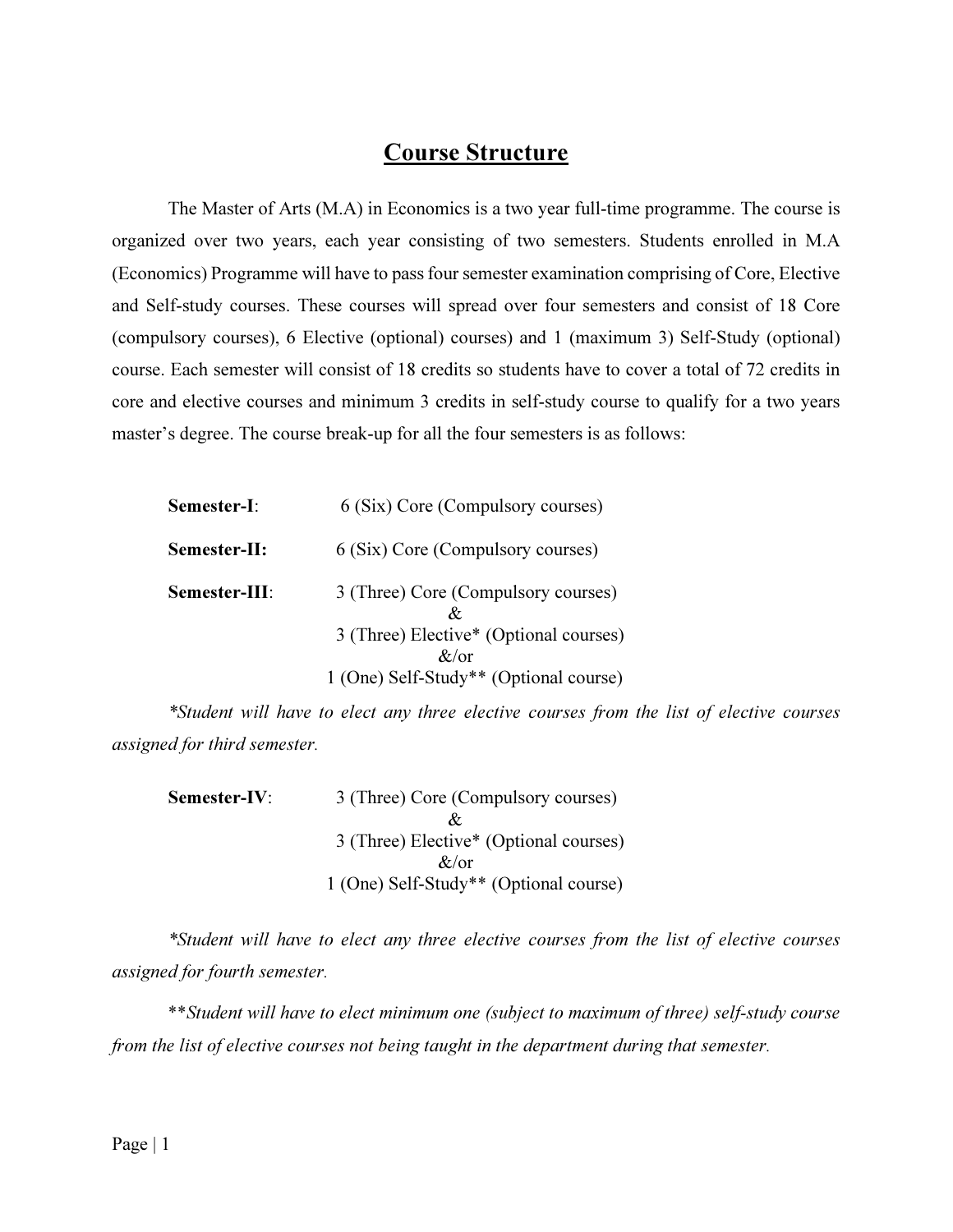# Course Structure

The Master of Arts (M.A) in Economics is a two year full-time programme. The course is organized over two years, each year consisting of two semesters. Students enrolled in M.A (Economics) Programme will have to pass four semester examination comprising of Core, Elective and Self-study courses. These courses will spread over four semesters and consist of 18 Core (compulsory courses), 6 Elective (optional) courses) and 1 (maximum 3) Self-Study (optional) course. Each semester will consist of 18 credits so students have to cover a total of 72 credits in core and elective courses and minimum 3 credits in self-study course to qualify for a two years master's degree. The course break-up for all the four semesters is as follows:

**Semester-I**: 6 (Six) Core (Compulsory courses)

**Semester-II:** 6 (Six) Core (Compulsory courses)

**Semester-III**: 3 (Three) Core (Compulsory courses)
&
3 (Three) Elective* (Optional courses)
&/or
1 (One) Self-Study** (Optional course)

*\*Student will have to elect any three elective courses from the list of elective courses assigned for third semester.*

**Semester-IV**: 3 (Three) Core (Compulsory courses)
&
3 (Three) Elective* (Optional courses)
&/or
1 (One) Self-Study** (Optional course)

*\*Student will have to elect any three elective courses from the list of elective courses assigned for fourth semester.*

*\*\*Student will have to elect minimum one (subject to maximum of three) self-study course from the list of elective courses not being taught in the department during that semester.*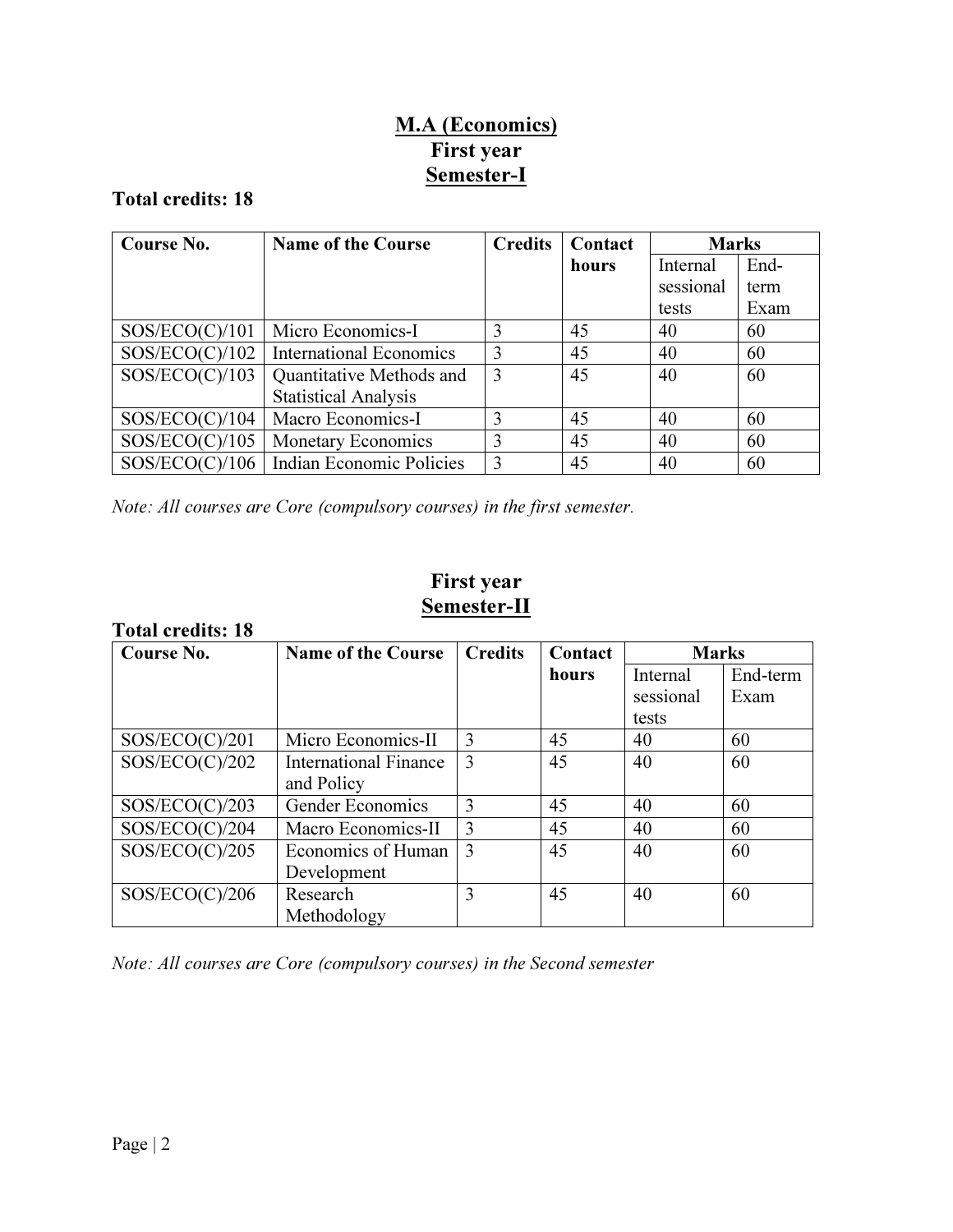# M.A (Economics)

## First year

## Semester-I

**Total credits: 18**

| Course No. | Name of the Course | Credits | Contact hours | Marks | |
|---|---|---|---|---|---|
| | | | | Internal sessional tests | End-term Exam |
| SOS/ECO(C)/101 | Micro Economics-I | 3 | 45 | 40 | 60 |
| SOS/ECO(C)/102 | International Economics | 3 | 45 | 40 | 60 |
| SOS/ECO(C)/103 | Quantitative Methods and Statistical Analysis | 3 | 45 | 40 | 60 |
| SOS/ECO(C)/104 | Macro Economics-I | 3 | 45 | 40 | 60 |
| SOS/ECO(C)/105 | Monetary Economics | 3 | 45 | 40 | 60 |
| SOS/ECO(C)/106 | Indian Economic Policies | 3 | 45 | 40 | 60 |

*Note: All courses are Core (compulsory courses) in the first semester.*

## First year

## Semester-II

**Total credits: 18**

| Course No. | Name of the Course | Credits | Contact hours | Marks | |
|---|---|---|---|---|---|
| | | | | Internal sessional tests | End-term Exam |
| SOS/ECO(C)/201 | Micro Economics-II | 3 | 45 | 40 | 60 |
| SOS/ECO(C)/202 | International Finance and Policy | 3 | 45 | 40 | 60 |
| SOS/ECO(C)/203 | Gender Economics | 3 | 45 | 40 | 60 |
| SOS/ECO(C)/204 | Macro Economics-II | 3 | 45 | 40 | 60 |
| SOS/ECO(C)/205 | Economics of Human Development | 3 | 45 | 40 | 60 |
| SOS/ECO(C)/206 | Research Methodology | 3 | 45 | 40 | 60 |

*Note: All courses are Core (compulsory courses) in the Second semester*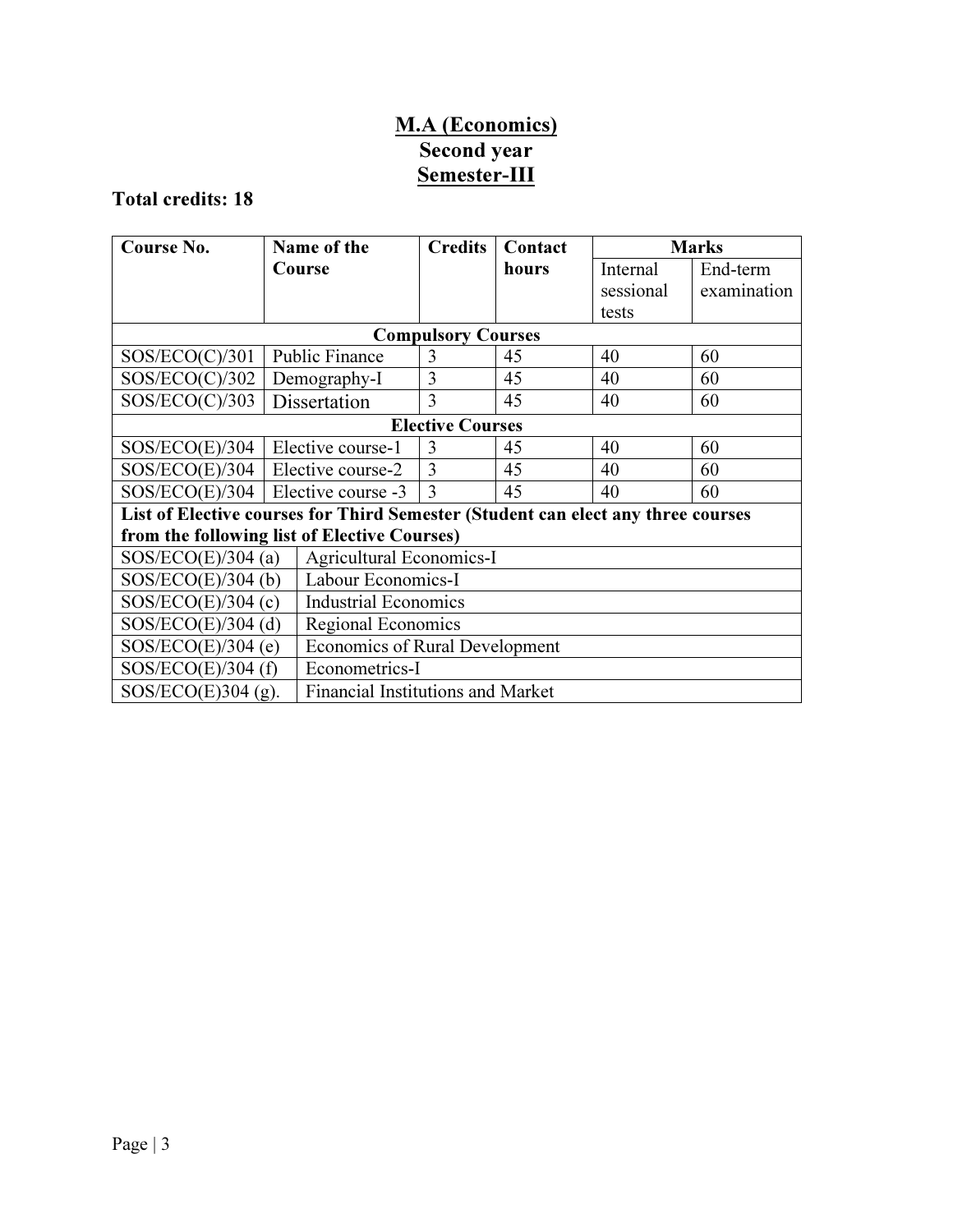# M.A (Economics)
## Second year
## Semester-III

**Total credits: 18**

| Course No. | Name of the Course | Credits | Contact hours | Marks | |
|---|---|---|---|---|---|
| | | | | Internal sessional tests | End-term examination |
| **Compulsory Courses** | | | | | |
| SOS/ECO(C)/301 | Public Finance | 3 | 45 | 40 | 60 |
| SOS/ECO(C)/302 | Demography-I | 3 | 45 | 40 | 60 |
| SOS/ECO(C)/303 | Dissertation | 3 | 45 | 40 | 60 |
| **Elective Courses** | | | | | |
| SOS/ECO(E)/304 | Elective course-1 | 3 | 45 | 40 | 60 |
| SOS/ECO(E)/304 | Elective course-2 | 3 | 45 | 40 | 60 |
| SOS/ECO(E)/304 | Elective course -3 | 3 | 45 | 40 | 60 |

| **List of Elective courses for Third Semester (Student can elect any three courses from the following list of Elective Courses)** | |
|---|---|
| SOS/ECO(E)/304 (a) | Agricultural Economics-I |
| SOS/ECO(E)/304 (b) | Labour Economics-I |
| SOS/ECO(E)/304 (c) | Industrial Economics |
| SOS/ECO(E)/304 (d) | Regional Economics |
| SOS/ECO(E)/304 (e) | Economics of Rural Development |
| SOS/ECO(E)/304 (f) | Econometrics-I |
| SOS/ECO(E)304 (g). | Financial Institutions and Market |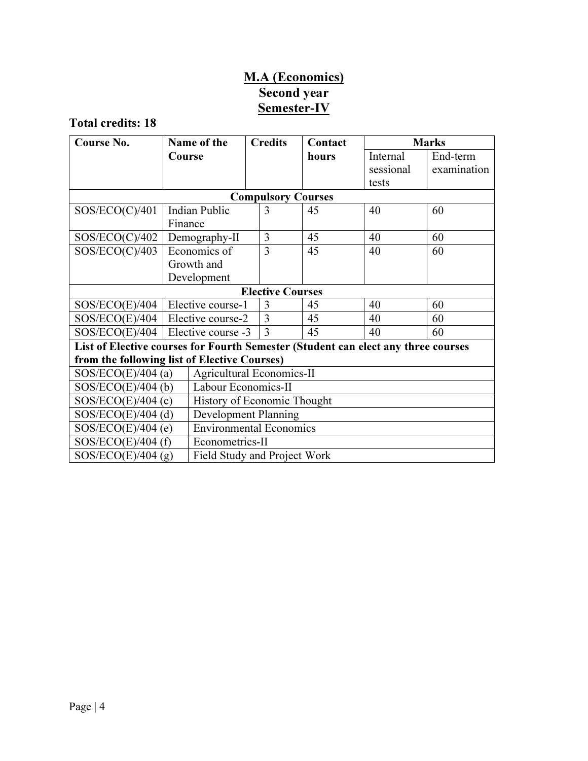# M.A (Economics)
## Second year
## Semester-IV

**Total credits: 18**

| Course No. | Name of the Course | Credits | Contact hours | Marks | |
|---|---|---|---|---|---|
| | | | | Internal sessional tests | End-term examination |
| **Compulsory Courses** | | | | | |
| SOS/ECO(C)/401 | Indian Public Finance | 3 | 45 | 40 | 60 |
| SOS/ECO(C)/402 | Demography-II | 3 | 45 | 40 | 60 |
| SOS/ECO(C)/403 | Economics of Growth and Development | 3 | 45 | 40 | 60 |
| **Elective Courses** | | | | | |
| SOS/ECO(E)/404 | Elective course-1 | 3 | 45 | 40 | 60 |
| SOS/ECO(E)/404 | Elective course-2 | 3 | 45 | 40 | 60 |
| SOS/ECO(E)/404 | Elective course -3 | 3 | 45 | 40 | 60 |

**List of Elective courses for Fourth Semester (Student can elect any three courses from the following list of Elective Courses)**

| Course No. | Name of the Course |
|---|---|
| SOS/ECO(E)/404 (a) | Agricultural Economics-II |
| SOS/ECO(E)/404 (b) | Labour Economics-II |
| SOS/ECO(E)/404 (c) | History of Economic Thought |
| SOS/ECO(E)/404 (d) | Development Planning |
| SOS/ECO(E)/404 (e) | Environmental Economics |
| SOS/ECO(E)/404 (f) | Econometrics-II |
| SOS/ECO(E)/404 (g) | Field Study and Project Work |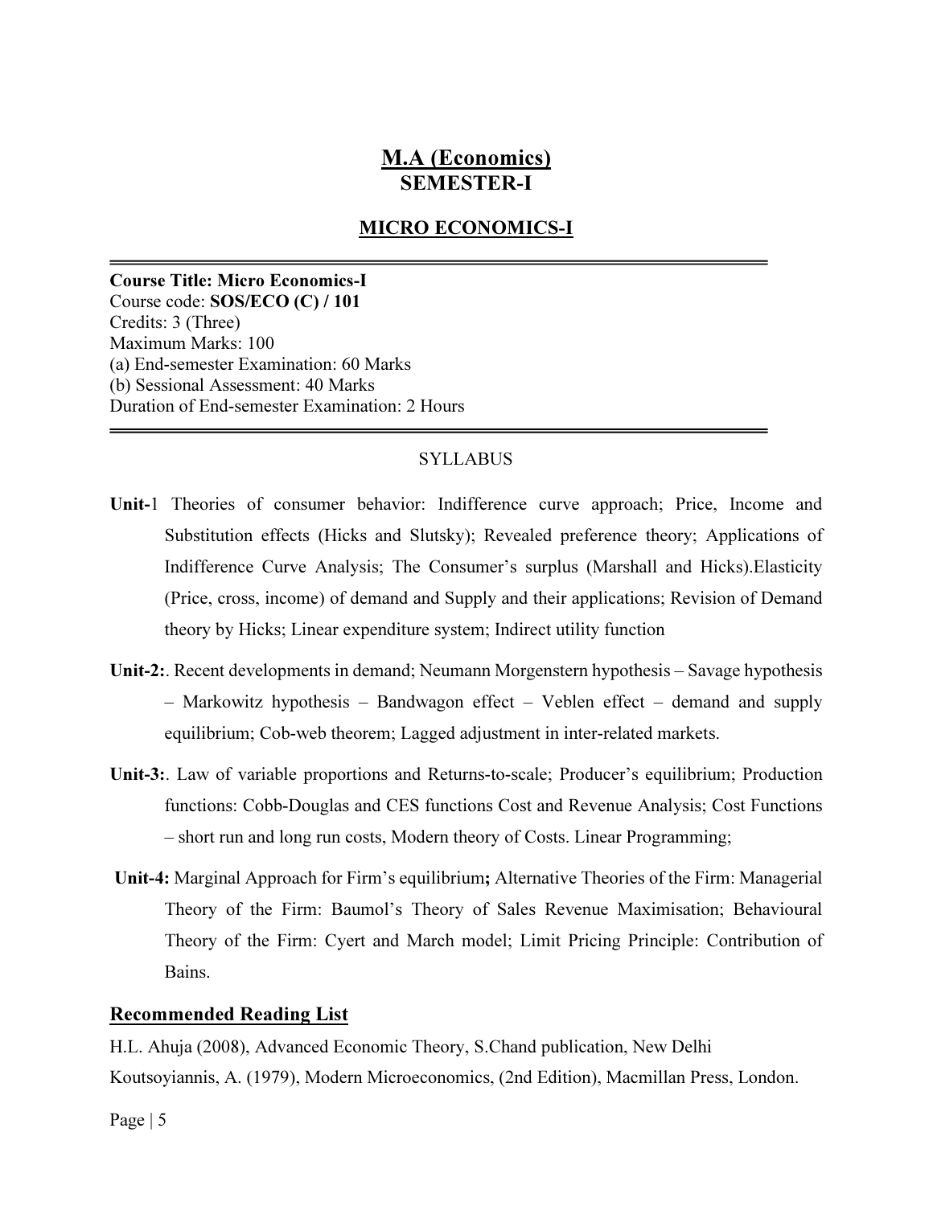# M.A (Economics)
## SEMESTER-I

## MICRO ECONOMICS-I

---

**Course Title: Micro Economics-I**
Course code: **SOS/ECO (C) / 101**
Credits: 3 (Three)
Maximum Marks: 100
(a) End-semester Examination: 60 Marks
(b) Sessional Assessment: 40 Marks
Duration of End-semester Examination: 2 Hours

---

SYLLABUS

**Unit-**1 Theories of consumer behavior: Indifference curve approach; Price, Income and Substitution effects (Hicks and Slutsky); Revealed preference theory; Applications of Indifference Curve Analysis; The Consumer's surplus (Marshall and Hicks).Elasticity (Price, cross, income) of demand and Supply and their applications; Revision of Demand theory by Hicks; Linear expenditure system; Indirect utility function

**Unit-2:**. Recent developments in demand; Neumann Morgenstern hypothesis – Savage hypothesis – Markowitz hypothesis – Bandwagon effect – Veblen effect – demand and supply equilibrium; Cob-web theorem; Lagged adjustment in inter-related markets.

**Unit-3:**. Law of variable proportions and Returns-to-scale; Producer's equilibrium; Production functions: Cobb-Douglas and CES functions Cost and Revenue Analysis; Cost Functions – short run and long run costs, Modern theory of Costs. Linear Programming;

**Unit-4:** Marginal Approach for Firm's equilibrium**;** Alternative Theories of the Firm: Managerial Theory of the Firm: Baumol's Theory of Sales Revenue Maximisation; Behavioural Theory of the Firm: Cyert and March model; Limit Pricing Principle: Contribution of Bains.

## Recommended Reading List

H.L. Ahuja (2008), Advanced Economic Theory, S.Chand publication, New Delhi

Koutsoyiannis, A. (1979), Modern Microeconomics, (2nd Edition), Macmillan Press, London.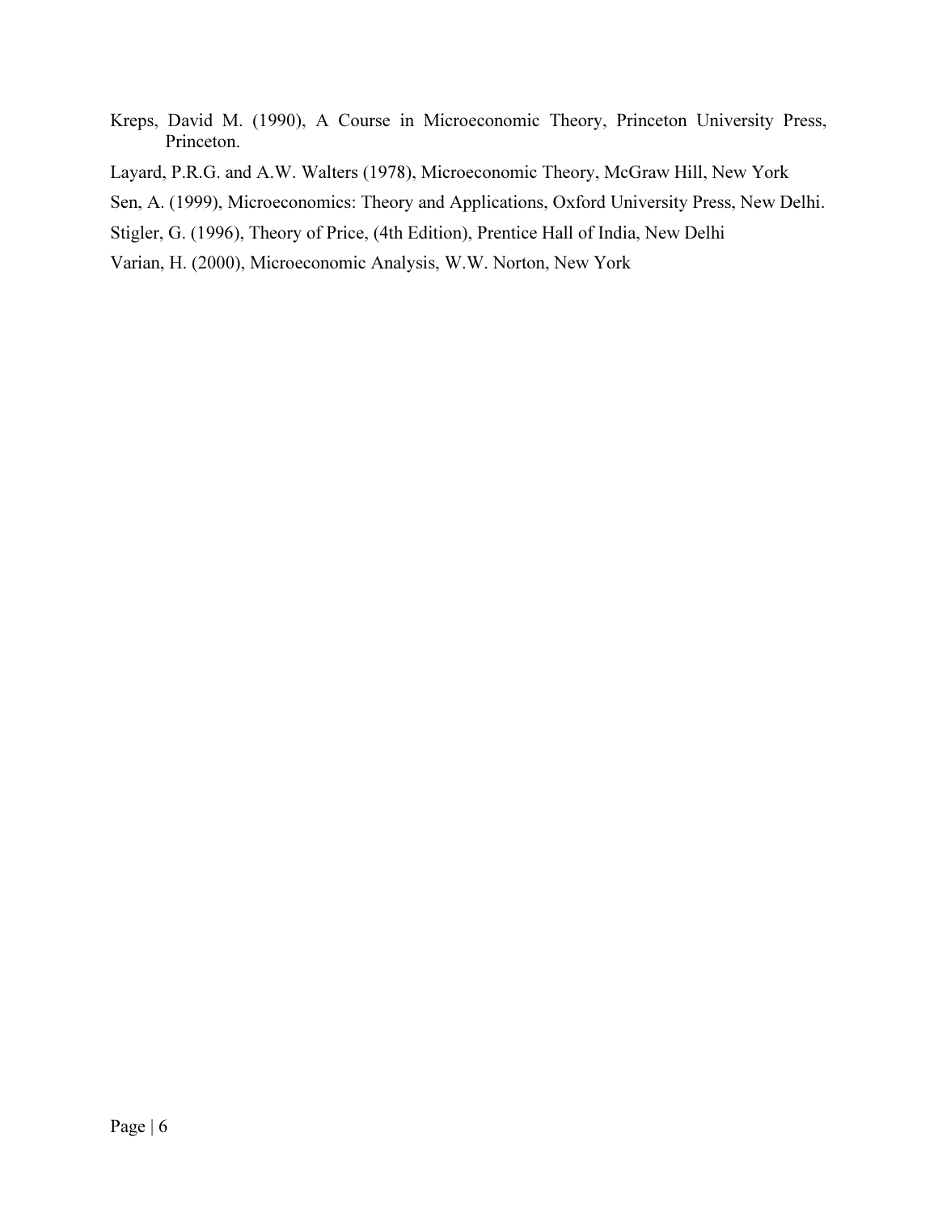Kreps, David M. (1990), A Course in Microeconomic Theory, Princeton University Press, Princeton.

Layard, P.R.G. and A.W. Walters (1978), Microeconomic Theory, McGraw Hill, New York

Sen, A. (1999), Microeconomics: Theory and Applications, Oxford University Press, New Delhi.

Stigler, G. (1996), Theory of Price, (4th Edition), Prentice Hall of India, New Delhi

Varian, H. (2000), Microeconomic Analysis, W.W. Norton, New York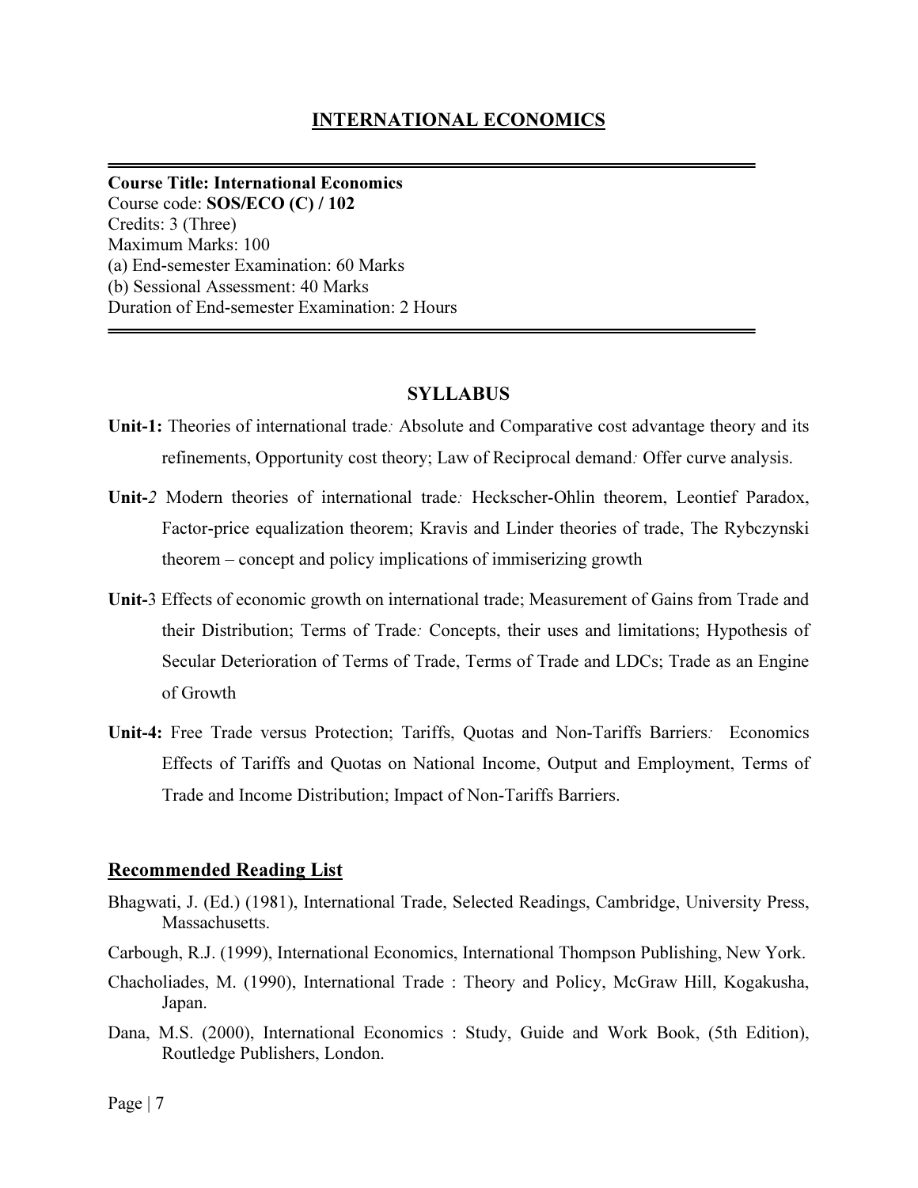# INTERNATIONAL ECONOMICS

---

**Course Title: International Economics**
Course code: **SOS/ECO (C) / 102**
Credits: 3 (Three)
Maximum Marks: 100
(a) End-semester Examination: 60 Marks
(b) Sessional Assessment: 40 Marks
Duration of End-semester Examination: 2 Hours

---

## SYLLABUS

**Unit-1:** Theories of international trade*:* Absolute and Comparative cost advantage theory and its refinements, Opportunity cost theory; Law of Reciprocal demand*:* Offer curve analysis.

**Unit-***2* Modern theories of international trade*:* Heckscher-Ohlin theorem, Leontief Paradox, Factor-price equalization theorem; Kravis and Linder theories of trade, The Rybczynski theorem – concept and policy implications of immiserizing growth

**Unit-**3 Effects of economic growth on international trade; Measurement of Gains from Trade and their Distribution; Terms of Trade*:* Concepts, their uses and limitations; Hypothesis of Secular Deterioration of Terms of Trade, Terms of Trade and LDCs; Trade as an Engine of Growth

**Unit-4:** Free Trade versus Protection; Tariffs, Quotas and Non-Tariffs Barriers*:* Economics Effects of Tariffs and Quotas on National Income, Output and Employment, Terms of Trade and Income Distribution; Impact of Non-Tariffs Barriers.

## Recommended Reading List

Bhagwati, J. (Ed.) (1981), International Trade, Selected Readings, Cambridge, University Press, Massachusetts.

Carbough, R.J. (1999), International Economics, International Thompson Publishing, New York.

Chacholiades, M. (1990), International Trade : Theory and Policy, McGraw Hill, Kogakusha, Japan.

Dana, M.S. (2000), International Economics : Study, Guide and Work Book, (5th Edition), Routledge Publishers, London.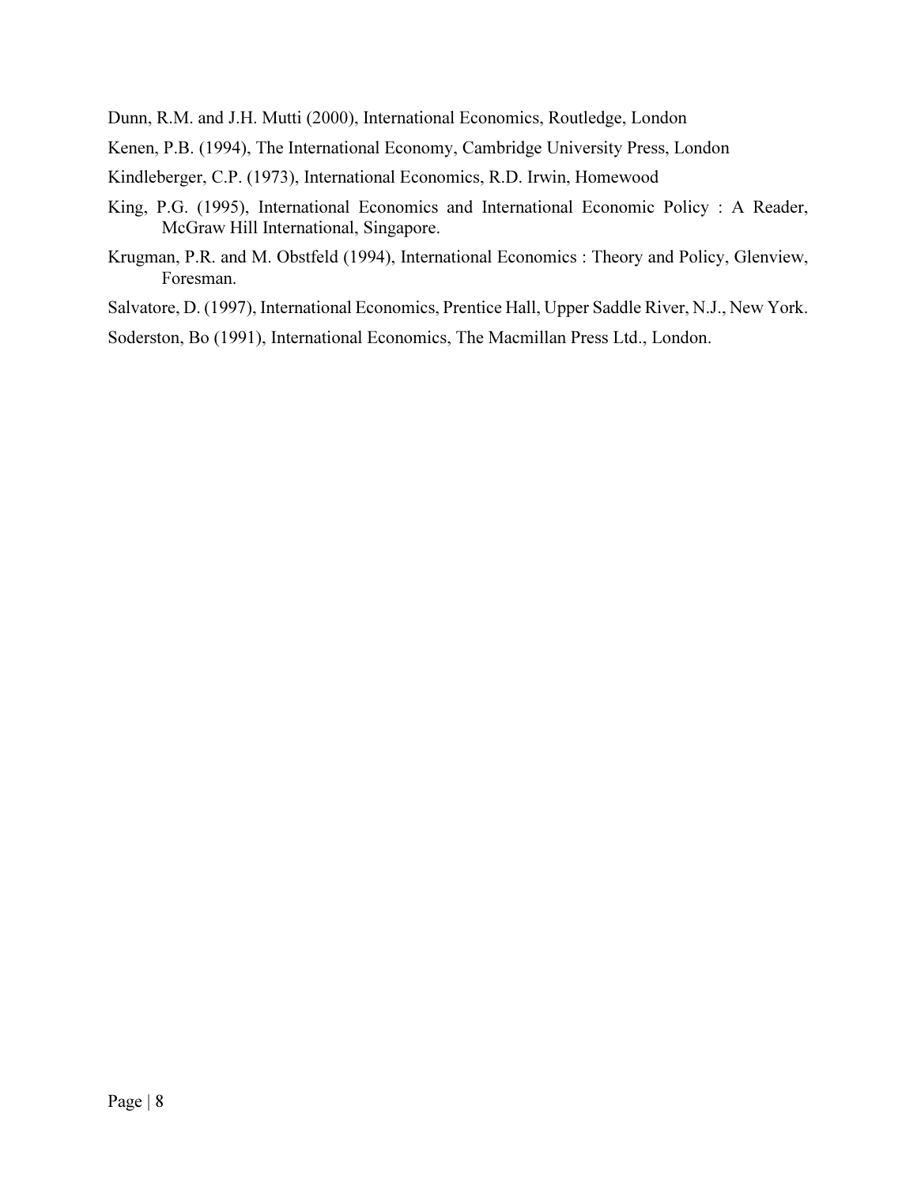Dunn, R.M. and J.H. Mutti (2000), International Economics, Routledge, London

Kenen, P.B. (1994), The International Economy, Cambridge University Press, London

Kindleberger, C.P. (1973), International Economics, R.D. Irwin, Homewood

King, P.G. (1995), International Economics and International Economic Policy : A Reader, McGraw Hill International, Singapore.

Krugman, P.R. and M. Obstfeld (1994), International Economics : Theory and Policy, Glenview, Foresman.

Salvatore, D. (1997), International Economics, Prentice Hall, Upper Saddle River, N.J., New York.

Soderston, Bo (1991), International Economics, The Macmillan Press Ltd., London.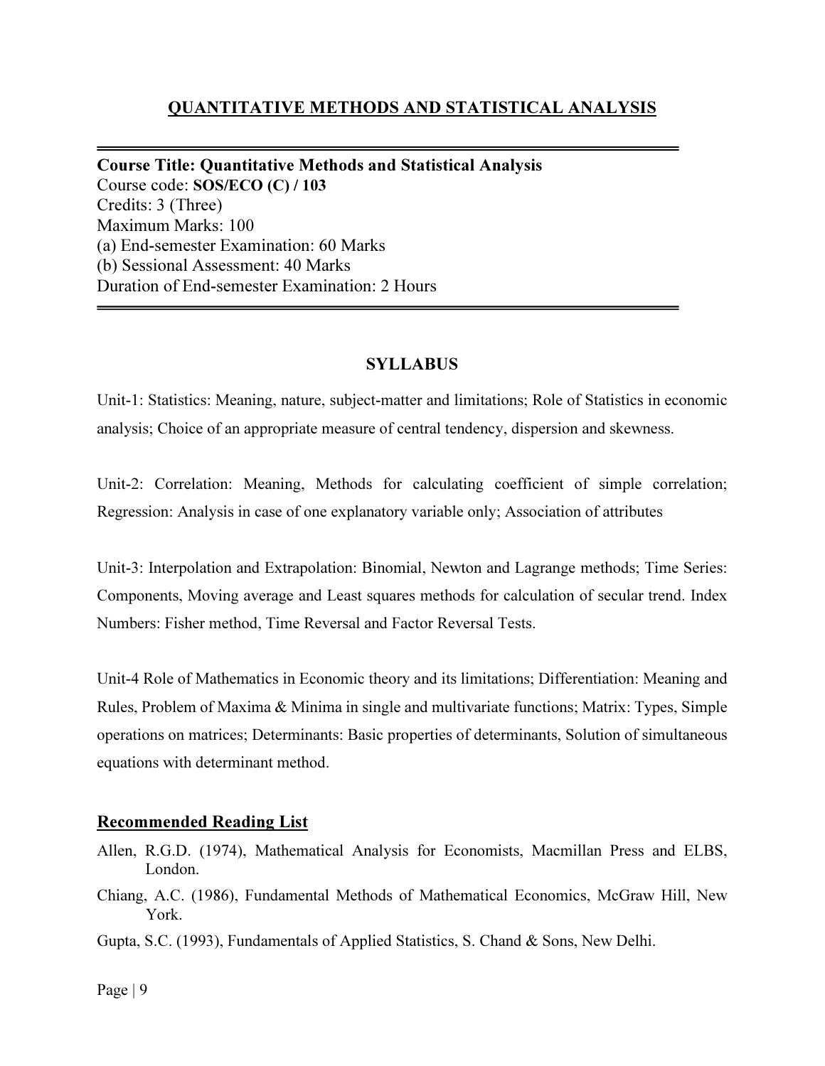## QUANTITATIVE METHODS AND STATISTICAL ANALYSIS

---

**Course Title: Quantitative Methods and Statistical Analysis**
Course code: **SOS/ECO (C) / 103**
Credits: 3 (Three)
Maximum Marks: 100
(a) End-semester Examination: 60 Marks
(b) Sessional Assessment: 40 Marks
Duration of End-semester Examination: 2 Hours

---

### SYLLABUS

Unit-1: Statistics: Meaning, nature, subject-matter and limitations; Role of Statistics in economic analysis; Choice of an appropriate measure of central tendency, dispersion and skewness.

Unit-2: Correlation: Meaning, Methods for calculating coefficient of simple correlation; Regression: Analysis in case of one explanatory variable only; Association of attributes

Unit-3: Interpolation and Extrapolation: Binomial, Newton and Lagrange methods; Time Series: Components, Moving average and Least squares methods for calculation of secular trend. Index Numbers: Fisher method, Time Reversal and Factor Reversal Tests.

Unit-4 Role of Mathematics in Economic theory and its limitations; Differentiation: Meaning and Rules, Problem of Maxima & Minima in single and multivariate functions; Matrix: Types, Simple operations on matrices; Determinants: Basic properties of determinants, Solution of simultaneous equations with determinant method.

### Recommended Reading List

Allen, R.G.D. (1974), Mathematical Analysis for Economists, Macmillan Press and ELBS, London.

Chiang, A.C. (1986), Fundamental Methods of Mathematical Economics, McGraw Hill, New York.

Gupta, S.C. (1993), Fundamentals of Applied Statistics, S. Chand & Sons, New Delhi.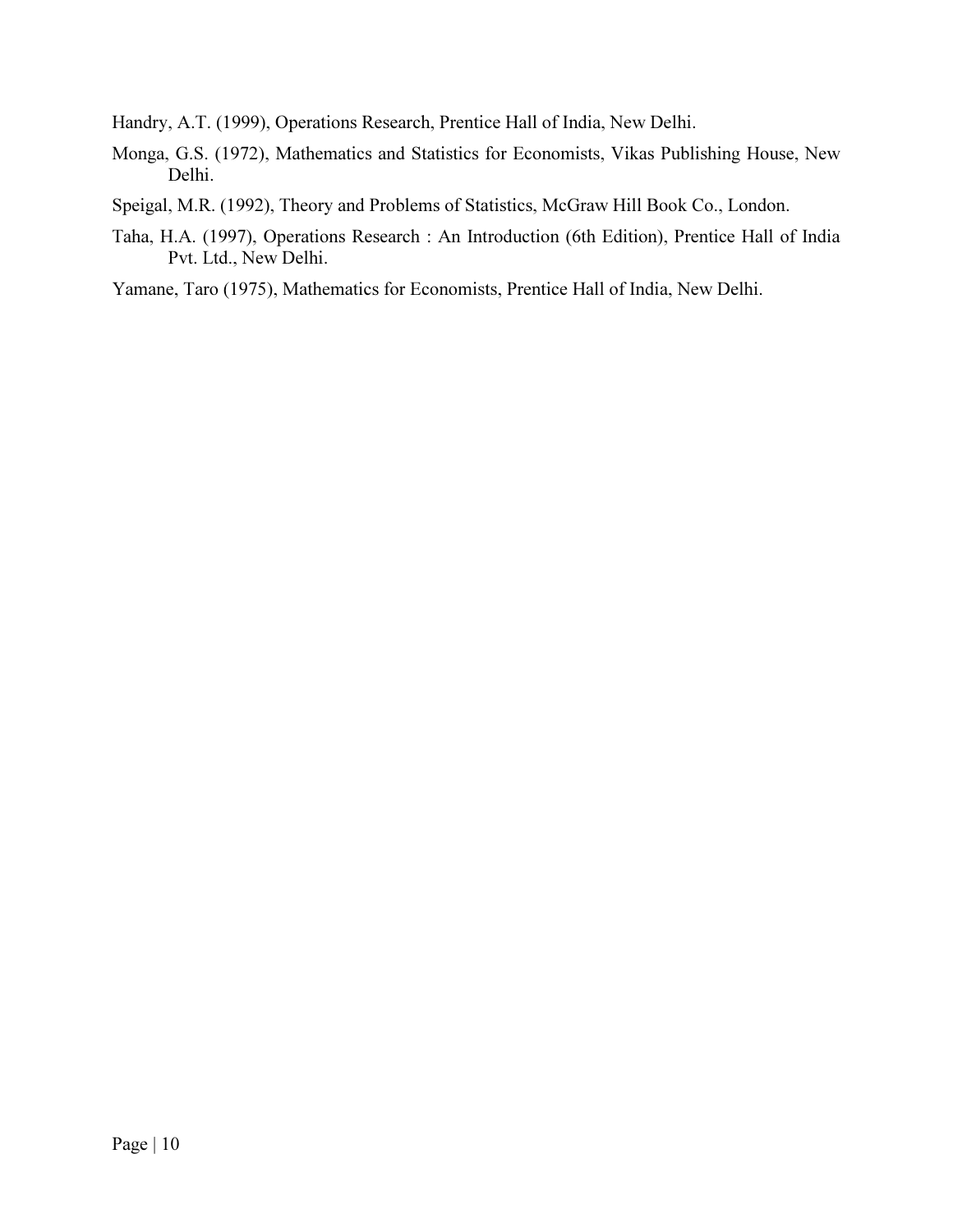Handry, A.T. (1999), Operations Research, Prentice Hall of India, New Delhi.

Monga, G.S. (1972), Mathematics and Statistics for Economists, Vikas Publishing House, New Delhi.

Speigal, M.R. (1992), Theory and Problems of Statistics, McGraw Hill Book Co., London.

Taha, H.A. (1997), Operations Research : An Introduction (6th Edition), Prentice Hall of India Pvt. Ltd., New Delhi.

Yamane, Taro (1975), Mathematics for Economists, Prentice Hall of India, New Delhi.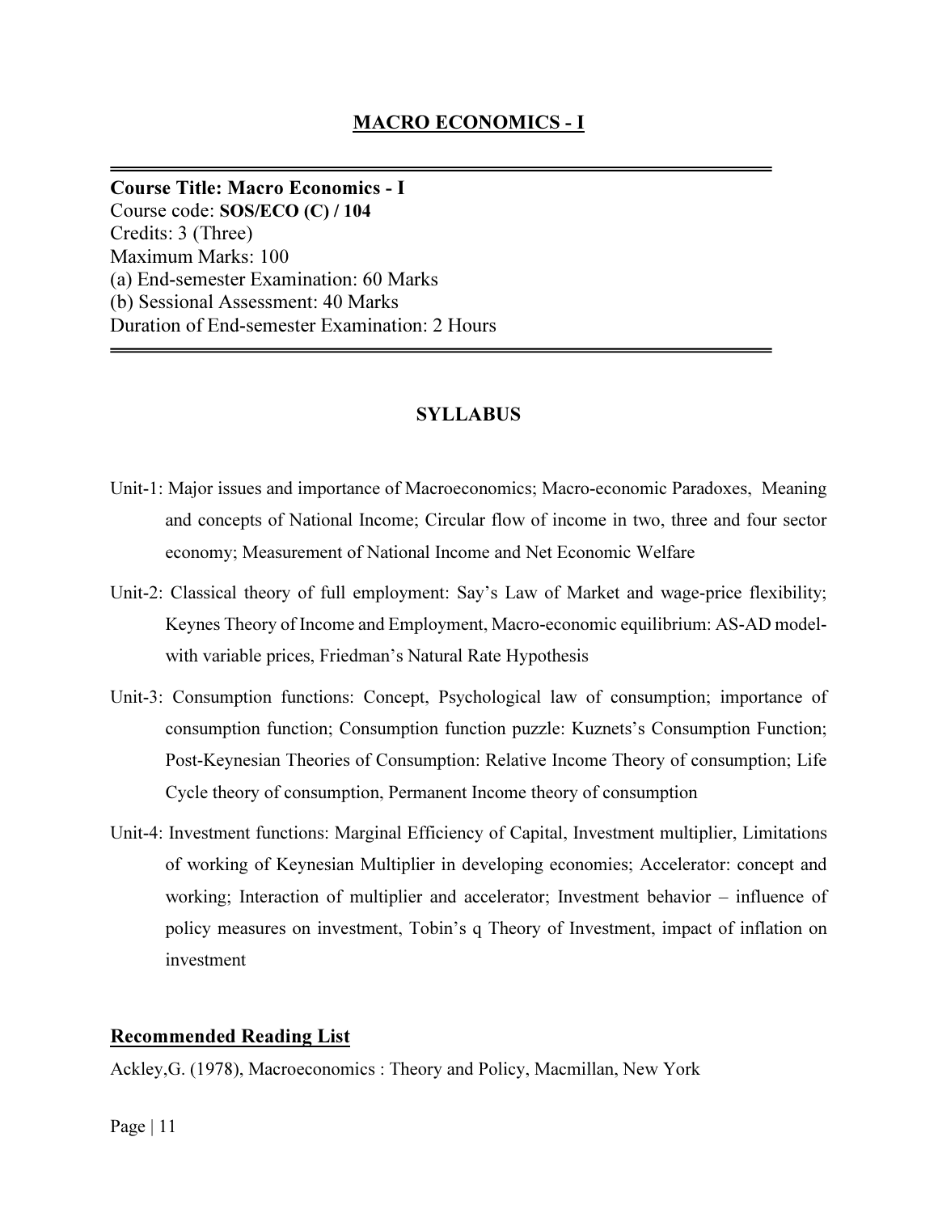# MACRO ECONOMICS - I

**Course Title: Macro Economics - I**
Course code: **SOS/ECO (C) / 104**
Credits: 3 (Three)
Maximum Marks: 100
(a) End-semester Examination: 60 Marks
(b) Sessional Assessment: 40 Marks
Duration of End-semester Examination: 2 Hours

## SYLLABUS

Unit-1: Major issues and importance of Macroeconomics; Macro-economic Paradoxes, Meaning and concepts of National Income; Circular flow of income in two, three and four sector economy; Measurement of National Income and Net Economic Welfare

Unit-2: Classical theory of full employment: Say's Law of Market and wage-price flexibility; Keynes Theory of Income and Employment, Macro-economic equilibrium: AS-AD model-with variable prices, Friedman's Natural Rate Hypothesis

Unit-3: Consumption functions: Concept, Psychological law of consumption; importance of consumption function; Consumption function puzzle: Kuznets's Consumption Function; Post-Keynesian Theories of Consumption: Relative Income Theory of consumption; Life Cycle theory of consumption, Permanent Income theory of consumption

Unit-4: Investment functions: Marginal Efficiency of Capital, Investment multiplier, Limitations of working of Keynesian Multiplier in developing economies; Accelerator: concept and working; Interaction of multiplier and accelerator; Investment behavior – influence of policy measures on investment, Tobin's q Theory of Investment, impact of inflation on investment

## Recommended Reading List

Ackley,G. (1978), Macroeconomics : Theory and Policy, Macmillan, New York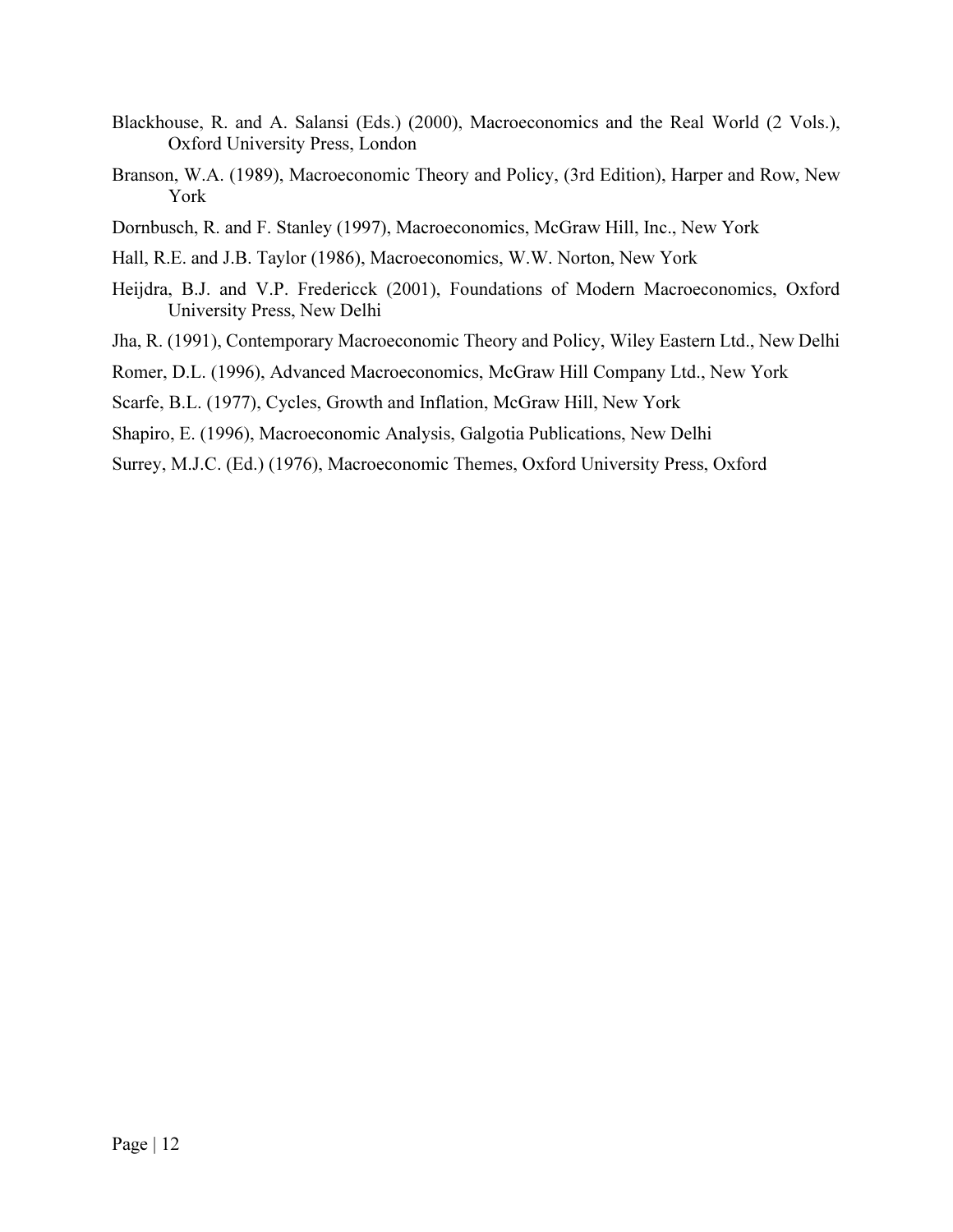Blackhouse, R. and A. Salansi (Eds.) (2000), Macroeconomics and the Real World (2 Vols.), Oxford University Press, London

Branson, W.A. (1989), Macroeconomic Theory and Policy, (3rd Edition), Harper and Row, New York

Dornbusch, R. and F. Stanley (1997), Macroeconomics, McGraw Hill, Inc., New York

Hall, R.E. and J.B. Taylor (1986), Macroeconomics, W.W. Norton, New York

Heijdra, B.J. and V.P. Fredericck (2001), Foundations of Modern Macroeconomics, Oxford University Press, New Delhi

Jha, R. (1991), Contemporary Macroeconomic Theory and Policy, Wiley Eastern Ltd., New Delhi

Romer, D.L. (1996), Advanced Macroeconomics, McGraw Hill Company Ltd., New York

Scarfe, B.L. (1977), Cycles, Growth and Inflation, McGraw Hill, New York

Shapiro, E. (1996), Macroeconomic Analysis, Galgotia Publications, New Delhi

Surrey, M.J.C. (Ed.) (1976), Macroeconomic Themes, Oxford University Press, Oxford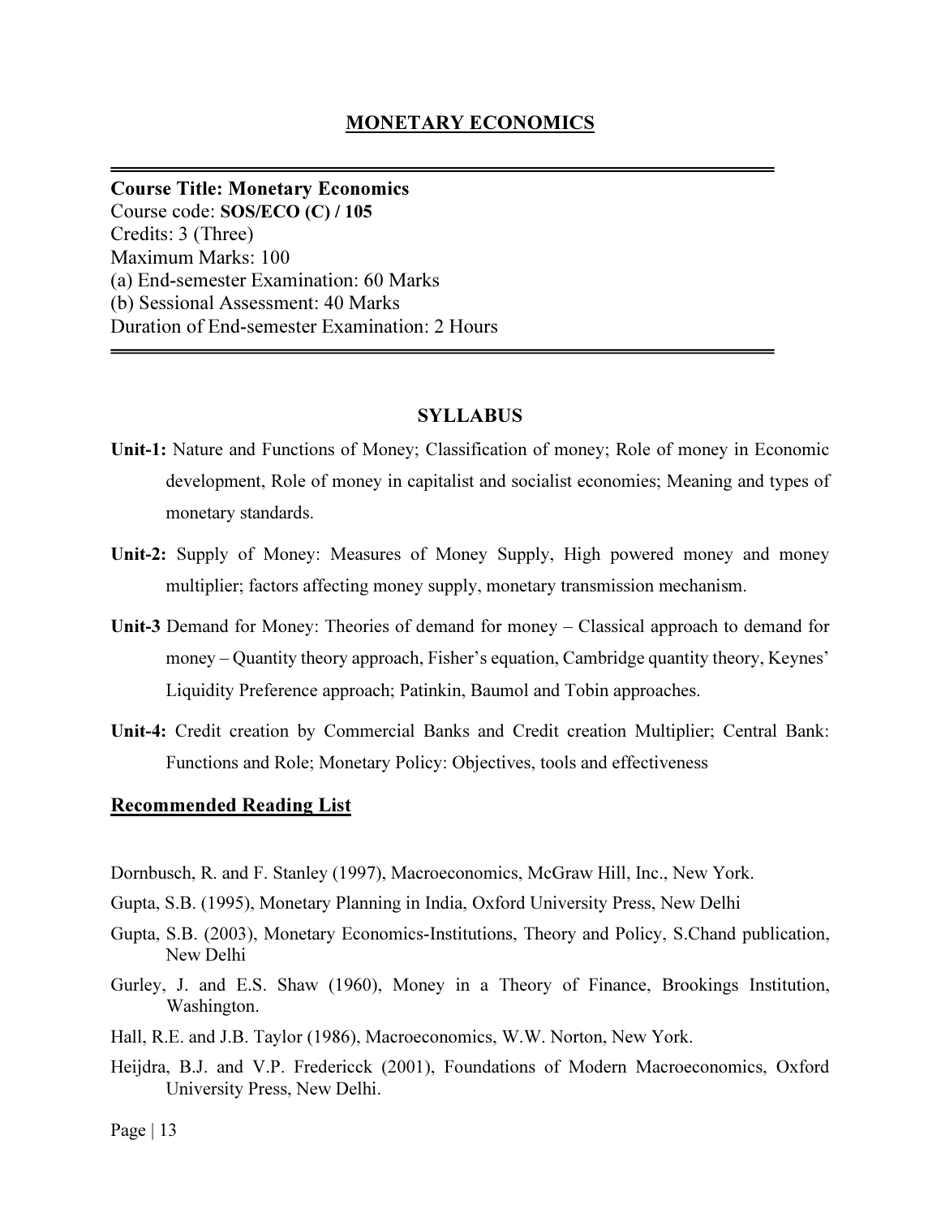# MONETARY ECONOMICS

**Course Title: Monetary Economics**
Course code: **SOS/ECO (C) / 105**
Credits: 3 (Three)
Maximum Marks: 100
(a) End-semester Examination: 60 Marks
(b) Sessional Assessment: 40 Marks
Duration of End-semester Examination: 2 Hours

## SYLLABUS

**Unit-1:** Nature and Functions of Money; Classification of money; Role of money in Economic development, Role of money in capitalist and socialist economies; Meaning and types of monetary standards.

**Unit-2:** Supply of Money: Measures of Money Supply, High powered money and money multiplier; factors affecting money supply, monetary transmission mechanism.

**Unit-3** Demand for Money: Theories of demand for money – Classical approach to demand for money – Quantity theory approach, Fisher's equation, Cambridge quantity theory, Keynes' Liquidity Preference approach; Patinkin, Baumol and Tobin approaches.

**Unit-4:** Credit creation by Commercial Banks and Credit creation Multiplier; Central Bank: Functions and Role; Monetary Policy: Objectives, tools and effectiveness

## Recommended Reading List

Dornbusch, R. and F. Stanley (1997), Macroeconomics, McGraw Hill, Inc., New York.

Gupta, S.B. (1995), Monetary Planning in India, Oxford University Press, New Delhi

Gupta, S.B. (2003), Monetary Economics-Institutions, Theory and Policy, S.Chand publication, New Delhi

Gurley, J. and E.S. Shaw (1960), Money in a Theory of Finance, Brookings Institution, Washington.

Hall, R.E. and J.B. Taylor (1986), Macroeconomics, W.W. Norton, New York.

Heijdra, B.J. and V.P. Fredericck (2001), Foundations of Modern Macroeconomics, Oxford University Press, New Delhi.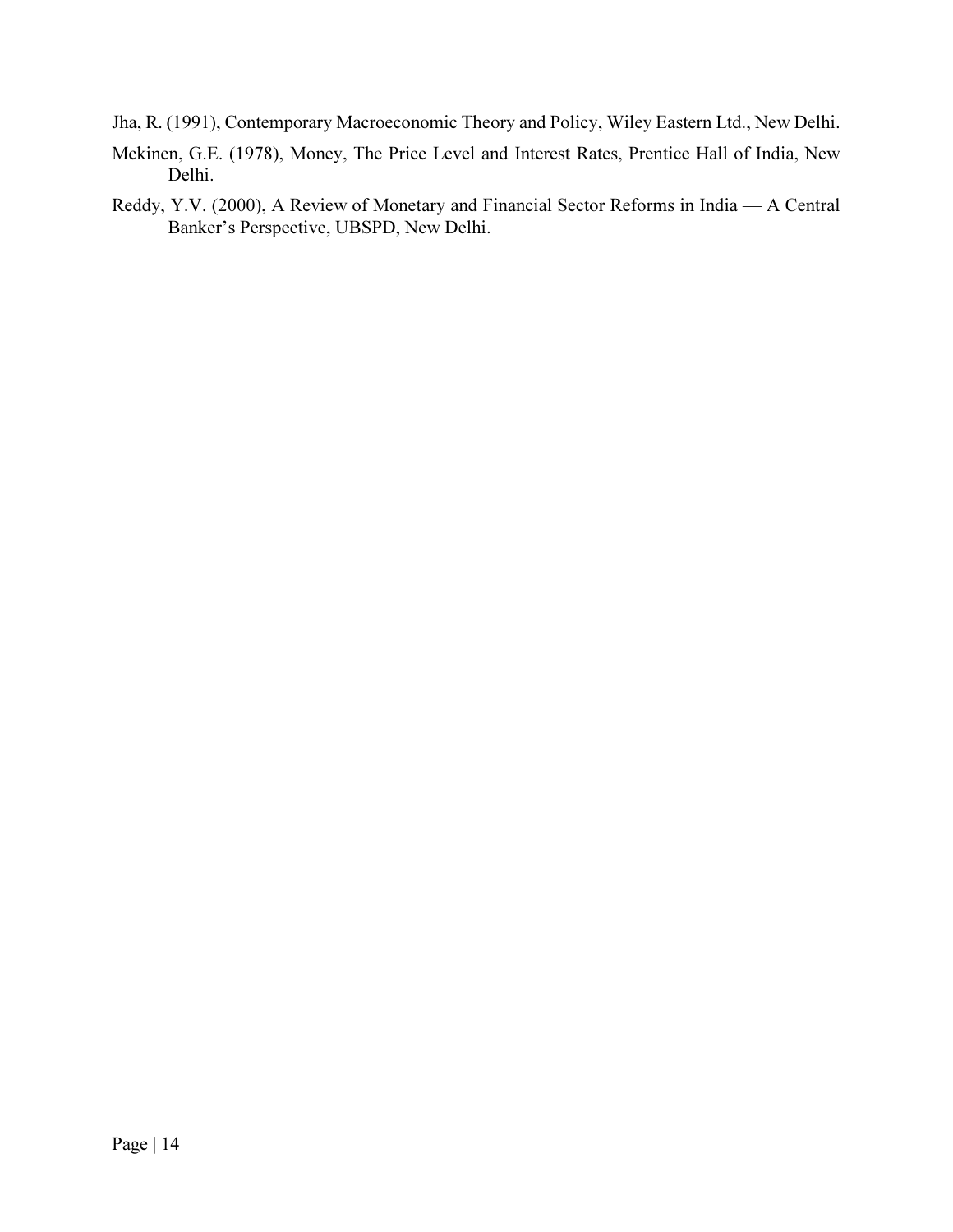Jha, R. (1991), Contemporary Macroeconomic Theory and Policy, Wiley Eastern Ltd., New Delhi.

Mckinen, G.E. (1978), Money, The Price Level and Interest Rates, Prentice Hall of India, New Delhi.

Reddy, Y.V. (2000), A Review of Monetary and Financial Sector Reforms in India — A Central Banker's Perspective, UBSPD, New Delhi.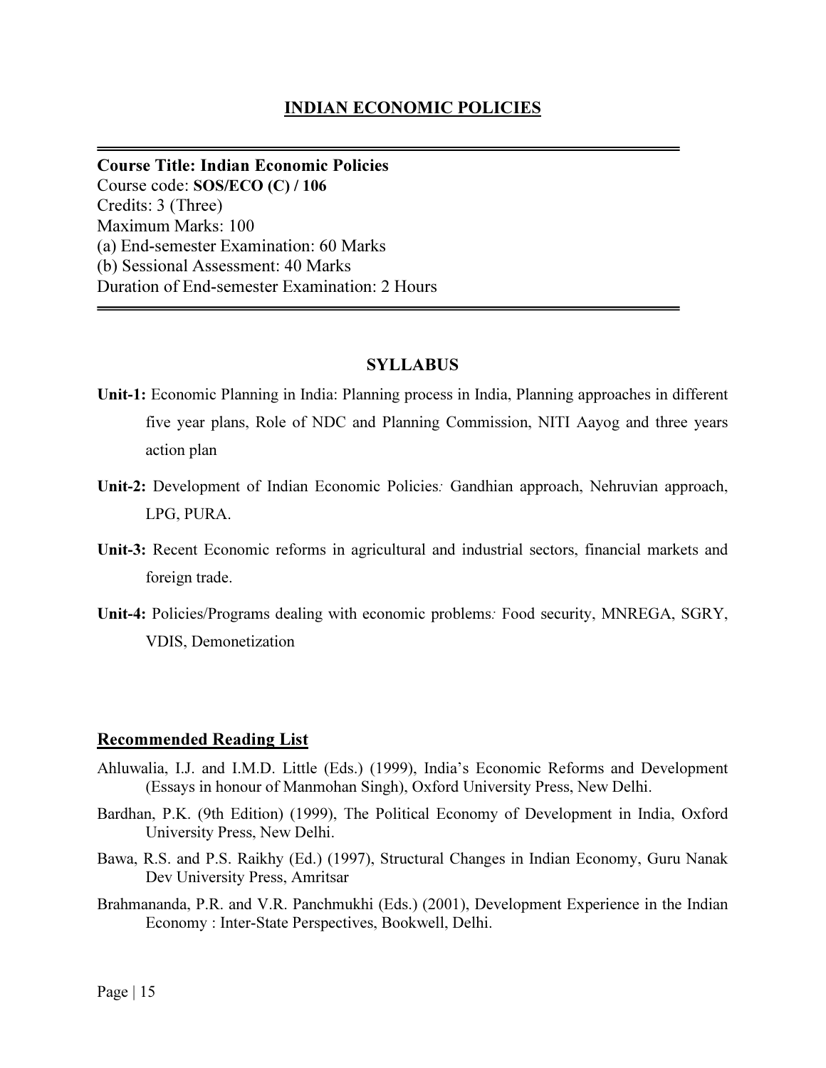## INDIAN ECONOMIC POLICIES

---

**Course Title: Indian Economic Policies**
Course code: **SOS/ECO (C) / 106**
Credits: 3 (Three)
Maximum Marks: 100
(a) End-semester Examination: 60 Marks
(b) Sessional Assessment: 40 Marks
Duration of End-semester Examination: 2 Hours

---

### SYLLABUS

**Unit-1:** Economic Planning in India: Planning process in India, Planning approaches in different five year plans, Role of NDC and Planning Commission, NITI Aayog and three years action plan

**Unit-2:** Development of Indian Economic Policies*:* Gandhian approach, Nehruvian approach, LPG, PURA.

**Unit-3:** Recent Economic reforms in agricultural and industrial sectors, financial markets and foreign trade.

**Unit-4:** Policies/Programs dealing with economic problems*:* Food security, MNREGA, SGRY, VDIS, Demonetization

### Recommended Reading List

Ahluwalia, I.J. and I.M.D. Little (Eds.) (1999), India's Economic Reforms and Development (Essays in honour of Manmohan Singh), Oxford University Press, New Delhi.

Bardhan, P.K. (9th Edition) (1999), The Political Economy of Development in India, Oxford University Press, New Delhi.

Bawa, R.S. and P.S. Raikhy (Ed.) (1997), Structural Changes in Indian Economy, Guru Nanak Dev University Press, Amritsar

Brahmananda, P.R. and V.R. Panchmukhi (Eds.) (2001), Development Experience in the Indian Economy : Inter-State Perspectives, Bookwell, Delhi.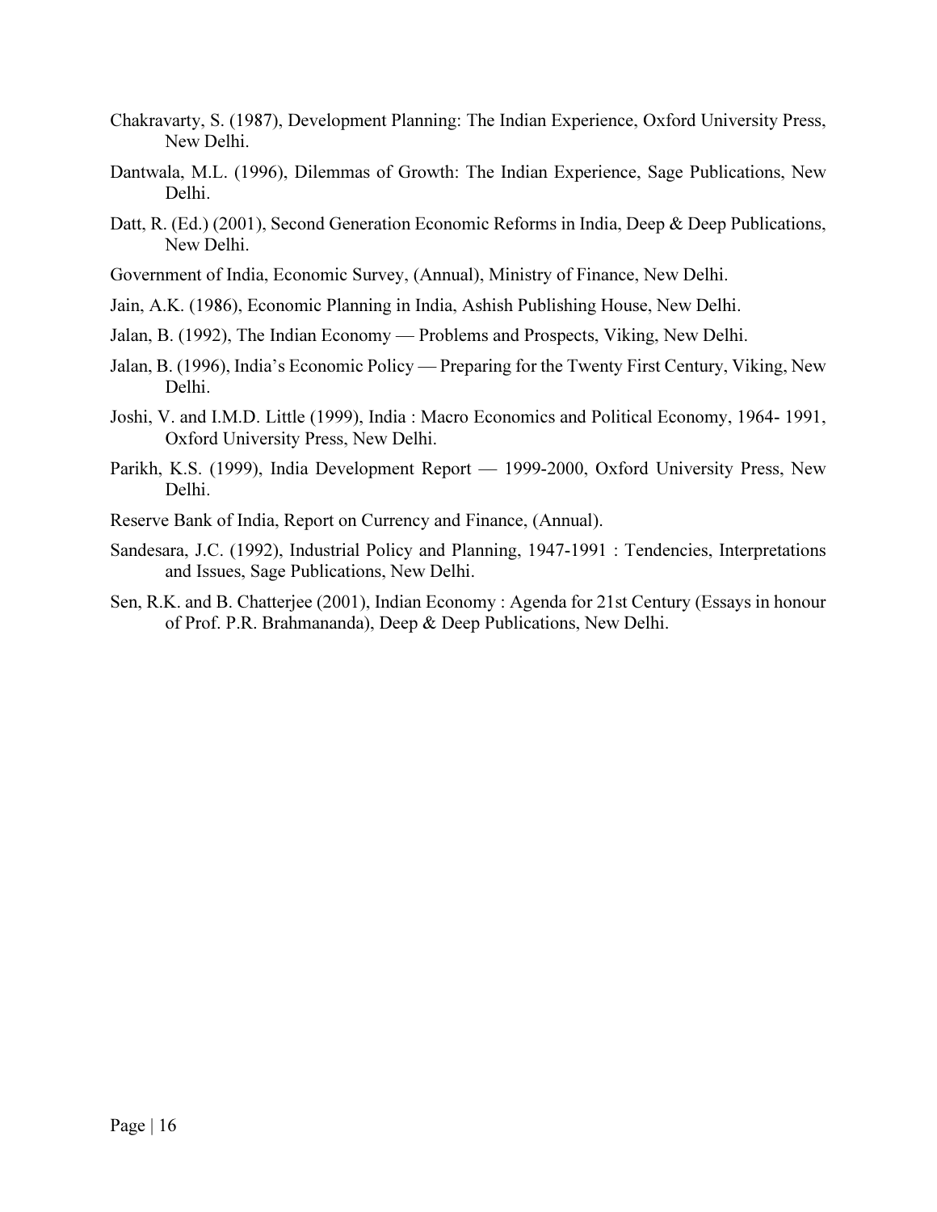Chakravarty, S. (1987), Development Planning: The Indian Experience, Oxford University Press, New Delhi.

Dantwala, M.L. (1996), Dilemmas of Growth: The Indian Experience, Sage Publications, New Delhi.

Datt, R. (Ed.) (2001), Second Generation Economic Reforms in India, Deep & Deep Publications, New Delhi.

Government of India, Economic Survey, (Annual), Ministry of Finance, New Delhi.

Jain, A.K. (1986), Economic Planning in India, Ashish Publishing House, New Delhi.

Jalan, B. (1992), The Indian Economy — Problems and Prospects, Viking, New Delhi.

Jalan, B. (1996), India's Economic Policy — Preparing for the Twenty First Century, Viking, New Delhi.

Joshi, V. and I.M.D. Little (1999), India : Macro Economics and Political Economy, 1964- 1991, Oxford University Press, New Delhi.

Parikh, K.S. (1999), India Development Report — 1999-2000, Oxford University Press, New Delhi.

Reserve Bank of India, Report on Currency and Finance, (Annual).

Sandesara, J.C. (1992), Industrial Policy and Planning, 1947-1991 : Tendencies, Interpretations and Issues, Sage Publications, New Delhi.

Sen, R.K. and B. Chatterjee (2001), Indian Economy : Agenda for 21st Century (Essays in honour of Prof. P.R. Brahmananda), Deep & Deep Publications, New Delhi.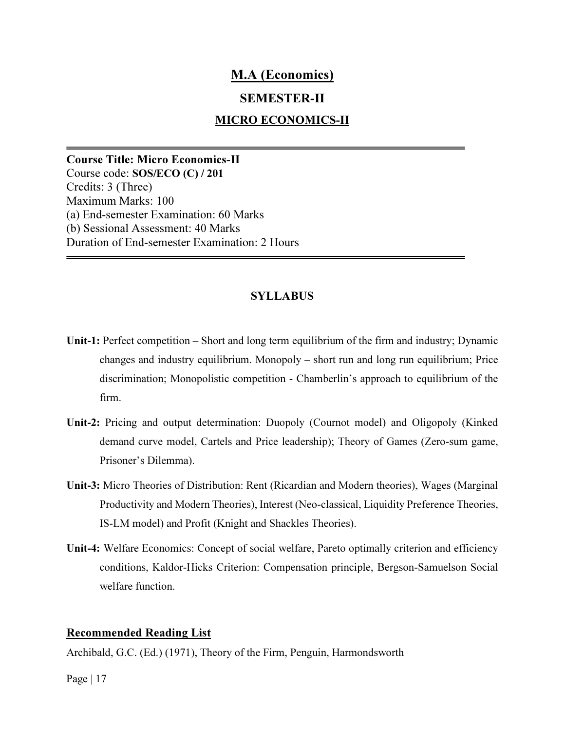# M.A (Economics)

## SEMESTER-II

## MICRO ECONOMICS-II

---

**Course Title: Micro Economics-II**
Course code: **SOS/ECO (C) / 201**
Credits: 3 (Three)
Maximum Marks: 100
(a) End-semester Examination: 60 Marks
(b) Sessional Assessment: 40 Marks
Duration of End-semester Examination: 2 Hours

---

### SYLLABUS

**Unit-1:** Perfect competition – Short and long term equilibrium of the firm and industry; Dynamic changes and industry equilibrium. Monopoly – short run and long run equilibrium; Price discrimination; Monopolistic competition - Chamberlin's approach to equilibrium of the firm.

**Unit-2:** Pricing and output determination: Duopoly (Cournot model) and Oligopoly (Kinked demand curve model, Cartels and Price leadership); Theory of Games (Zero-sum game, Prisoner's Dilemma).

**Unit-3:** Micro Theories of Distribution: Rent (Ricardian and Modern theories), Wages (Marginal Productivity and Modern Theories), Interest (Neo-classical, Liquidity Preference Theories, IS-LM model) and Profit (Knight and Shackles Theories).

**Unit-4:** Welfare Economics: Concept of social welfare, Pareto optimally criterion and efficiency conditions, Kaldor-Hicks Criterion: Compensation principle, Bergson-Samuelson Social welfare function.

### Recommended Reading List

Archibald, G.C. (Ed.) (1971), Theory of the Firm, Penguin, Harmondsworth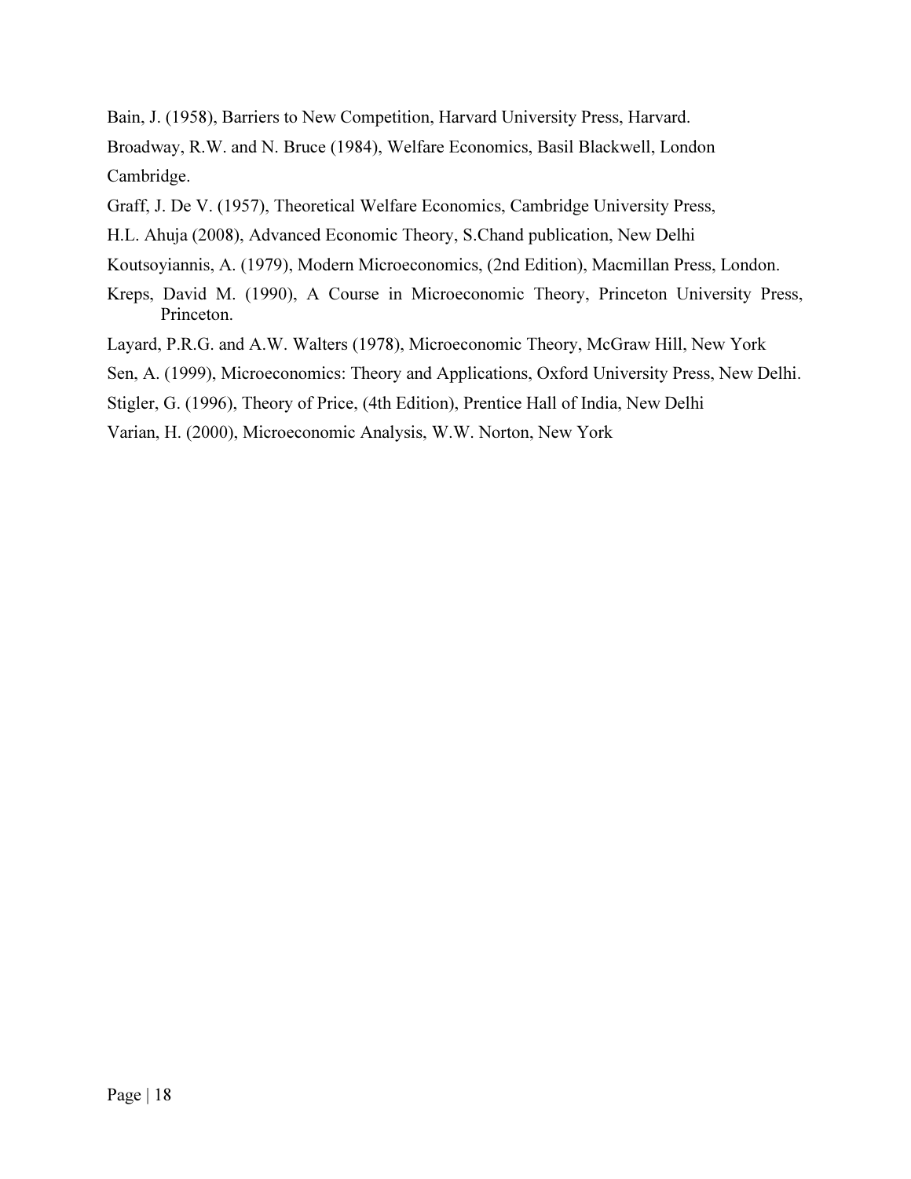Bain, J. (1958), Barriers to New Competition, Harvard University Press, Harvard.

Broadway, R.W. and N. Bruce (1984), Welfare Economics, Basil Blackwell, London Cambridge.

Graff, J. De V. (1957), Theoretical Welfare Economics, Cambridge University Press,

H.L. Ahuja (2008), Advanced Economic Theory, S.Chand publication, New Delhi

Koutsoyiannis, A. (1979), Modern Microeconomics, (2nd Edition), Macmillan Press, London.

Kreps, David M. (1990), A Course in Microeconomic Theory, Princeton University Press, Princeton.

Layard, P.R.G. and A.W. Walters (1978), Microeconomic Theory, McGraw Hill, New York

Sen, A. (1999), Microeconomics: Theory and Applications, Oxford University Press, New Delhi.

Stigler, G. (1996), Theory of Price, (4th Edition), Prentice Hall of India, New Delhi

Varian, H. (2000), Microeconomic Analysis, W.W. Norton, New York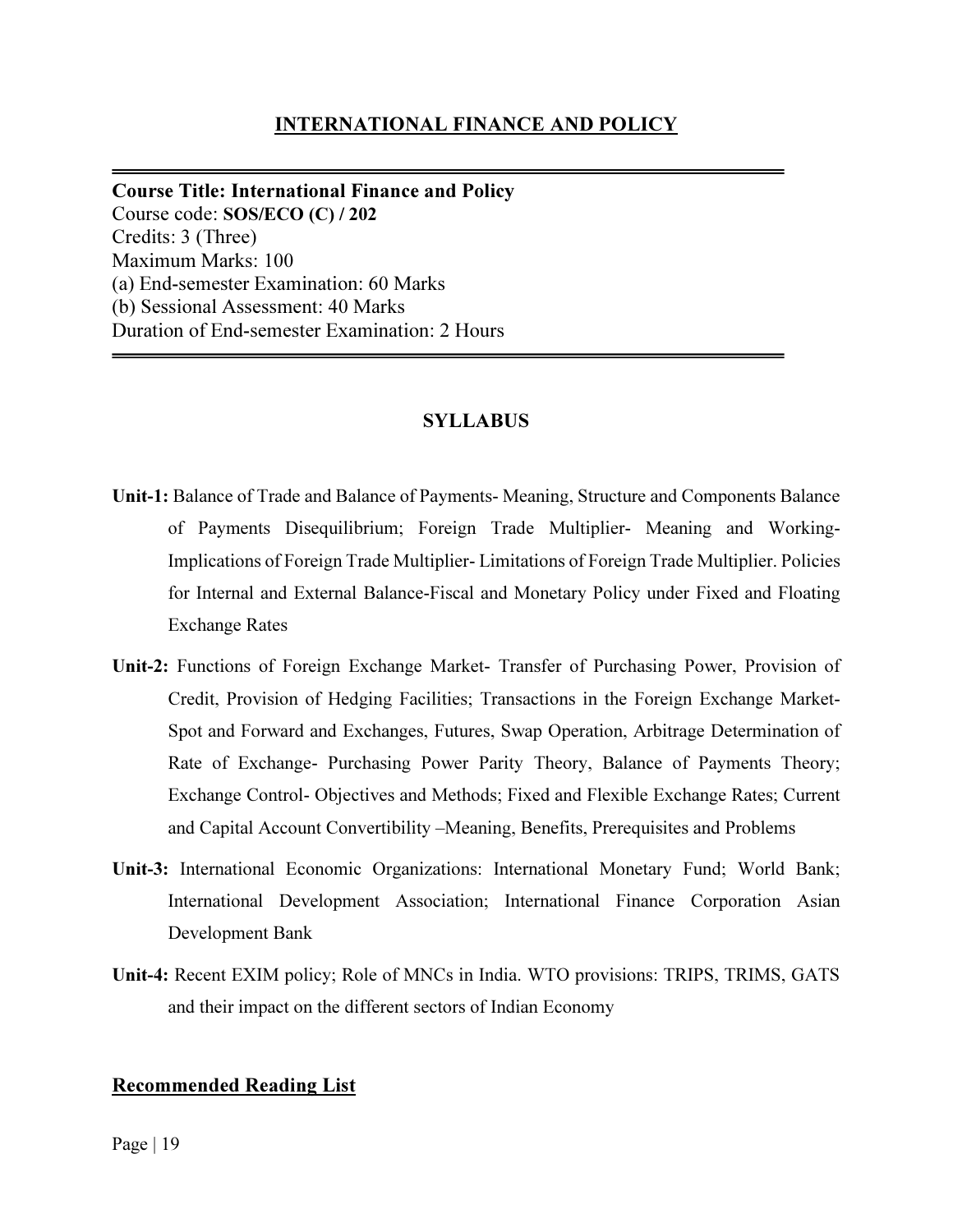## INTERNATIONAL FINANCE AND POLICY

---

**Course Title: International Finance and Policy**
Course code: **SOS/ECO (C) / 202**
Credits: 3 (Three)
Maximum Marks: 100
(a) End-semester Examination: 60 Marks
(b) Sessional Assessment: 40 Marks
Duration of End-semester Examination: 2 Hours

---

### SYLLABUS

**Unit-1:** Balance of Trade and Balance of Payments- Meaning, Structure and Components Balance of Payments Disequilibrium; Foreign Trade Multiplier- Meaning and Working- Implications of Foreign Trade Multiplier- Limitations of Foreign Trade Multiplier. Policies for Internal and External Balance-Fiscal and Monetary Policy under Fixed and Floating Exchange Rates

**Unit-2:** Functions of Foreign Exchange Market- Transfer of Purchasing Power, Provision of Credit, Provision of Hedging Facilities; Transactions in the Foreign Exchange Market- Spot and Forward and Exchanges, Futures, Swap Operation, Arbitrage Determination of Rate of Exchange- Purchasing Power Parity Theory, Balance of Payments Theory; Exchange Control- Objectives and Methods; Fixed and Flexible Exchange Rates; Current and Capital Account Convertibility –Meaning, Benefits, Prerequisites and Problems

**Unit-3:** International Economic Organizations: International Monetary Fund; World Bank; International Development Association; International Finance Corporation Asian Development Bank

**Unit-4:** Recent EXIM policy; Role of MNCs in India. WTO provisions: TRIPS, TRIMS, GATS and their impact on the different sectors of Indian Economy

### Recommended Reading List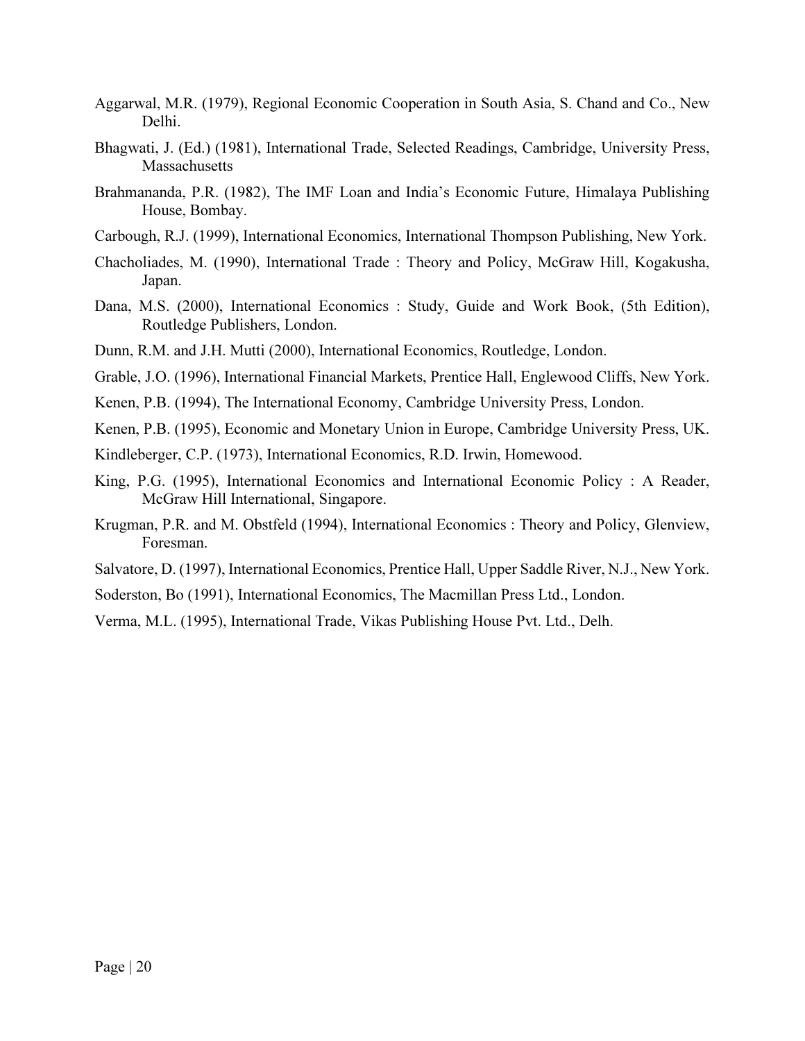Aggarwal, M.R. (1979), Regional Economic Cooperation in South Asia, S. Chand and Co., New Delhi.

Bhagwati, J. (Ed.) (1981), International Trade, Selected Readings, Cambridge, University Press, Massachusetts

Brahmananda, P.R. (1982), The IMF Loan and India's Economic Future, Himalaya Publishing House, Bombay.

Carbough, R.J. (1999), International Economics, International Thompson Publishing, New York.

Chacholiades, M. (1990), International Trade : Theory and Policy, McGraw Hill, Kogakusha, Japan.

Dana, M.S. (2000), International Economics : Study, Guide and Work Book, (5th Edition), Routledge Publishers, London.

Dunn, R.M. and J.H. Mutti (2000), International Economics, Routledge, London.

Grable, J.O. (1996), International Financial Markets, Prentice Hall, Englewood Cliffs, New York.

Kenen, P.B. (1994), The International Economy, Cambridge University Press, London.

Kenen, P.B. (1995), Economic and Monetary Union in Europe, Cambridge University Press, UK.

Kindleberger, C.P. (1973), International Economics, R.D. Irwin, Homewood.

King, P.G. (1995), International Economics and International Economic Policy : A Reader, McGraw Hill International, Singapore.

Krugman, P.R. and M. Obstfeld (1994), International Economics : Theory and Policy, Glenview, Foresman.

Salvatore, D. (1997), International Economics, Prentice Hall, Upper Saddle River, N.J., New York.

Soderston, Bo (1991), International Economics, The Macmillan Press Ltd., London.

Verma, M.L. (1995), International Trade, Vikas Publishing House Pvt. Ltd., Delh.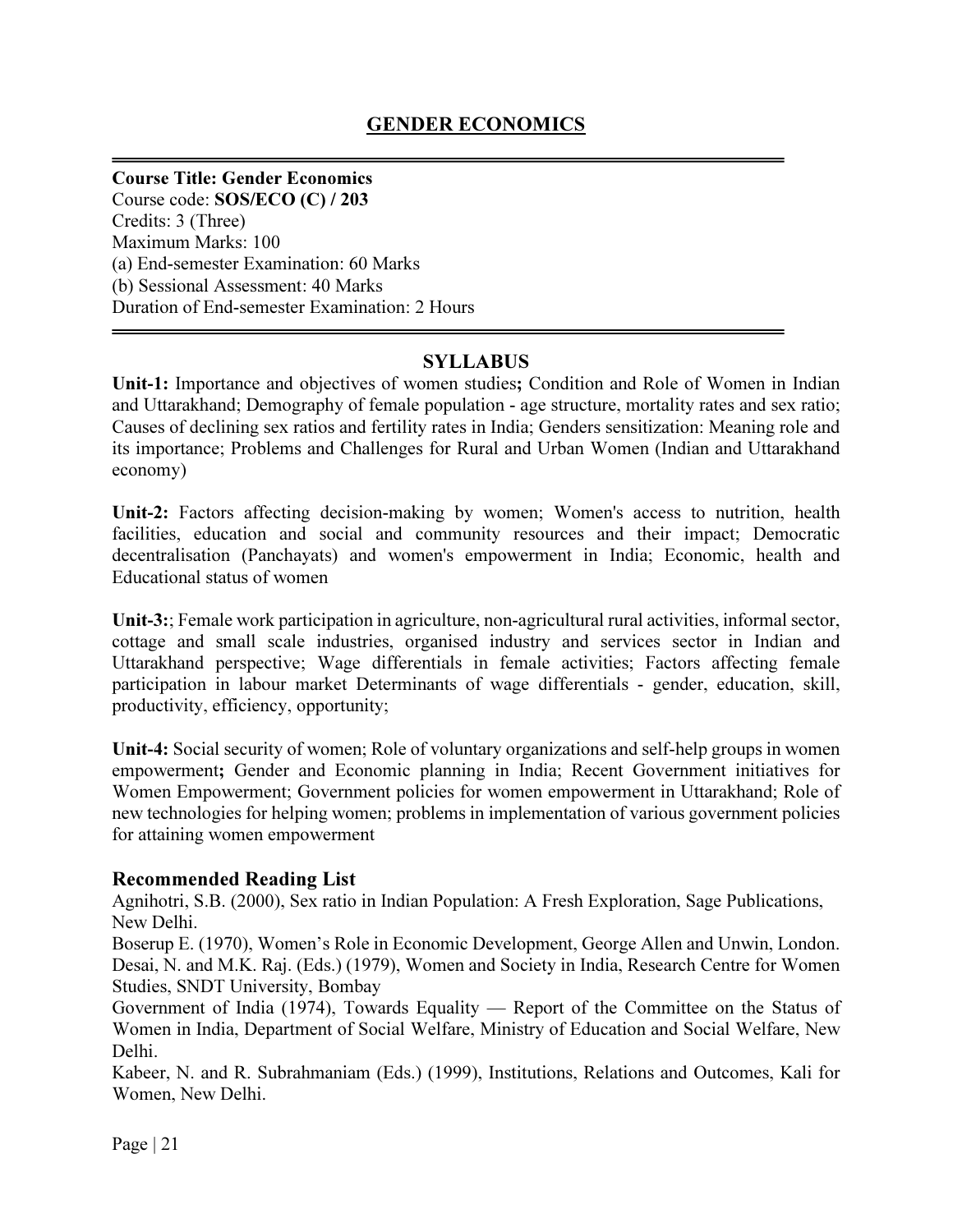# GENDER ECONOMICS

**Course Title: Gender Economics**
Course code: **SOS/ECO (C) / 203**
Credits: 3 (Three)
Maximum Marks: 100
(a) End-semester Examination: 60 Marks
(b) Sessional Assessment: 40 Marks
Duration of End-semester Examination: 2 Hours

## SYLLABUS

**Unit-1:** Importance and objectives of women studies**;** Condition and Role of Women in Indian and Uttarakhand; Demography of female population - age structure, mortality rates and sex ratio; Causes of declining sex ratios and fertility rates in India; Genders sensitization: Meaning role and its importance; Problems and Challenges for Rural and Urban Women (Indian and Uttarakhand economy)

**Unit-2:** Factors affecting decision-making by women; Women's access to nutrition, health facilities, education and social and community resources and their impact; Democratic decentralisation (Panchayats) and women's empowerment in India; Economic, health and Educational status of women

**Unit-3:**; Female work participation in agriculture, non-agricultural rural activities, informal sector, cottage and small scale industries, organised industry and services sector in Indian and Uttarakhand perspective; Wage differentials in female activities; Factors affecting female participation in labour market Determinants of wage differentials - gender, education, skill, productivity, efficiency, opportunity;

**Unit-4:** Social security of women; Role of voluntary organizations and self-help groups in women empowerment**;** Gender and Economic planning in India; Recent Government initiatives for Women Empowerment; Government policies for women empowerment in Uttarakhand; Role of new technologies for helping women; problems in implementation of various government policies for attaining women empowerment

### Recommended Reading List

Agnihotri, S.B. (2000), Sex ratio in Indian Population: A Fresh Exploration, Sage Publications, New Delhi.

Boserup E. (1970), Women's Role in Economic Development, George Allen and Unwin, London.

Desai, N. and M.K. Raj. (Eds.) (1979), Women and Society in India, Research Centre for Women Studies, SNDT University, Bombay

Government of India (1974), Towards Equality — Report of the Committee on the Status of Women in India, Department of Social Welfare, Ministry of Education and Social Welfare, New Delhi.

Kabeer, N. and R. Subrahmaniam (Eds.) (1999), Institutions, Relations and Outcomes, Kali for Women, New Delhi.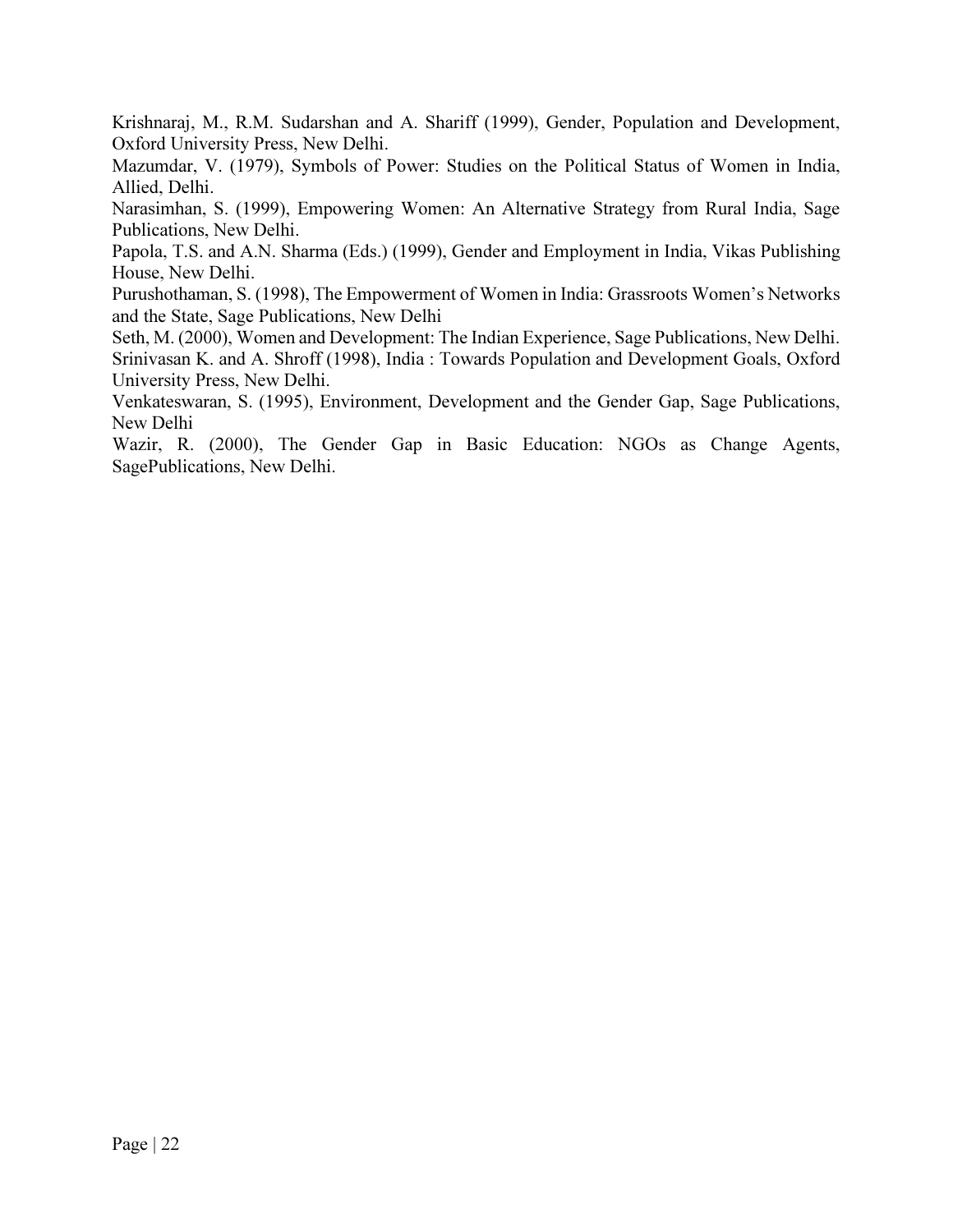Krishnaraj, M., R.M. Sudarshan and A. Shariff (1999), Gender, Population and Development, Oxford University Press, New Delhi.

Mazumdar, V. (1979), Symbols of Power: Studies on the Political Status of Women in India, Allied, Delhi.

Narasimhan, S. (1999), Empowering Women: An Alternative Strategy from Rural India, Sage Publications, New Delhi.

Papola, T.S. and A.N. Sharma (Eds.) (1999), Gender and Employment in India, Vikas Publishing House, New Delhi.

Purushothaman, S. (1998), The Empowerment of Women in India: Grassroots Women's Networks and the State, Sage Publications, New Delhi

Seth, M. (2000), Women and Development: The Indian Experience, Sage Publications, New Delhi.

Srinivasan K. and A. Shroff (1998), India : Towards Population and Development Goals, Oxford University Press, New Delhi.

Venkateswaran, S. (1995), Environment, Development and the Gender Gap, Sage Publications, New Delhi

Wazir, R. (2000), The Gender Gap in Basic Education: NGOs as Change Agents, SagePublications, New Delhi.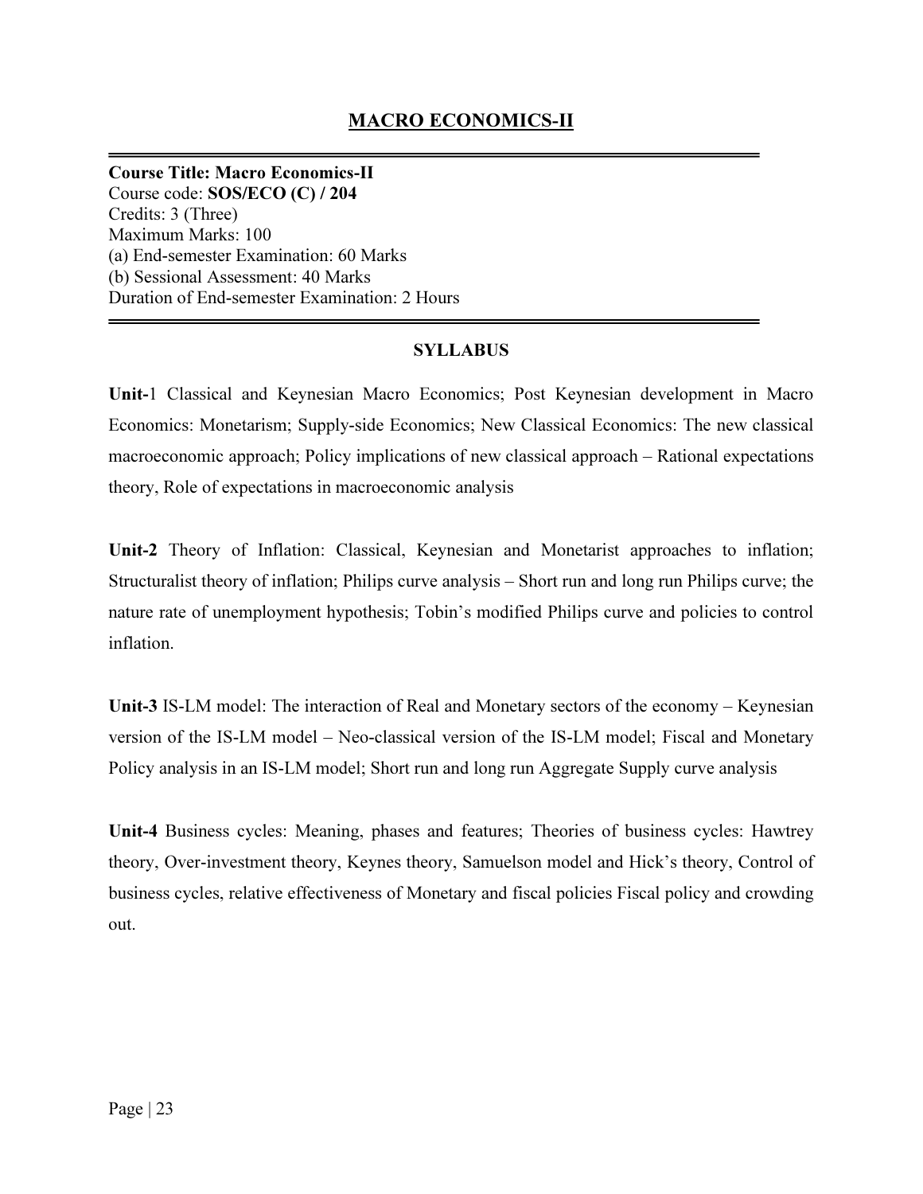# MACRO ECONOMICS-II

**Course Title: Macro Economics-II**
Course code: **SOS/ECO (C) / 204**
Credits: 3 (Three)
Maximum Marks: 100
(a) End-semester Examination: 60 Marks
(b) Sessional Assessment: 40 Marks
Duration of End-semester Examination: 2 Hours

## SYLLABUS

**Unit-**1 Classical and Keynesian Macro Economics; Post Keynesian development in Macro Economics: Monetarism; Supply-side Economics; New Classical Economics: The new classical macroeconomic approach; Policy implications of new classical approach – Rational expectations theory, Role of expectations in macroeconomic analysis

**Unit-2** Theory of Inflation: Classical, Keynesian and Monetarist approaches to inflation; Structuralist theory of inflation; Philips curve analysis – Short run and long run Philips curve; the nature rate of unemployment hypothesis; Tobin's modified Philips curve and policies to control inflation.

**Unit-3** IS-LM model: The interaction of Real and Monetary sectors of the economy – Keynesian version of the IS-LM model – Neo-classical version of the IS-LM model; Fiscal and Monetary Policy analysis in an IS-LM model; Short run and long run Aggregate Supply curve analysis

**Unit-4** Business cycles: Meaning, phases and features; Theories of business cycles: Hawtrey theory, Over-investment theory, Keynes theory, Samuelson model and Hick's theory, Control of business cycles, relative effectiveness of Monetary and fiscal policies Fiscal policy and crowding out.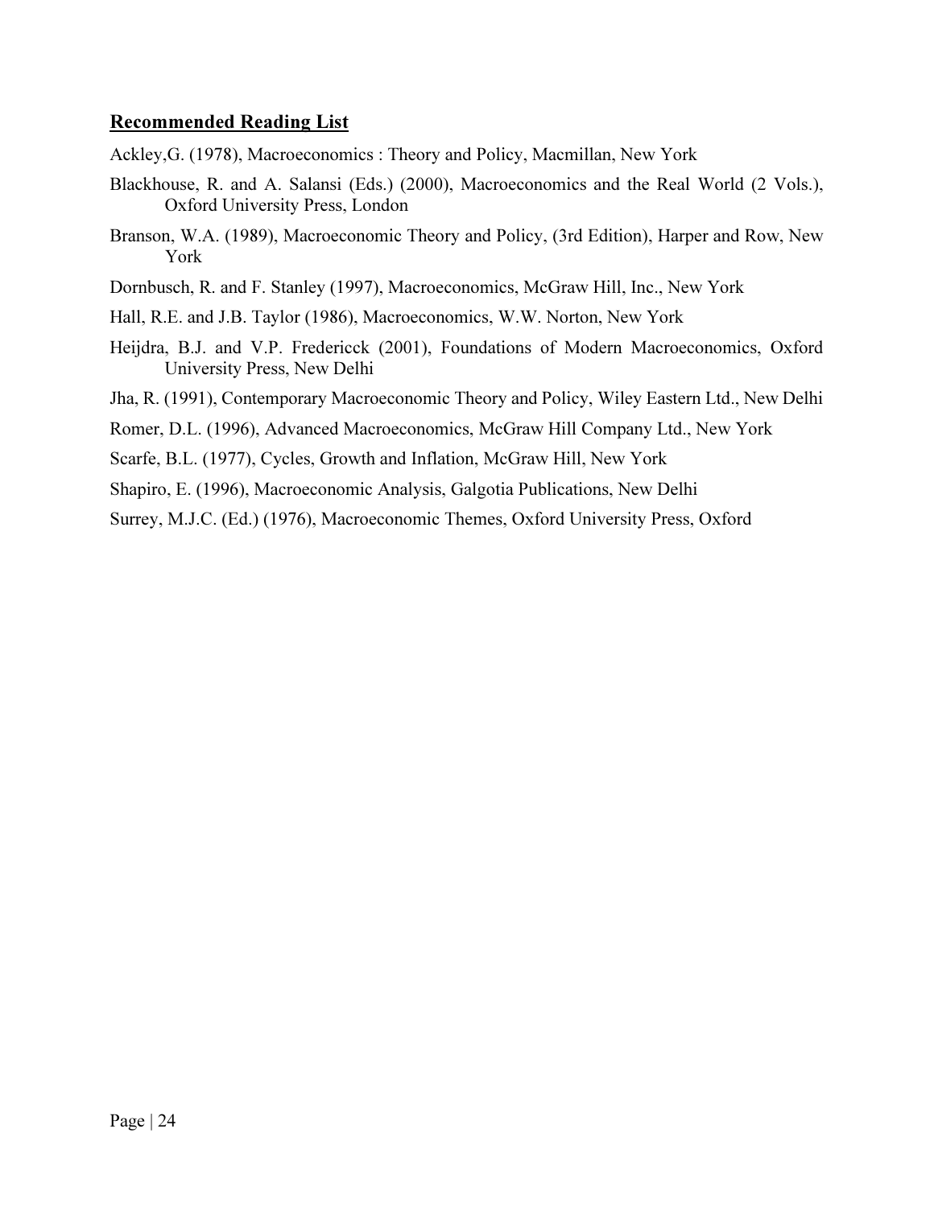## Recommended Reading List

Ackley,G. (1978), Macroeconomics : Theory and Policy, Macmillan, New York

Blackhouse, R. and A. Salansi (Eds.) (2000), Macroeconomics and the Real World (2 Vols.), Oxford University Press, London

Branson, W.A. (1989), Macroeconomic Theory and Policy, (3rd Edition), Harper and Row, New York

Dornbusch, R. and F. Stanley (1997), Macroeconomics, McGraw Hill, Inc., New York

Hall, R.E. and J.B. Taylor (1986), Macroeconomics, W.W. Norton, New York

Heijdra, B.J. and V.P. Fredericck (2001), Foundations of Modern Macroeconomics, Oxford University Press, New Delhi

Jha, R. (1991), Contemporary Macroeconomic Theory and Policy, Wiley Eastern Ltd., New Delhi

Romer, D.L. (1996), Advanced Macroeconomics, McGraw Hill Company Ltd., New York

Scarfe, B.L. (1977), Cycles, Growth and Inflation, McGraw Hill, New York

Shapiro, E. (1996), Macroeconomic Analysis, Galgotia Publications, New Delhi

Surrey, M.J.C. (Ed.) (1976), Macroeconomic Themes, Oxford University Press, Oxford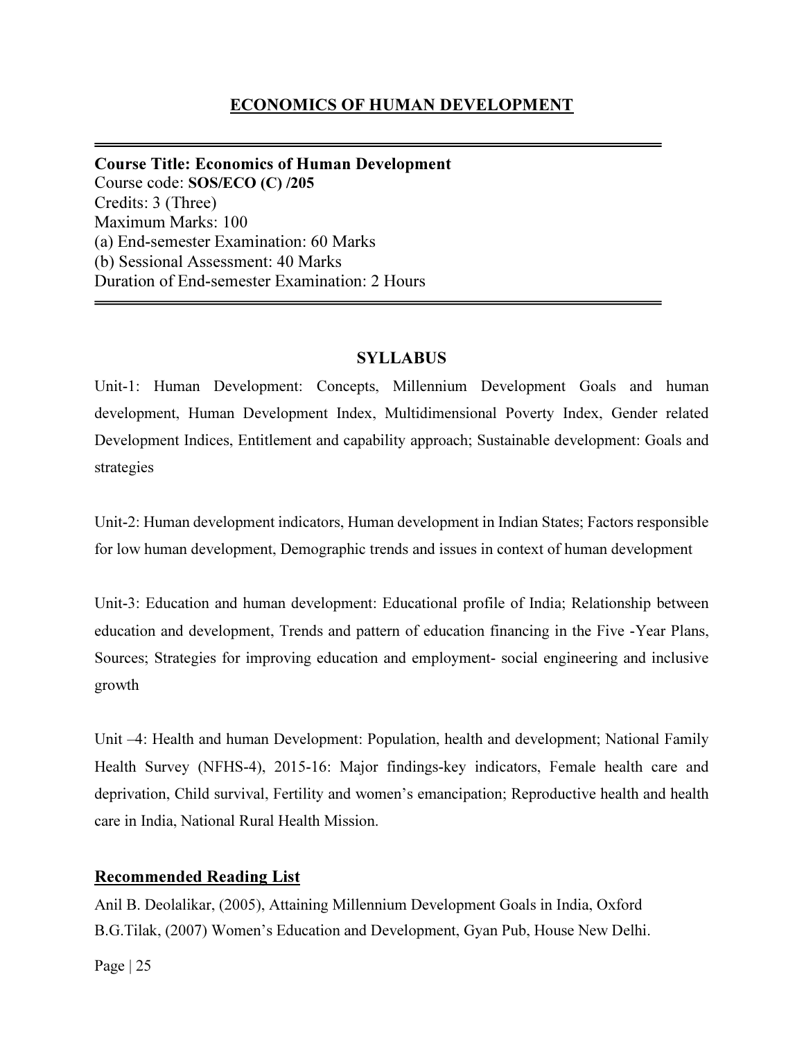## ECONOMICS OF HUMAN DEVELOPMENT

---

**Course Title: Economics of Human Development**
Course code: **SOS/ECO (C) /205**
Credits: 3 (Three)
Maximum Marks: 100
(a) End-semester Examination: 60 Marks
(b) Sessional Assessment: 40 Marks
Duration of End-semester Examination: 2 Hours

---

### SYLLABUS

Unit-1: Human Development: Concepts, Millennium Development Goals and human development, Human Development Index, Multidimensional Poverty Index, Gender related Development Indices, Entitlement and capability approach; Sustainable development: Goals and strategies

Unit-2: Human development indicators, Human development in Indian States; Factors responsible for low human development, Demographic trends and issues in context of human development

Unit-3: Education and human development: Educational profile of India; Relationship between education and development, Trends and pattern of education financing in the Five -Year Plans, Sources; Strategies for improving education and employment- social engineering and inclusive growth

Unit –4: Health and human Development: Population, health and development; National Family Health Survey (NFHS-4), 2015-16: Major findings-key indicators, Female health care and deprivation, Child survival, Fertility and women's emancipation; Reproductive health and health care in India, National Rural Health Mission.

### Recommended Reading List

Anil B. Deolalikar, (2005), Attaining Millennium Development Goals in India, Oxford
B.G.Tilak, (2007) Women's Education and Development, Gyan Pub, House New Delhi.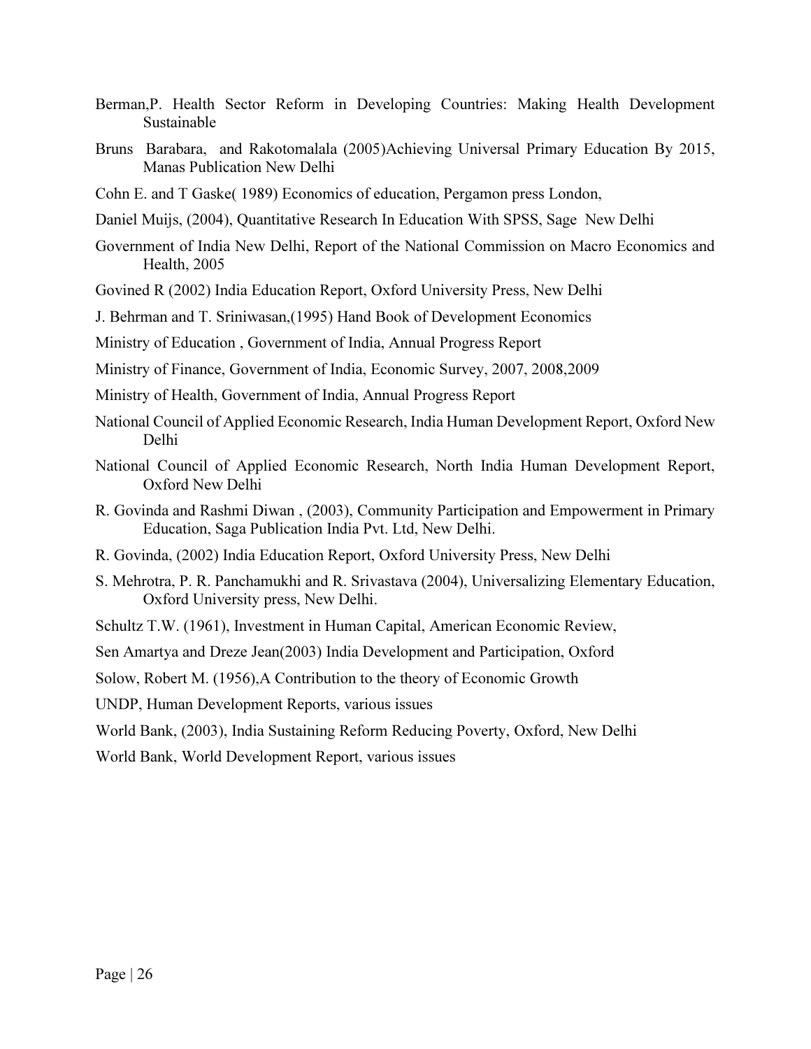Berman,P. Health Sector Reform in Developing Countries: Making Health Development Sustainable

Bruns Barabara, and Rakotomalala (2005)Achieving Universal Primary Education By 2015, Manas Publication New Delhi

Cohn E. and T Gaske( 1989) Economics of education, Pergamon press London,

Daniel Muijs, (2004), Quantitative Research In Education With SPSS, Sage New Delhi

Government of India New Delhi, Report of the National Commission on Macro Economics and Health, 2005

Govined R (2002) India Education Report, Oxford University Press, New Delhi

J. Behrman and T. Sriniwasan,(1995) Hand Book of Development Economics

Ministry of Education , Government of India, Annual Progress Report

Ministry of Finance, Government of India, Economic Survey, 2007, 2008,2009

Ministry of Health, Government of India, Annual Progress Report

National Council of Applied Economic Research, India Human Development Report, Oxford New Delhi

National Council of Applied Economic Research, North India Human Development Report, Oxford New Delhi

R. Govinda and Rashmi Diwan , (2003), Community Participation and Empowerment in Primary Education, Saga Publication India Pvt. Ltd, New Delhi.

R. Govinda, (2002) India Education Report, Oxford University Press, New Delhi

S. Mehrotra, P. R. Panchamukhi and R. Srivastava (2004), Universalizing Elementary Education, Oxford University press, New Delhi.

Schultz T.W. (1961), Investment in Human Capital, American Economic Review,

Sen Amartya and Dreze Jean(2003) India Development and Participation, Oxford

Solow, Robert M. (1956),A Contribution to the theory of Economic Growth

UNDP, Human Development Reports, various issues

World Bank, (2003), India Sustaining Reform Reducing Poverty, Oxford, New Delhi

World Bank, World Development Report, various issues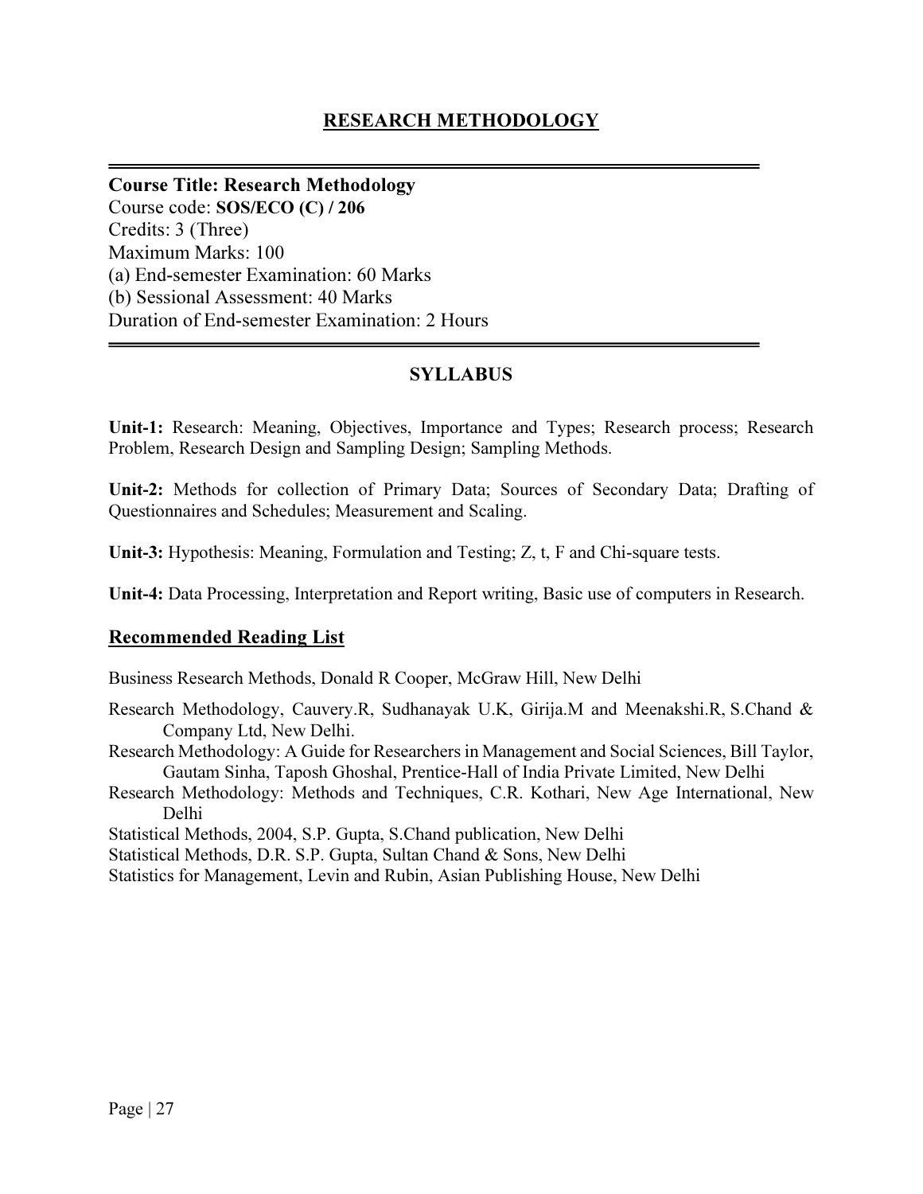## RESEARCH METHODOLOGY

---

**Course Title: Research Methodology**
Course code: **SOS/ECO (C) / 206**
Credits: 3 (Three)
Maximum Marks: 100
(a) End-semester Examination: 60 Marks
(b) Sessional Assessment: 40 Marks
Duration of End-semester Examination: 2 Hours

---

### SYLLABUS

**Unit-1:** Research: Meaning, Objectives, Importance and Types; Research process; Research Problem, Research Design and Sampling Design; Sampling Methods.

**Unit-2:** Methods for collection of Primary Data; Sources of Secondary Data; Drafting of Questionnaires and Schedules; Measurement and Scaling.

**Unit-3:** Hypothesis: Meaning, Formulation and Testing; Z, t, F and Chi-square tests.

**Unit-4:** Data Processing, Interpretation and Report writing, Basic use of computers in Research.

### Recommended Reading List

Business Research Methods, Donald R Cooper, McGraw Hill, New Delhi

Research Methodology, Cauvery.R, Sudhanayak U.K, Girija.M and Meenakshi.R, S.Chand & Company Ltd, New Delhi.

Research Methodology: A Guide for Researchers in Management and Social Sciences, Bill Taylor, Gautam Sinha, Taposh Ghoshal, Prentice-Hall of India Private Limited, New Delhi

Research Methodology: Methods and Techniques, C.R. Kothari, New Age International, New Delhi

Statistical Methods, 2004, S.P. Gupta, S.Chand publication, New Delhi

Statistical Methods, D.R. S.P. Gupta, Sultan Chand & Sons, New Delhi

Statistics for Management, Levin and Rubin, Asian Publishing House, New Delhi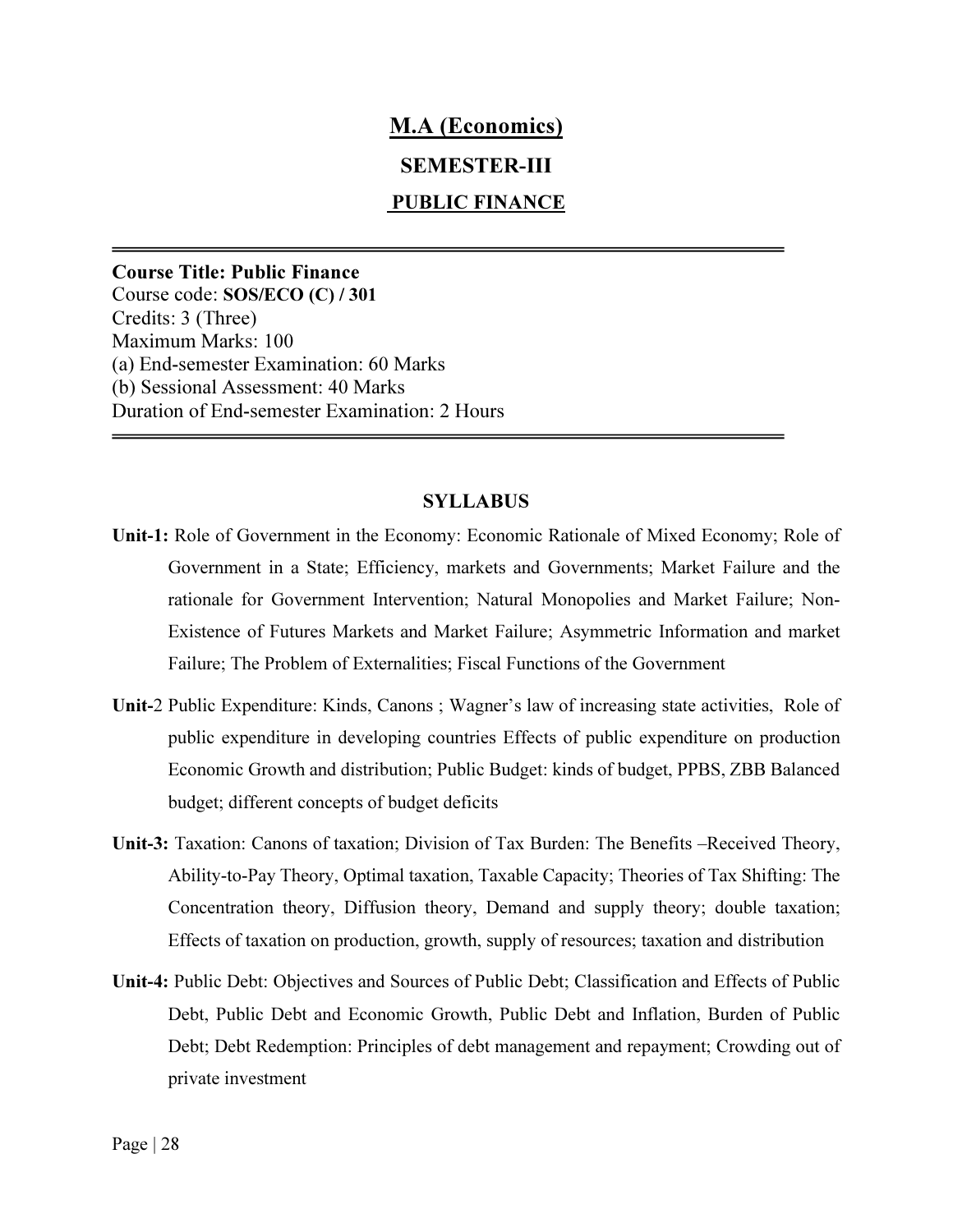# M.A (Economics)

## SEMESTER-III

## PUBLIC FINANCE

---

**Course Title: Public Finance**
Course code: **SOS/ECO (C) / 301**
Credits: 3 (Three)
Maximum Marks: 100
(a) End-semester Examination: 60 Marks
(b) Sessional Assessment: 40 Marks
Duration of End-semester Examination: 2 Hours

---

### SYLLABUS

**Unit-1:** Role of Government in the Economy: Economic Rationale of Mixed Economy; Role of Government in a State; Efficiency, markets and Governments; Market Failure and the rationale for Government Intervention; Natural Monopolies and Market Failure; Non-Existence of Futures Markets and Market Failure; Asymmetric Information and market Failure; The Problem of Externalities; Fiscal Functions of the Government

**Unit-**2 Public Expenditure: Kinds, Canons ; Wagner's law of increasing state activities, Role of public expenditure in developing countries Effects of public expenditure on production Economic Growth and distribution; Public Budget: kinds of budget, PPBS, ZBB Balanced budget; different concepts of budget deficits

**Unit-3:** Taxation: Canons of taxation; Division of Tax Burden: The Benefits –Received Theory, Ability-to-Pay Theory, Optimal taxation, Taxable Capacity; Theories of Tax Shifting: The Concentration theory, Diffusion theory, Demand and supply theory; double taxation; Effects of taxation on production, growth, supply of resources; taxation and distribution

**Unit-4:** Public Debt: Objectives and Sources of Public Debt; Classification and Effects of Public Debt, Public Debt and Economic Growth, Public Debt and Inflation, Burden of Public Debt; Debt Redemption: Principles of debt management and repayment; Crowding out of private investment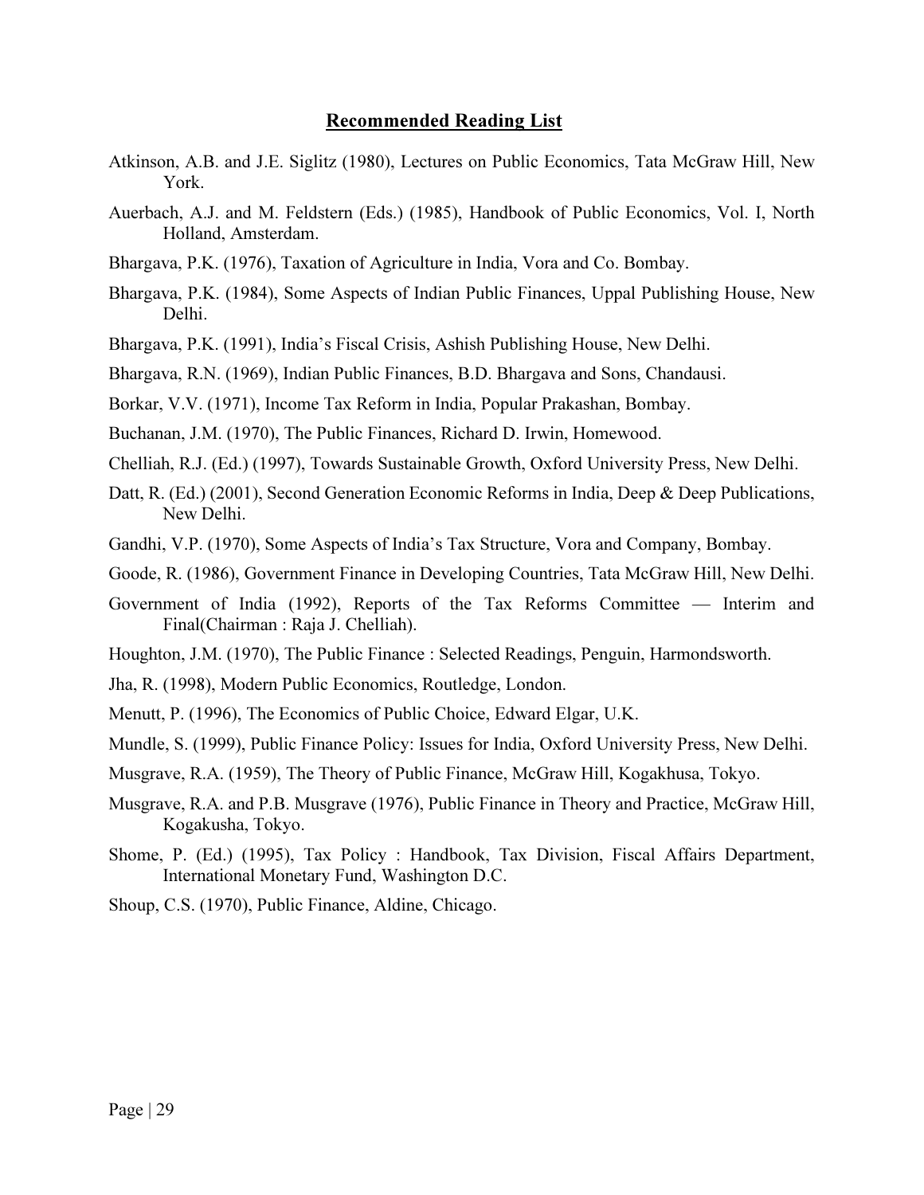## Recommended Reading List

Atkinson, A.B. and J.E. Siglitz (1980), Lectures on Public Economics, Tata McGraw Hill, New York.

Auerbach, A.J. and M. Feldstern (Eds.) (1985), Handbook of Public Economics, Vol. I, North Holland, Amsterdam.

Bhargava, P.K. (1976), Taxation of Agriculture in India, Vora and Co. Bombay.

Bhargava, P.K. (1984), Some Aspects of Indian Public Finances, Uppal Publishing House, New Delhi.

Bhargava, P.K. (1991), India's Fiscal Crisis, Ashish Publishing House, New Delhi.

Bhargava, R.N. (1969), Indian Public Finances, B.D. Bhargava and Sons, Chandausi.

Borkar, V.V. (1971), Income Tax Reform in India, Popular Prakashan, Bombay.

Buchanan, J.M. (1970), The Public Finances, Richard D. Irwin, Homewood.

Chelliah, R.J. (Ed.) (1997), Towards Sustainable Growth, Oxford University Press, New Delhi.

Datt, R. (Ed.) (2001), Second Generation Economic Reforms in India, Deep & Deep Publications, New Delhi.

Gandhi, V.P. (1970), Some Aspects of India's Tax Structure, Vora and Company, Bombay.

Goode, R. (1986), Government Finance in Developing Countries, Tata McGraw Hill, New Delhi.

Government of India (1992), Reports of the Tax Reforms Committee — Interim and Final(Chairman : Raja J. Chelliah).

Houghton, J.M. (1970), The Public Finance : Selected Readings, Penguin, Harmondsworth.

Jha, R. (1998), Modern Public Economics, Routledge, London.

Menutt, P. (1996), The Economics of Public Choice, Edward Elgar, U.K.

Mundle, S. (1999), Public Finance Policy: Issues for India, Oxford University Press, New Delhi.

Musgrave, R.A. (1959), The Theory of Public Finance, McGraw Hill, Kogakhusa, Tokyo.

Musgrave, R.A. and P.B. Musgrave (1976), Public Finance in Theory and Practice, McGraw Hill, Kogakusha, Tokyo.

Shome, P. (Ed.) (1995), Tax Policy : Handbook, Tax Division, Fiscal Affairs Department, International Monetary Fund, Washington D.C.

Shoup, C.S. (1970), Public Finance, Aldine, Chicago.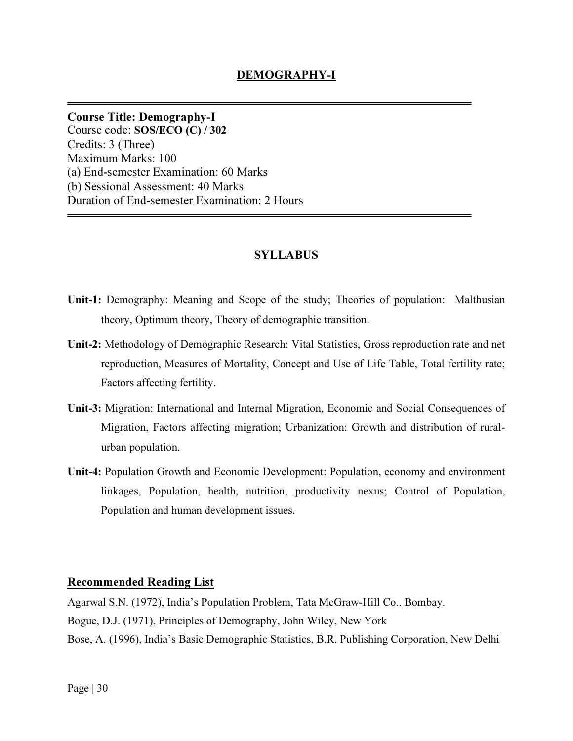## DEMOGRAPHY-I

---

**Course Title: Demography-I**
Course code: **SOS/ECO (C) / 302**
Credits: 3 (Three)
Maximum Marks: 100
(a) End-semester Examination: 60 Marks
(b) Sessional Assessment: 40 Marks
Duration of End-semester Examination: 2 Hours

---

### SYLLABUS

**Unit-1:** Demography: Meaning and Scope of the study; Theories of population: Malthusian theory, Optimum theory, Theory of demographic transition.

**Unit-2:** Methodology of Demographic Research: Vital Statistics, Gross reproduction rate and net reproduction, Measures of Mortality, Concept and Use of Life Table, Total fertility rate; Factors affecting fertility.

**Unit-3:** Migration: International and Internal Migration, Economic and Social Consequences of Migration, Factors affecting migration; Urbanization: Growth and distribution of rural-urban population.

**Unit-4:** Population Growth and Economic Development: Population, economy and environment linkages, Population, health, nutrition, productivity nexus; Control of Population, Population and human development issues.

### Recommended Reading List

Agarwal S.N. (1972), India's Population Problem, Tata McGraw-Hill Co., Bombay.

Bogue, D.J. (1971), Principles of Demography, John Wiley, New York

Bose, A. (1996), India's Basic Demographic Statistics, B.R. Publishing Corporation, New Delhi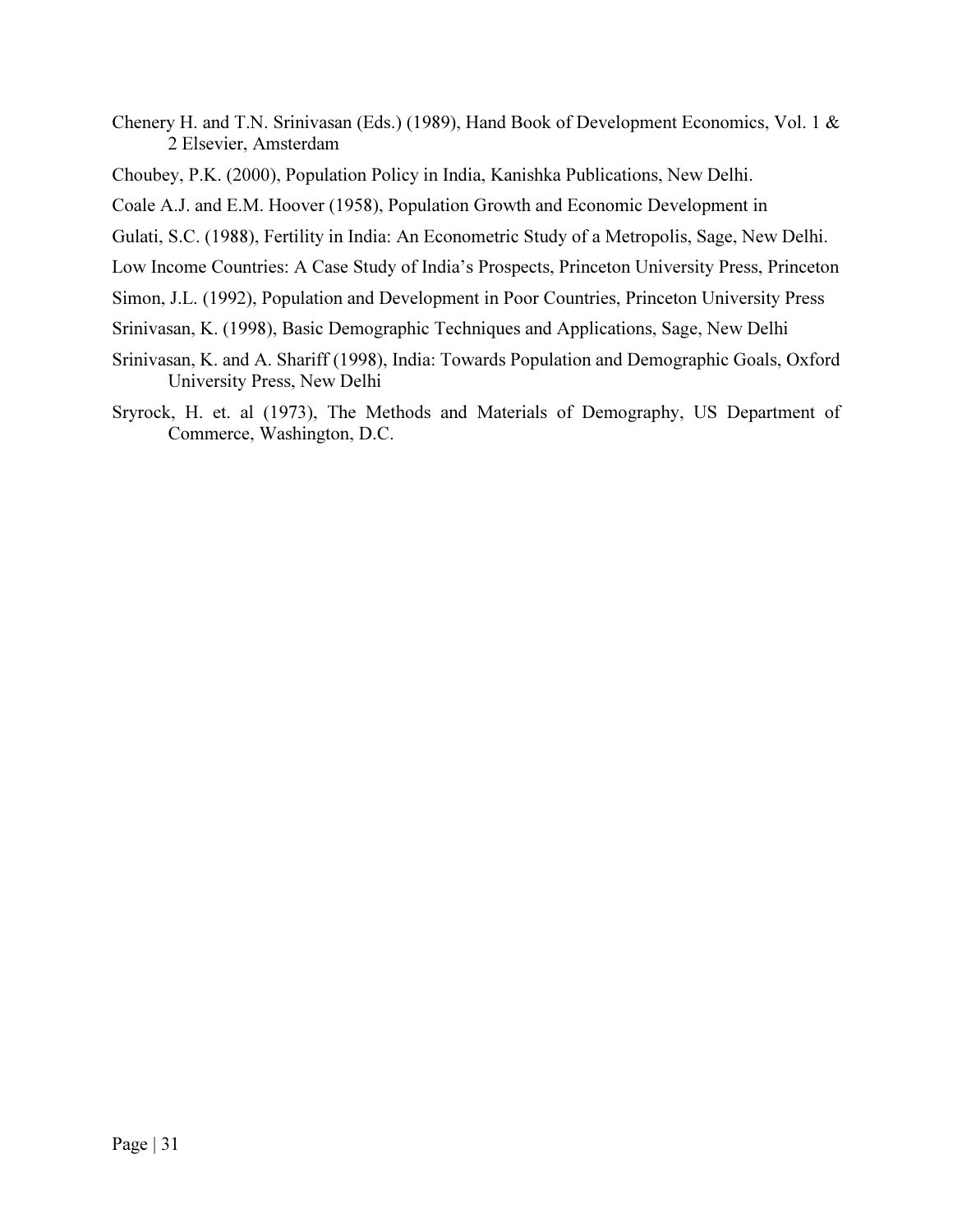Chenery H. and T.N. Srinivasan (Eds.) (1989), Hand Book of Development Economics, Vol. 1 & 2 Elsevier, Amsterdam

Choubey, P.K. (2000), Population Policy in India, Kanishka Publications, New Delhi.

Coale A.J. and E.M. Hoover (1958), Population Growth and Economic Development in

Gulati, S.C. (1988), Fertility in India: An Econometric Study of a Metropolis, Sage, New Delhi.

Low Income Countries: A Case Study of India's Prospects, Princeton University Press, Princeton

Simon, J.L. (1992), Population and Development in Poor Countries, Princeton University Press

Srinivasan, K. (1998), Basic Demographic Techniques and Applications, Sage, New Delhi

Srinivasan, K. and A. Shariff (1998), India: Towards Population and Demographic Goals, Oxford University Press, New Delhi

Sryrock, H. et. al (1973), The Methods and Materials of Demography, US Department of Commerce, Washington, D.C.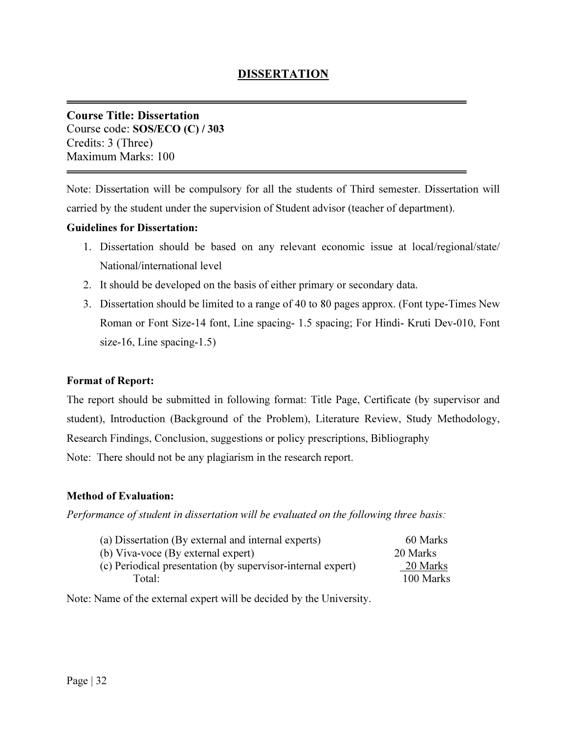# DISSERTATION

---

**Course Title: Dissertation**
Course code: **SOS/ECO (C) / 303**
Credits: 3 (Three)
Maximum Marks: 100

---

Note: Dissertation will be compulsory for all the students of Third semester. Dissertation will carried by the student under the supervision of Student advisor (teacher of department).

**Guidelines for Dissertation:**

1. Dissertation should be based on any relevant economic issue at local/regional/state/ National/international level
2. It should be developed on the basis of either primary or secondary data.
3. Dissertation should be limited to a range of 40 to 80 pages approx. (Font type-Times New Roman or Font Size-14 font, Line spacing- 1.5 spacing; For Hindi- Kruti Dev-010, Font size-16, Line spacing-1.5)

**Format of Report:**

The report should be submitted in following format: Title Page, Certificate (by supervisor and student), Introduction (Background of the Problem), Literature Review, Study Methodology, Research Findings, Conclusion, suggestions or policy prescriptions, Bibliography

Note: There should not be any plagiarism in the research report.

**Method of Evaluation:**

*Performance of student in dissertation will be evaluated on the following three basis:*

| | |
|---|---|
| (a) Dissertation (By external and internal experts) | 60 Marks |
| (b) Viva-voce (By external expert) | 20 Marks |
| (c) Periodical presentation (by supervisor-internal expert) | 20 Marks |
| Total: | 100 Marks |

Note: Name of the external expert will be decided by the University.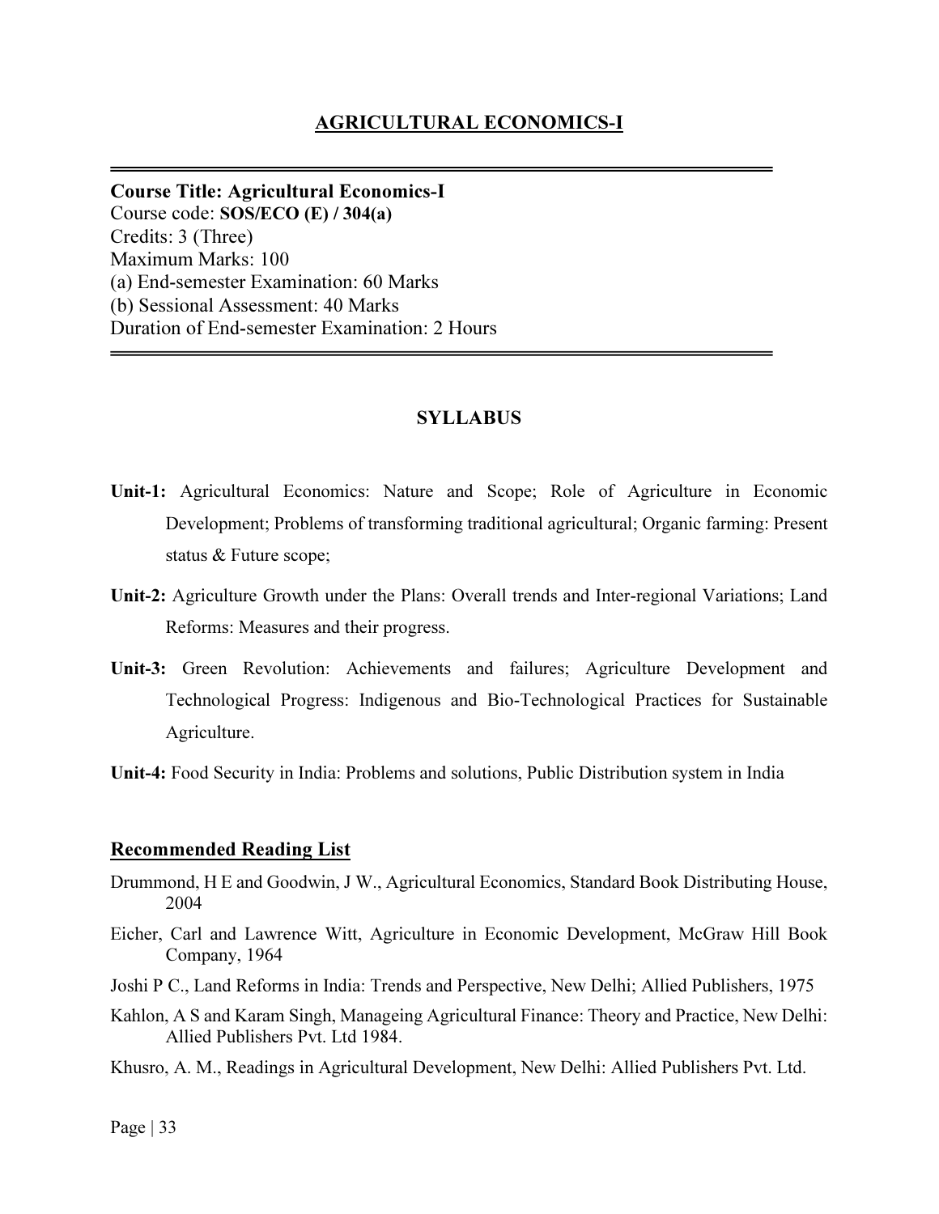## AGRICULTURAL ECONOMICS-I

---

**Course Title: Agricultural Economics-I**
Course code: **SOS/ECO (E) / 304(a)**
Credits: 3 (Three)
Maximum Marks: 100
(a) End-semester Examination: 60 Marks
(b) Sessional Assessment: 40 Marks
Duration of End-semester Examination: 2 Hours

---

### SYLLABUS

**Unit-1:** Agricultural Economics: Nature and Scope; Role of Agriculture in Economic Development; Problems of transforming traditional agricultural; Organic farming: Present status & Future scope;

**Unit-2:** Agriculture Growth under the Plans: Overall trends and Inter-regional Variations; Land Reforms: Measures and their progress.

**Unit-3:** Green Revolution: Achievements and failures; Agriculture Development and Technological Progress: Indigenous and Bio-Technological Practices for Sustainable Agriculture.

**Unit-4:** Food Security in India: Problems and solutions, Public Distribution system in India

### Recommended Reading List

Drummond, H E and Goodwin, J W., Agricultural Economics, Standard Book Distributing House, 2004

Eicher, Carl and Lawrence Witt, Agriculture in Economic Development, McGraw Hill Book Company, 1964

Joshi P C., Land Reforms in India: Trends and Perspective, New Delhi; Allied Publishers, 1975

Kahlon, A S and Karam Singh, Manageing Agricultural Finance: Theory and Practice, New Delhi: Allied Publishers Pvt. Ltd 1984.

Khusro, A. M., Readings in Agricultural Development, New Delhi: Allied Publishers Pvt. Ltd.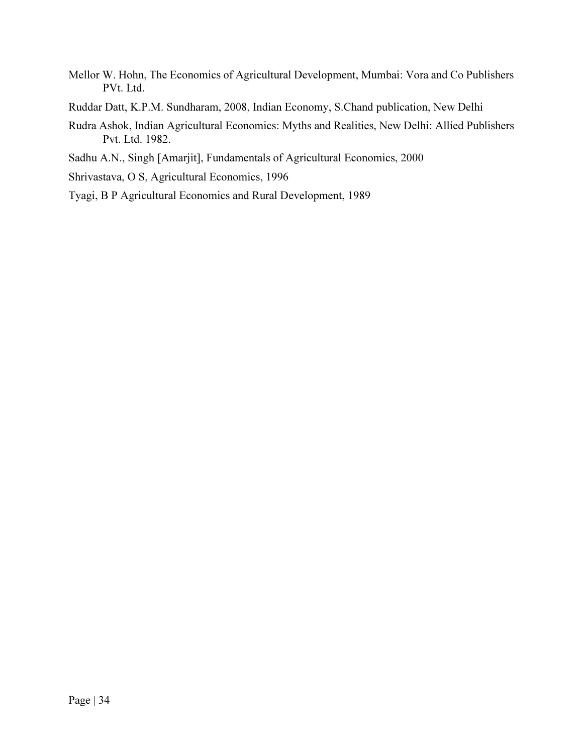Mellor W. Hohn, The Economics of Agricultural Development, Mumbai: Vora and Co Publishers PVt. Ltd.

Ruddar Datt, K.P.M. Sundharam, 2008, Indian Economy, S.Chand publication, New Delhi

Rudra Ashok, Indian Agricultural Economics: Myths and Realities, New Delhi: Allied Publishers Pvt. Ltd. 1982.

Sadhu A.N., Singh [Amarjit], Fundamentals of Agricultural Economics, 2000

Shrivastava, O S, Agricultural Economics, 1996

Tyagi, B P Agricultural Economics and Rural Development, 1989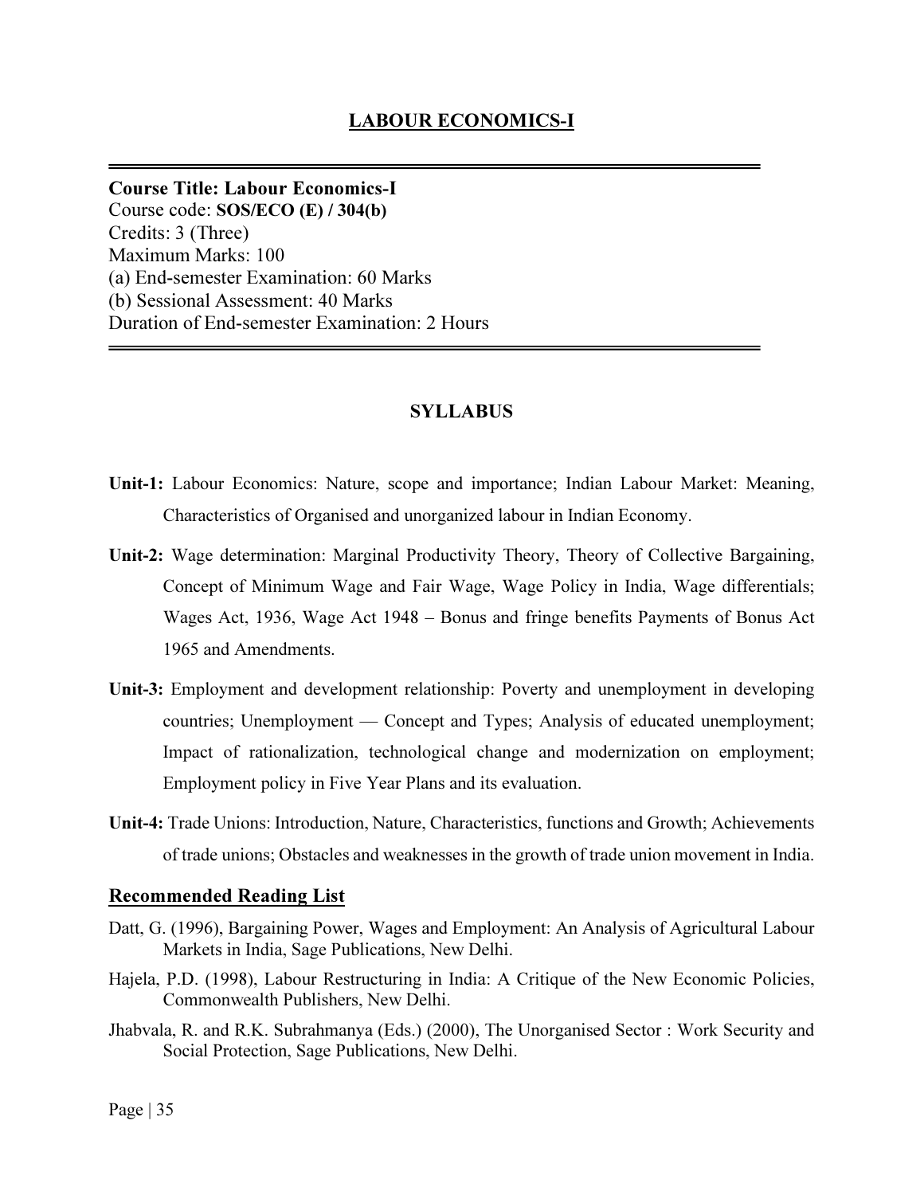# LABOUR ECONOMICS-I

**Course Title: Labour Economics-I**
Course code: **SOS/ECO (E) / 304(b)**
Credits: 3 (Three)
Maximum Marks: 100
(a) End-semester Examination: 60 Marks
(b) Sessional Assessment: 40 Marks
Duration of End-semester Examination: 2 Hours

## SYLLABUS

**Unit-1:** Labour Economics: Nature, scope and importance; Indian Labour Market: Meaning, Characteristics of Organised and unorganized labour in Indian Economy.

**Unit-2:** Wage determination: Marginal Productivity Theory, Theory of Collective Bargaining, Concept of Minimum Wage and Fair Wage, Wage Policy in India, Wage differentials; Wages Act, 1936, Wage Act 1948 – Bonus and fringe benefits Payments of Bonus Act 1965 and Amendments.

**Unit-3:** Employment and development relationship: Poverty and unemployment in developing countries; Unemployment — Concept and Types; Analysis of educated unemployment; Impact of rationalization, technological change and modernization on employment; Employment policy in Five Year Plans and its evaluation.

**Unit-4:** Trade Unions: Introduction, Nature, Characteristics, functions and Growth; Achievements of trade unions; Obstacles and weaknesses in the growth of trade union movement in India.

## Recommended Reading List

Datt, G. (1996), Bargaining Power, Wages and Employment: An Analysis of Agricultural Labour Markets in India, Sage Publications, New Delhi.

Hajela, P.D. (1998), Labour Restructuring in India: A Critique of the New Economic Policies, Commonwealth Publishers, New Delhi.

Jhabvala, R. and R.K. Subrahmanya (Eds.) (2000), The Unorganised Sector : Work Security and Social Protection, Sage Publications, New Delhi.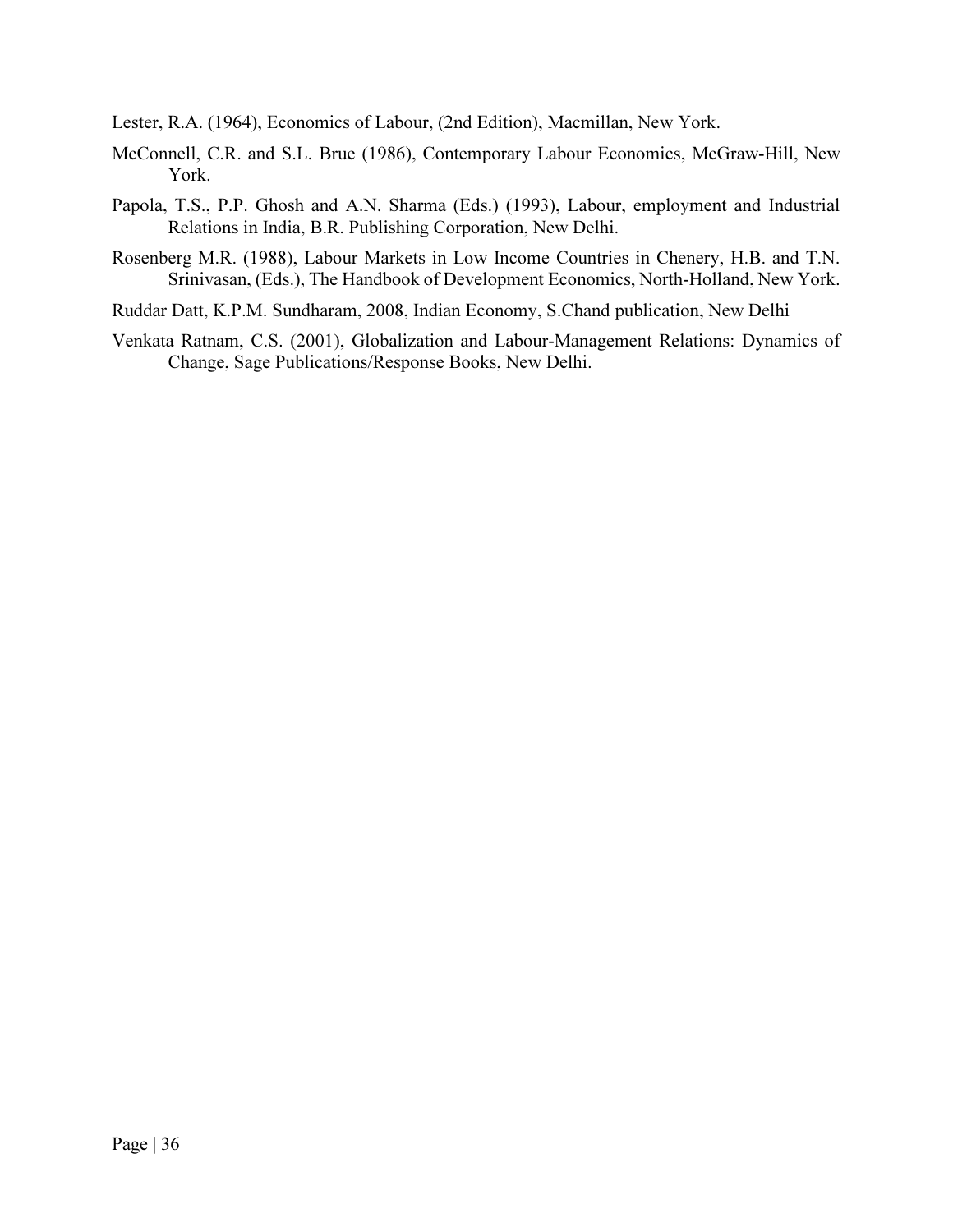Lester, R.A. (1964), Economics of Labour, (2nd Edition), Macmillan, New York.

McConnell, C.R. and S.L. Brue (1986), Contemporary Labour Economics, McGraw-Hill, New York.

Papola, T.S., P.P. Ghosh and A.N. Sharma (Eds.) (1993), Labour, employment and Industrial Relations in India, B.R. Publishing Corporation, New Delhi.

Rosenberg M.R. (1988), Labour Markets in Low Income Countries in Chenery, H.B. and T.N. Srinivasan, (Eds.), The Handbook of Development Economics, North-Holland, New York.

Ruddar Datt, K.P.M. Sundharam, 2008, Indian Economy, S.Chand publication, New Delhi

Venkata Ratnam, C.S. (2001), Globalization and Labour-Management Relations: Dynamics of Change, Sage Publications/Response Books, New Delhi.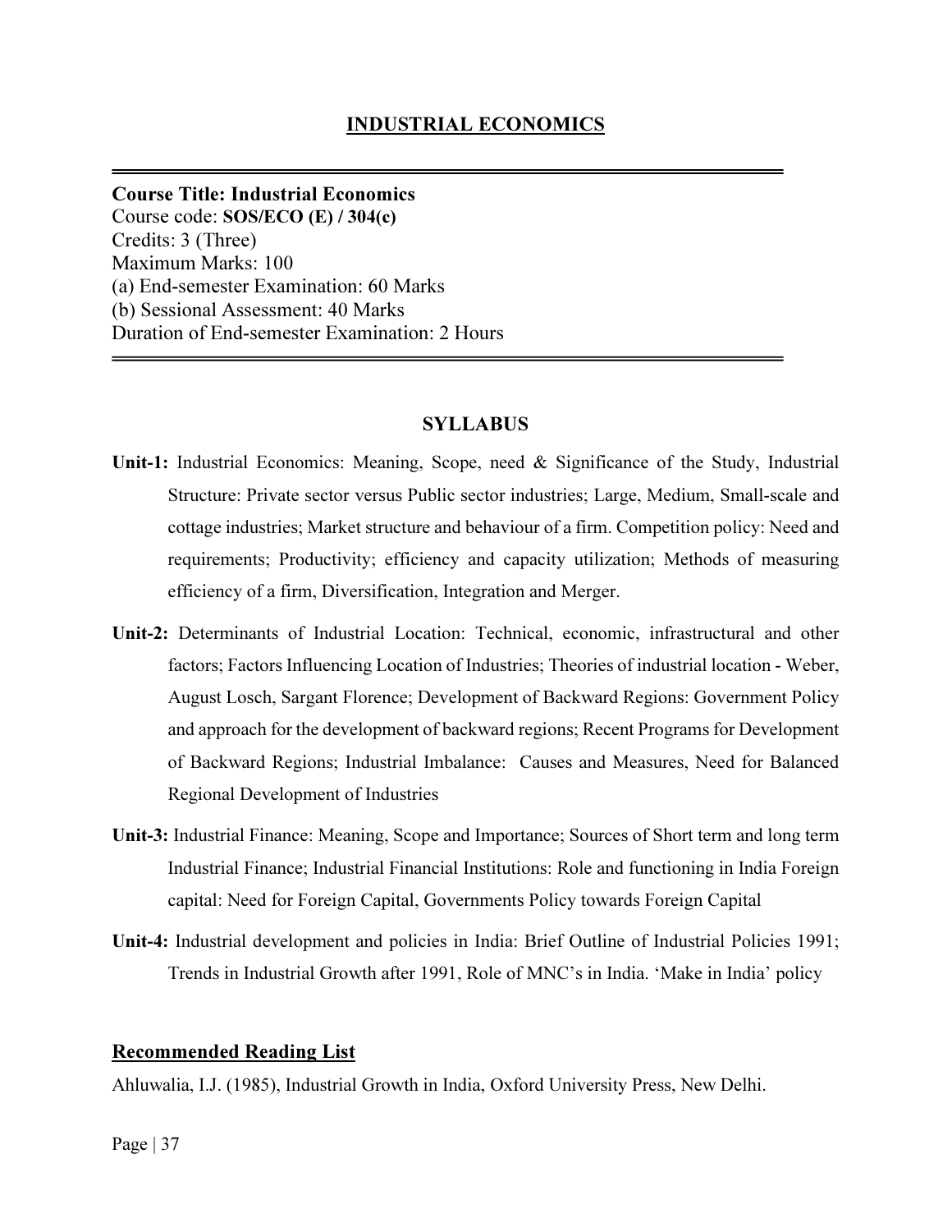## INDUSTRIAL ECONOMICS

---

**Course Title: Industrial Economics**
Course code: **SOS/ECO (E) / 304(c)**
Credits: 3 (Three)
Maximum Marks: 100
(a) End-semester Examination: 60 Marks
(b) Sessional Assessment: 40 Marks
Duration of End-semester Examination: 2 Hours

---

### SYLLABUS

**Unit-1:** Industrial Economics: Meaning, Scope, need & Significance of the Study, Industrial Structure: Private sector versus Public sector industries; Large, Medium, Small-scale and cottage industries; Market structure and behaviour of a firm. Competition policy: Need and requirements; Productivity; efficiency and capacity utilization; Methods of measuring efficiency of a firm, Diversification, Integration and Merger.

**Unit-2:** Determinants of Industrial Location: Technical, economic, infrastructural and other factors; Factors Influencing Location of Industries; Theories of industrial location - Weber, August Losch, Sargant Florence; Development of Backward Regions: Government Policy and approach for the development of backward regions; Recent Programs for Development of Backward Regions; Industrial Imbalance: Causes and Measures, Need for Balanced Regional Development of Industries

**Unit-3:** Industrial Finance: Meaning, Scope and Importance; Sources of Short term and long term Industrial Finance; Industrial Financial Institutions: Role and functioning in India Foreign capital: Need for Foreign Capital, Governments Policy towards Foreign Capital

**Unit-4:** Industrial development and policies in India: Brief Outline of Industrial Policies 1991; Trends in Industrial Growth after 1991, Role of MNC's in India. 'Make in India' policy

### Recommended Reading List

Ahluwalia, I.J. (1985), Industrial Growth in India, Oxford University Press, New Delhi.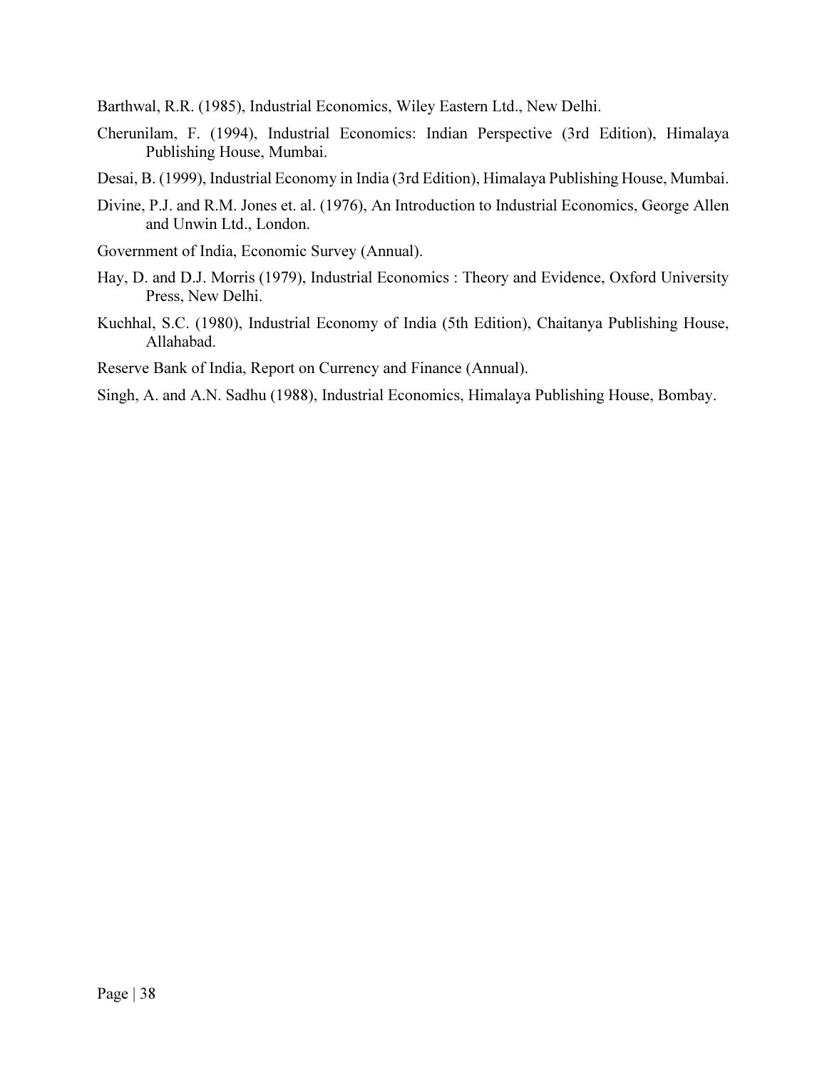Barthwal, R.R. (1985), Industrial Economics, Wiley Eastern Ltd., New Delhi.

Cherunilam, F. (1994), Industrial Economics: Indian Perspective (3rd Edition), Himalaya Publishing House, Mumbai.

Desai, B. (1999), Industrial Economy in India (3rd Edition), Himalaya Publishing House, Mumbai.

Divine, P.J. and R.M. Jones et. al. (1976), An Introduction to Industrial Economics, George Allen and Unwin Ltd., London.

Government of India, Economic Survey (Annual).

Hay, D. and D.J. Morris (1979), Industrial Economics : Theory and Evidence, Oxford University Press, New Delhi.

Kuchhal, S.C. (1980), Industrial Economy of India (5th Edition), Chaitanya Publishing House, Allahabad.

Reserve Bank of India, Report on Currency and Finance (Annual).

Singh, A. and A.N. Sadhu (1988), Industrial Economics, Himalaya Publishing House, Bombay.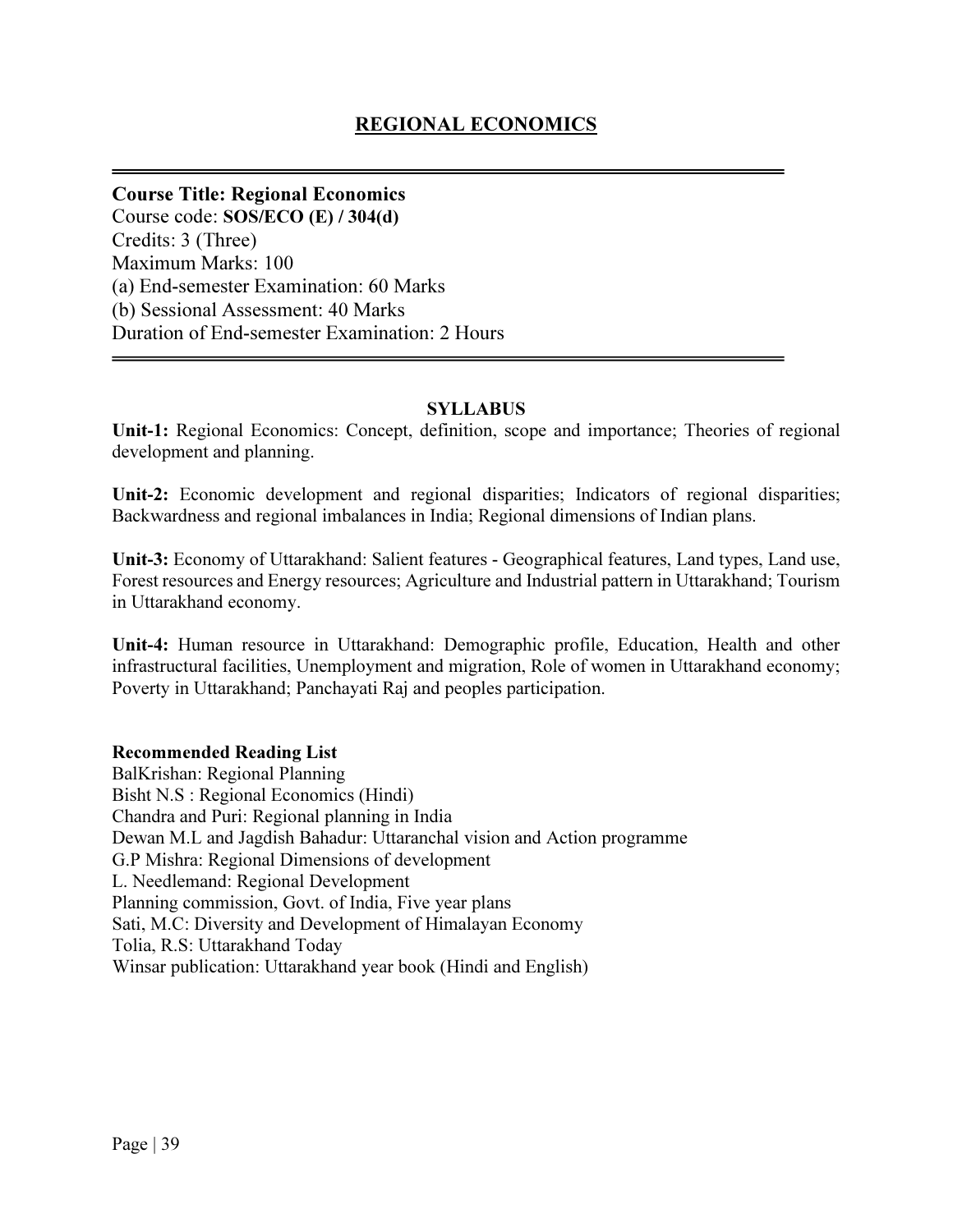# REGIONAL ECONOMICS

---

**Course Title: Regional Economics**
Course code: **SOS/ECO (E) / 304(d)**
Credits: 3 (Three)
Maximum Marks: 100
(a) End-semester Examination: 60 Marks
(b) Sessional Assessment: 40 Marks
Duration of End-semester Examination: 2 Hours

---

## SYLLABUS

**Unit-1:** Regional Economics: Concept, definition, scope and importance; Theories of regional development and planning.

**Unit-2:** Economic development and regional disparities; Indicators of regional disparities; Backwardness and regional imbalances in India; Regional dimensions of Indian plans.

**Unit-3:** Economy of Uttarakhand: Salient features - Geographical features, Land types, Land use, Forest resources and Energy resources; Agriculture and Industrial pattern in Uttarakhand; Tourism in Uttarakhand economy.

**Unit-4:** Human resource in Uttarakhand: Demographic profile, Education, Health and other infrastructural facilities, Unemployment and migration, Role of women in Uttarakhand economy; Poverty in Uttarakhand; Panchayati Raj and peoples participation.

**Recommended Reading List**

BalKrishan: Regional Planning
Bisht N.S : Regional Economics (Hindi)
Chandra and Puri: Regional planning in India
Dewan M.L and Jagdish Bahadur: Uttaranchal vision and Action programme
G.P Mishra: Regional Dimensions of development
L. Needlemand: Regional Development
Planning commission, Govt. of India, Five year plans
Sati, M.C: Diversity and Development of Himalayan Economy
Tolia, R.S: Uttarakhand Today
Winsar publication: Uttarakhand year book (Hindi and English)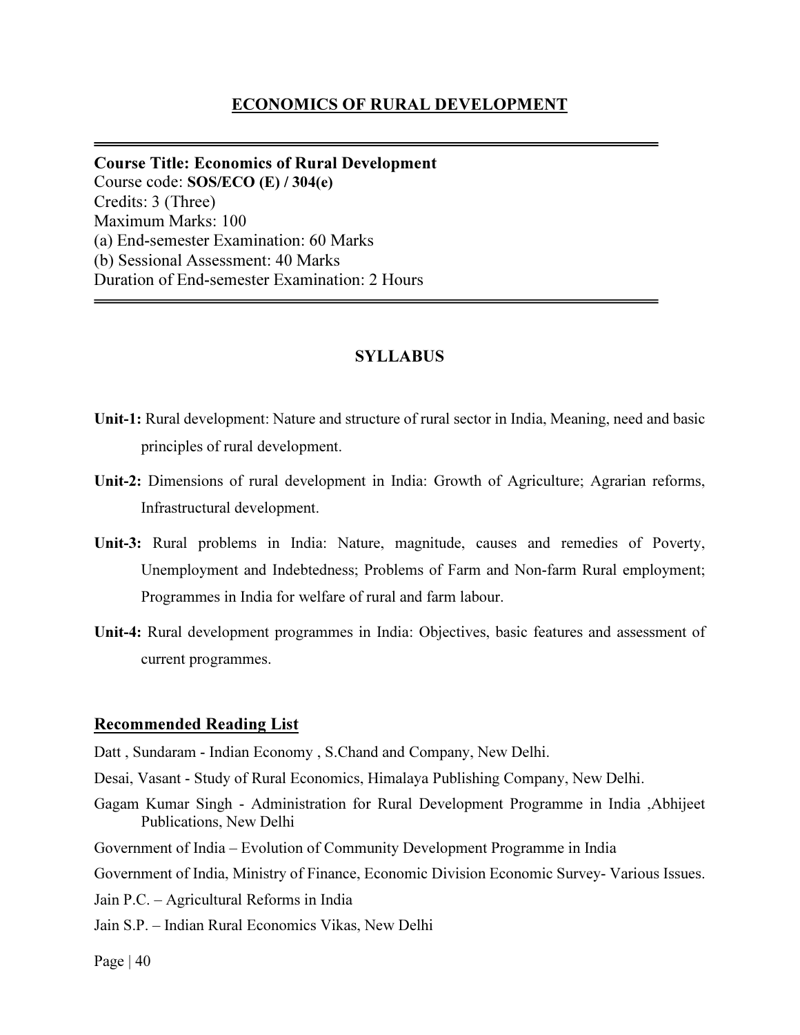# ECONOMICS OF RURAL DEVELOPMENT

---

**Course Title: Economics of Rural Development**
Course code: **SOS/ECO (E) / 304(e)**
Credits: 3 (Three)
Maximum Marks: 100
(a) End-semester Examination: 60 Marks
(b) Sessional Assessment: 40 Marks
Duration of End-semester Examination: 2 Hours

---

## SYLLABUS

**Unit-1:** Rural development: Nature and structure of rural sector in India, Meaning, need and basic principles of rural development.

**Unit-2:** Dimensions of rural development in India: Growth of Agriculture; Agrarian reforms, Infrastructural development.

**Unit-3:** Rural problems in India: Nature, magnitude, causes and remedies of Poverty, Unemployment and Indebtedness; Problems of Farm and Non-farm Rural employment; Programmes in India for welfare of rural and farm labour.

**Unit-4:** Rural development programmes in India: Objectives, basic features and assessment of current programmes.

## Recommended Reading List

Datt , Sundaram - Indian Economy , S.Chand and Company, New Delhi.

Desai, Vasant - Study of Rural Economics, Himalaya Publishing Company, New Delhi.

Gagam Kumar Singh - Administration for Rural Development Programme in India ,Abhijeet Publications, New Delhi

Government of India – Evolution of Community Development Programme in India

Government of India, Ministry of Finance, Economic Division Economic Survey- Various Issues.

Jain P.C. – Agricultural Reforms in India

Jain S.P. – Indian Rural Economics Vikas, New Delhi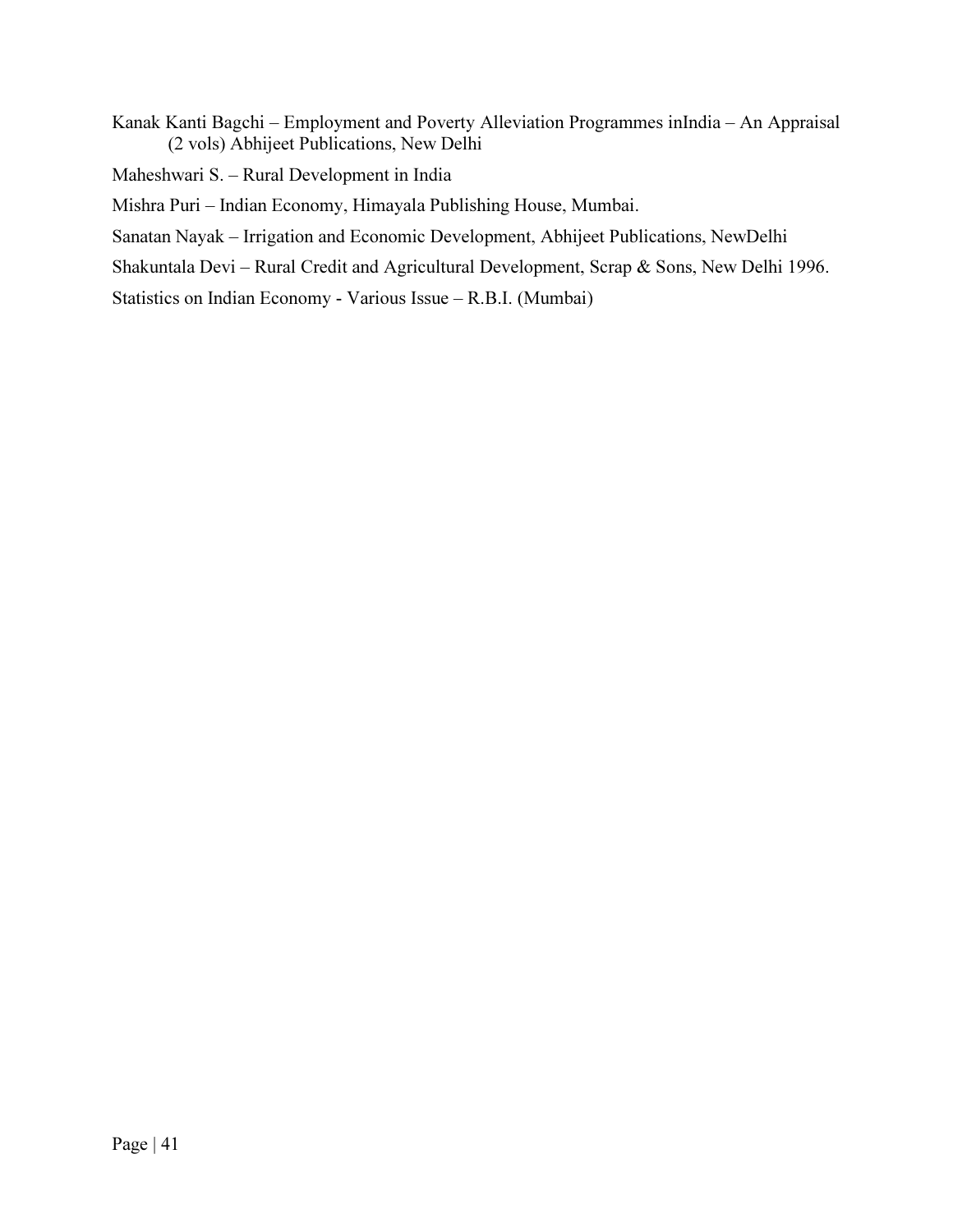Kanak Kanti Bagchi – Employment and Poverty Alleviation Programmes inIndia – An Appraisal (2 vols) Abhijeet Publications, New Delhi

Maheshwari S. – Rural Development in India

Mishra Puri – Indian Economy, Himayala Publishing House, Mumbai.

Sanatan Nayak – Irrigation and Economic Development, Abhijeet Publications, NewDelhi

Shakuntala Devi – Rural Credit and Agricultural Development, Scrap & Sons, New Delhi 1996.

Statistics on Indian Economy - Various Issue – R.B.I. (Mumbai)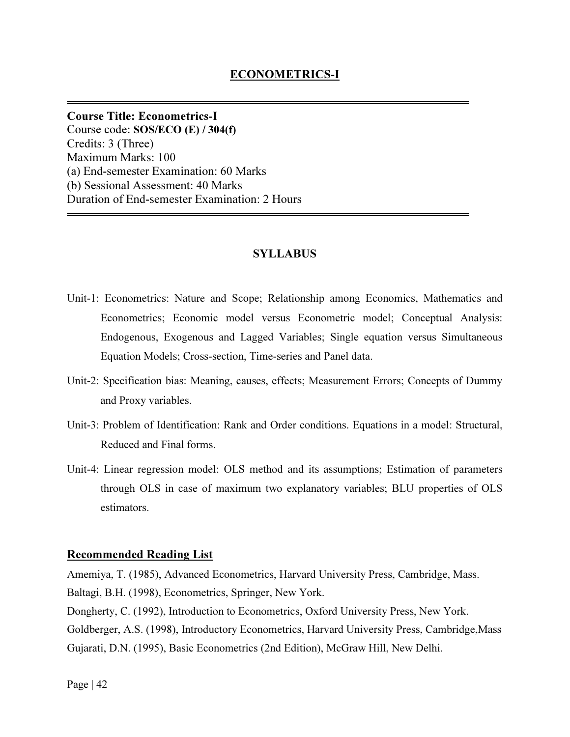# ECONOMETRICS-I

**Course Title: Econometrics-I**
Course code: **SOS/ECO (E) / 304(f)**
Credits: 3 (Three)
Maximum Marks: 100
(a) End-semester Examination: 60 Marks
(b) Sessional Assessment: 40 Marks
Duration of End-semester Examination: 2 Hours

## SYLLABUS

Unit-1: Econometrics: Nature and Scope; Relationship among Economics, Mathematics and Econometrics; Economic model versus Econometric model; Conceptual Analysis: Endogenous, Exogenous and Lagged Variables; Single equation versus Simultaneous Equation Models; Cross-section, Time-series and Panel data.

Unit-2: Specification bias: Meaning, causes, effects; Measurement Errors; Concepts of Dummy and Proxy variables.

Unit-3: Problem of Identification: Rank and Order conditions. Equations in a model: Structural, Reduced and Final forms.

Unit-4: Linear regression model: OLS method and its assumptions; Estimation of parameters through OLS in case of maximum two explanatory variables; BLU properties of OLS estimators.

## Recommended Reading List

Amemiya, T. (1985), Advanced Econometrics, Harvard University Press, Cambridge, Mass.
Baltagi, B.H. (1998), Econometrics, Springer, New York.
Dongherty, C. (1992), Introduction to Econometrics, Oxford University Press, New York.
Goldberger, A.S. (1998), Introductory Econometrics, Harvard University Press, Cambridge,Mass
Gujarati, D.N. (1995), Basic Econometrics (2nd Edition), McGraw Hill, New Delhi.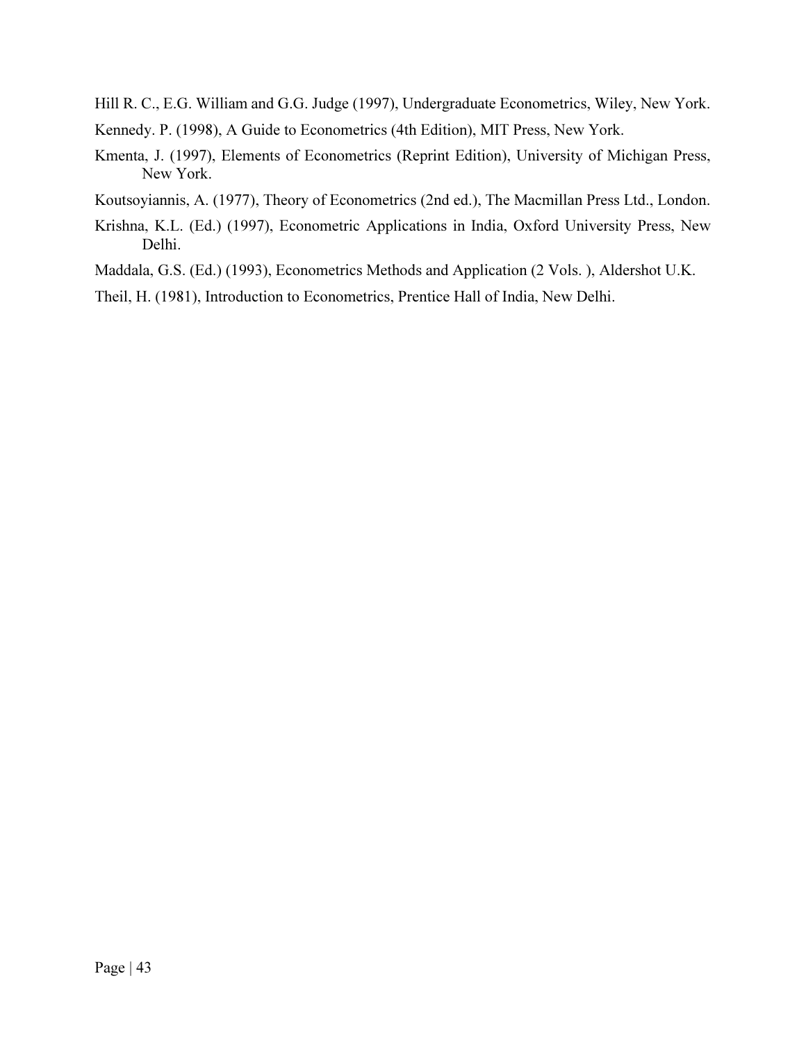Hill R. C., E.G. William and G.G. Judge (1997), Undergraduate Econometrics, Wiley, New York.

Kennedy. P. (1998), A Guide to Econometrics (4th Edition), MIT Press, New York.

Kmenta, J. (1997), Elements of Econometrics (Reprint Edition), University of Michigan Press, New York.

Koutsoyiannis, A. (1977), Theory of Econometrics (2nd ed.), The Macmillan Press Ltd., London.

Krishna, K.L. (Ed.) (1997), Econometric Applications in India, Oxford University Press, New Delhi.

Maddala, G.S. (Ed.) (1993), Econometrics Methods and Application (2 Vols. ), Aldershot U.K.

Theil, H. (1981), Introduction to Econometrics, Prentice Hall of India, New Delhi.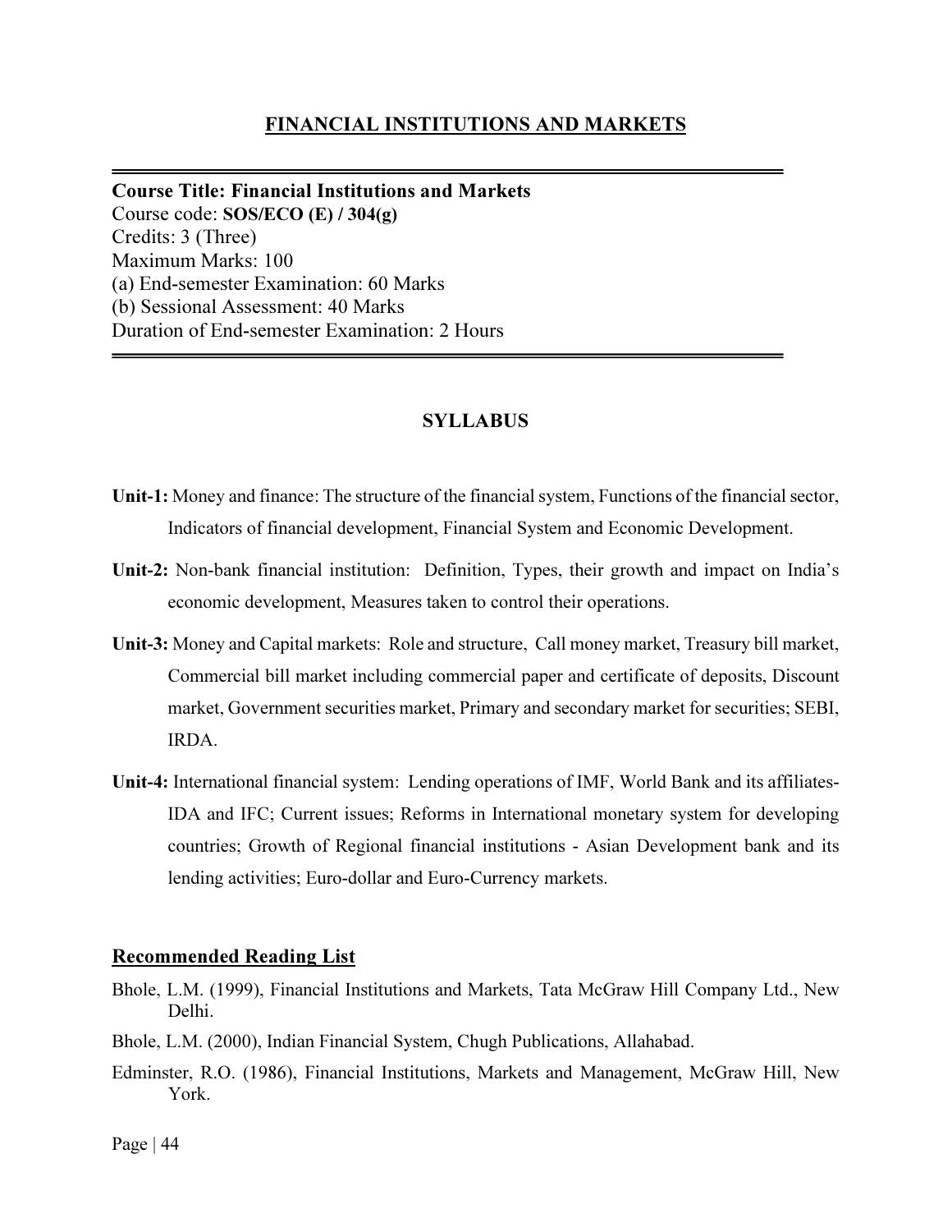# FINANCIAL INSTITUTIONS AND MARKETS

---

**Course Title: Financial Institutions and Markets**
Course code: **SOS/ECO (E) / 304(g)**
Credits: 3 (Three)
Maximum Marks: 100
(a) End-semester Examination: 60 Marks
(b) Sessional Assessment: 40 Marks
Duration of End-semester Examination: 2 Hours

---

## SYLLABUS

**Unit-1:** Money and finance: The structure of the financial system, Functions of the financial sector, Indicators of financial development, Financial System and Economic Development.

**Unit-2:** Non-bank financial institution: Definition, Types, their growth and impact on India's economic development, Measures taken to control their operations.

**Unit-3:** Money and Capital markets: Role and structure, Call money market, Treasury bill market, Commercial bill market including commercial paper and certificate of deposits, Discount market, Government securities market, Primary and secondary market for securities; SEBI, IRDA.

**Unit-4:** International financial system: Lending operations of IMF, World Bank and its affiliates- IDA and IFC; Current issues; Reforms in International monetary system for developing countries; Growth of Regional financial institutions - Asian Development bank and its lending activities; Euro-dollar and Euro-Currency markets.

## Recommended Reading List

Bhole, L.M. (1999), Financial Institutions and Markets, Tata McGraw Hill Company Ltd., New Delhi.

Bhole, L.M. (2000), Indian Financial System, Chugh Publications, Allahabad.

Edminster, R.O. (1986), Financial Institutions, Markets and Management, McGraw Hill, New York.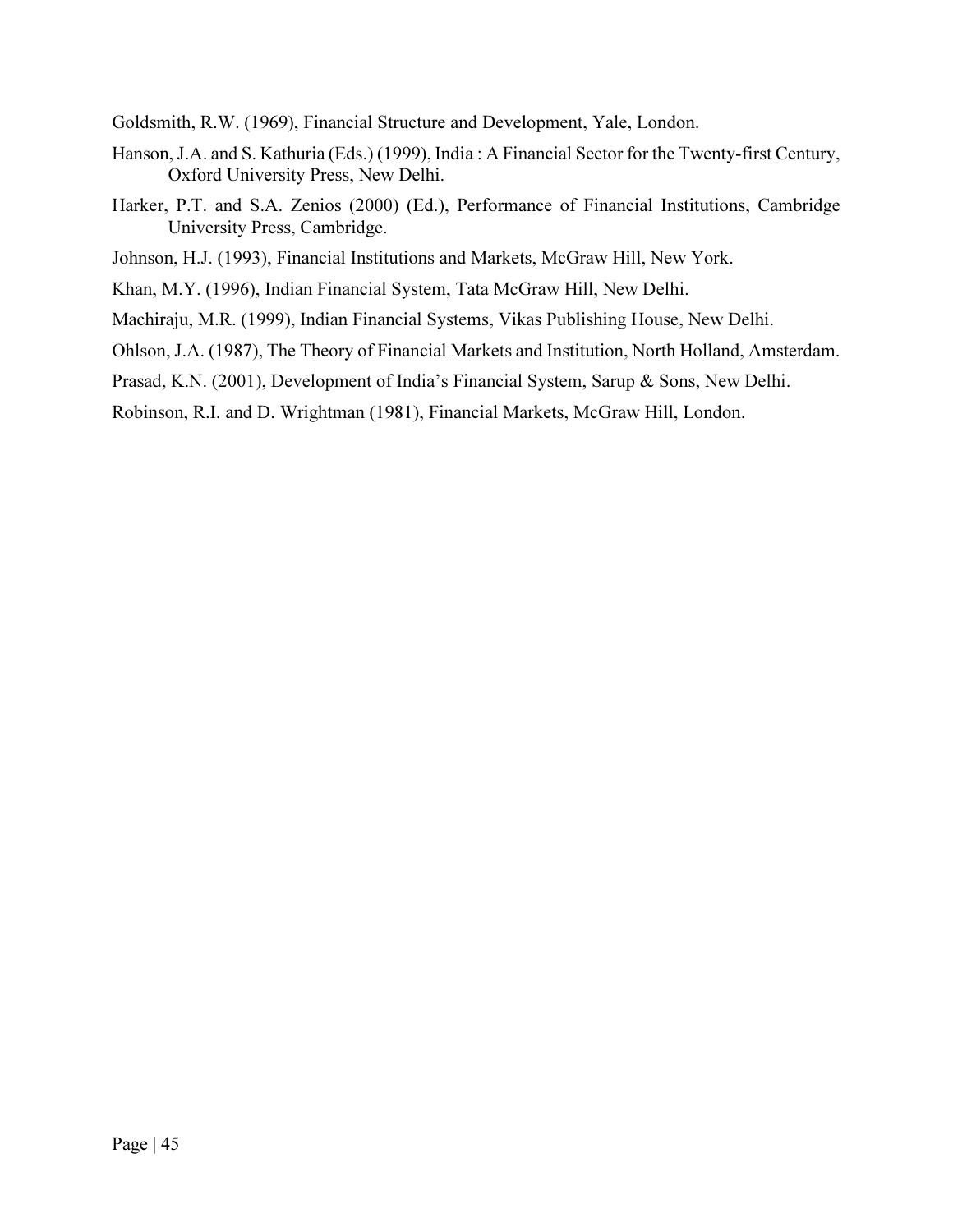Goldsmith, R.W. (1969), Financial Structure and Development, Yale, London.

Hanson, J.A. and S. Kathuria (Eds.) (1999), India : A Financial Sector for the Twenty-first Century, Oxford University Press, New Delhi.

Harker, P.T. and S.A. Zenios (2000) (Ed.), Performance of Financial Institutions, Cambridge University Press, Cambridge.

Johnson, H.J. (1993), Financial Institutions and Markets, McGraw Hill, New York.

Khan, M.Y. (1996), Indian Financial System, Tata McGraw Hill, New Delhi.

Machiraju, M.R. (1999), Indian Financial Systems, Vikas Publishing House, New Delhi.

Ohlson, J.A. (1987), The Theory of Financial Markets and Institution, North Holland, Amsterdam.

Prasad, K.N. (2001), Development of India's Financial System, Sarup & Sons, New Delhi.

Robinson, R.I. and D. Wrightman (1981), Financial Markets, McGraw Hill, London.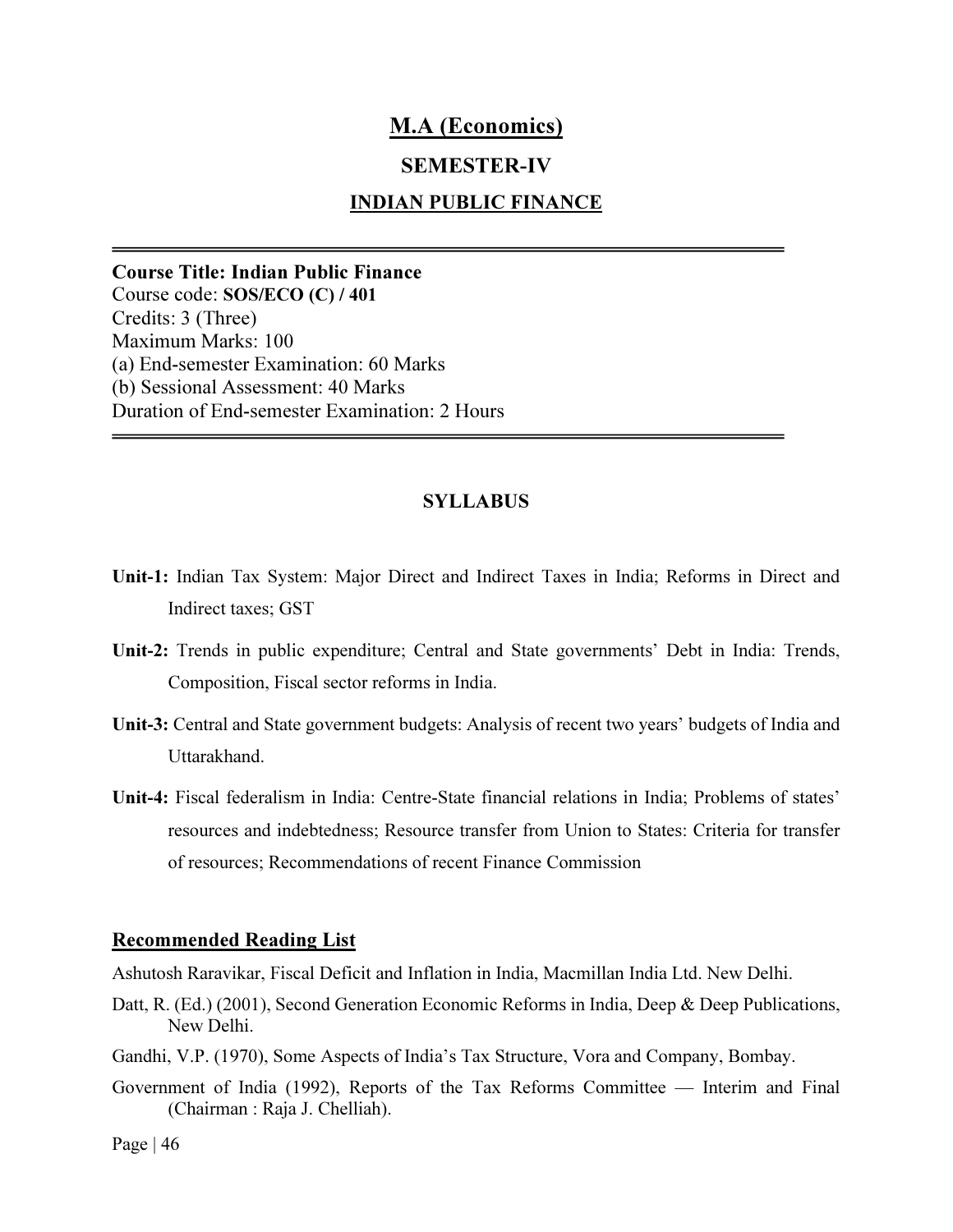# M.A (Economics)

## SEMESTER-IV

## INDIAN PUBLIC FINANCE

---

**Course Title: Indian Public Finance**
Course code: **SOS/ECO (C) / 401**
Credits: 3 (Three)
Maximum Marks: 100
(a) End-semester Examination: 60 Marks
(b) Sessional Assessment: 40 Marks
Duration of End-semester Examination: 2 Hours

---

### SYLLABUS

**Unit-1:** Indian Tax System: Major Direct and Indirect Taxes in India; Reforms in Direct and Indirect taxes; GST

**Unit-2:** Trends in public expenditure; Central and State governments' Debt in India: Trends, Composition, Fiscal sector reforms in India.

**Unit-3:** Central and State government budgets: Analysis of recent two years' budgets of India and Uttarakhand.

**Unit-4:** Fiscal federalism in India: Centre-State financial relations in India; Problems of states' resources and indebtedness; Resource transfer from Union to States: Criteria for transfer of resources; Recommendations of recent Finance Commission

### Recommended Reading List

Ashutosh Raravikar, Fiscal Deficit and Inflation in India, Macmillan India Ltd. New Delhi.

Datt, R. (Ed.) (2001), Second Generation Economic Reforms in India, Deep & Deep Publications, New Delhi.

Gandhi, V.P. (1970), Some Aspects of India's Tax Structure, Vora and Company, Bombay.

Government of India (1992), Reports of the Tax Reforms Committee — Interim and Final (Chairman : Raja J. Chelliah).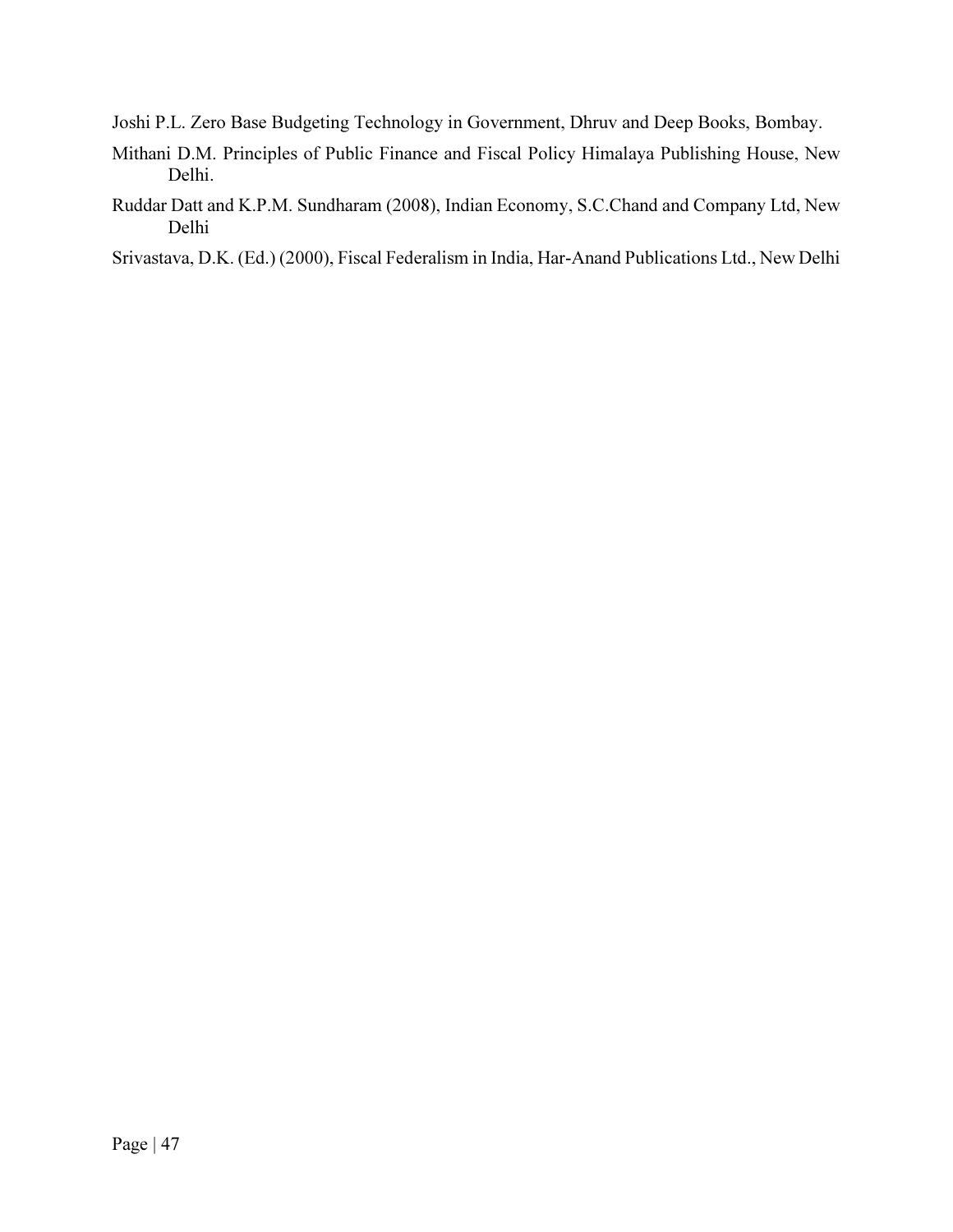Joshi P.L. Zero Base Budgeting Technology in Government, Dhruv and Deep Books, Bombay.

Mithani D.M. Principles of Public Finance and Fiscal Policy Himalaya Publishing House, New Delhi.

Ruddar Datt and K.P.M. Sundharam (2008), Indian Economy, S.C.Chand and Company Ltd, New Delhi

Srivastava, D.K. (Ed.) (2000), Fiscal Federalism in India, Har-Anand Publications Ltd., New Delhi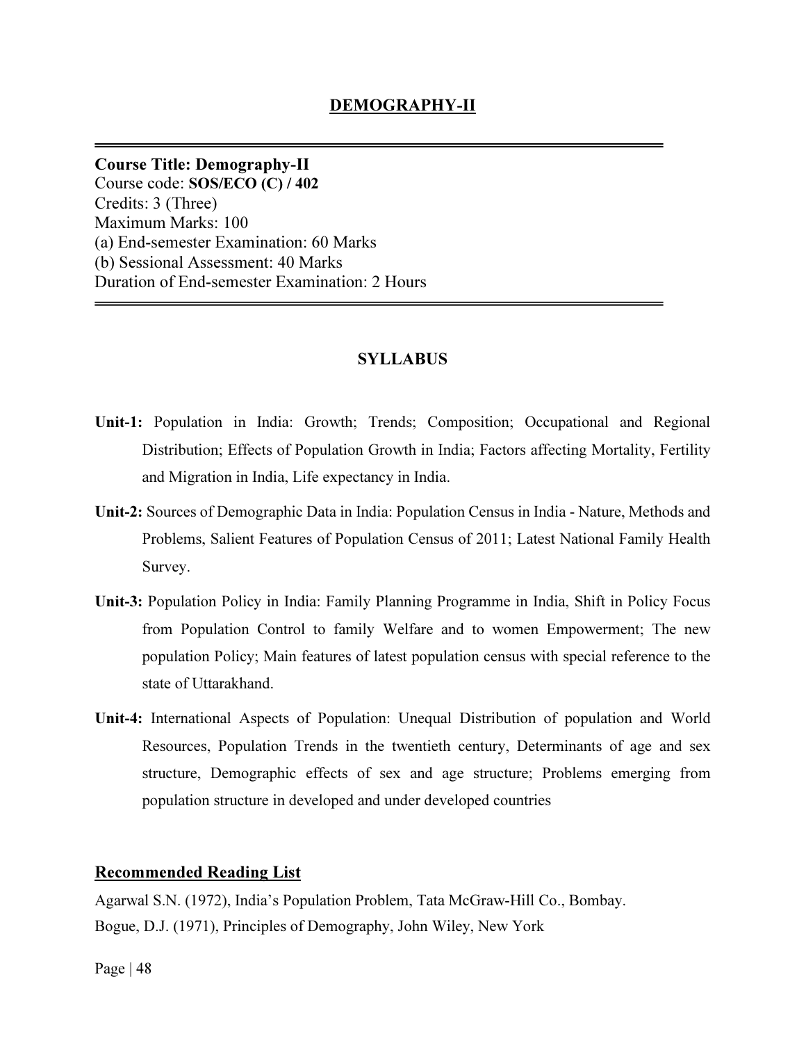# DEMOGRAPHY-II

---

**Course Title: Demography-II**
Course code: **SOS/ECO (C) / 402**
Credits: 3 (Three)
Maximum Marks: 100
(a) End-semester Examination: 60 Marks
(b) Sessional Assessment: 40 Marks
Duration of End-semester Examination: 2 Hours

---

## SYLLABUS

**Unit-1:** Population in India: Growth; Trends; Composition; Occupational and Regional Distribution; Effects of Population Growth in India; Factors affecting Mortality, Fertility and Migration in India, Life expectancy in India.

**Unit-2:** Sources of Demographic Data in India: Population Census in India - Nature, Methods and Problems, Salient Features of Population Census of 2011; Latest National Family Health Survey.

**Unit-3:** Population Policy in India: Family Planning Programme in India, Shift in Policy Focus from Population Control to family Welfare and to women Empowerment; The new population Policy; Main features of latest population census with special reference to the state of Uttarakhand.

**Unit-4:** International Aspects of Population: Unequal Distribution of population and World Resources, Population Trends in the twentieth century, Determinants of age and sex structure, Demographic effects of sex and age structure; Problems emerging from population structure in developed and under developed countries

## Recommended Reading List

Agarwal S.N. (1972), India's Population Problem, Tata McGraw-Hill Co., Bombay.
Bogue, D.J. (1971), Principles of Demography, John Wiley, New York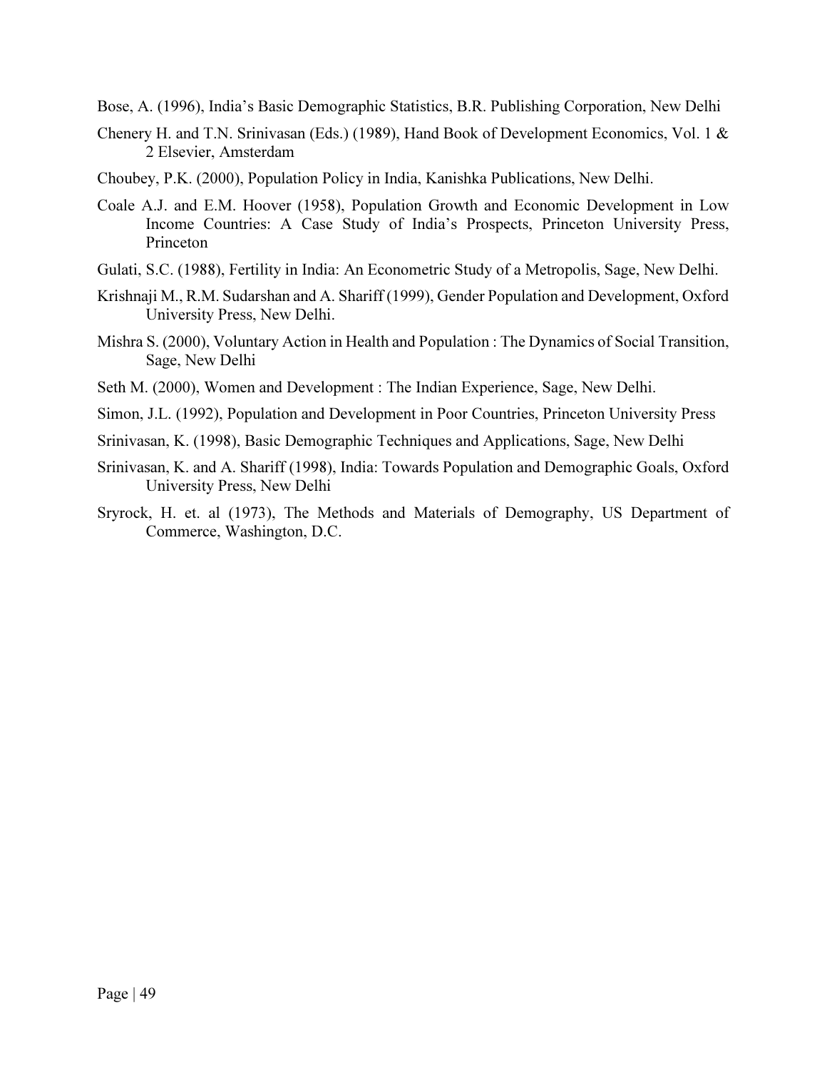Bose, A. (1996), India's Basic Demographic Statistics, B.R. Publishing Corporation, New Delhi

Chenery H. and T.N. Srinivasan (Eds.) (1989), Hand Book of Development Economics, Vol. 1 & 2 Elsevier, Amsterdam

Choubey, P.K. (2000), Population Policy in India, Kanishka Publications, New Delhi.

Coale A.J. and E.M. Hoover (1958), Population Growth and Economic Development in Low Income Countries: A Case Study of India's Prospects, Princeton University Press, Princeton

Gulati, S.C. (1988), Fertility in India: An Econometric Study of a Metropolis, Sage, New Delhi.

Krishnaji M., R.M. Sudarshan and A. Shariff (1999), Gender Population and Development, Oxford University Press, New Delhi.

Mishra S. (2000), Voluntary Action in Health and Population : The Dynamics of Social Transition, Sage, New Delhi

Seth M. (2000), Women and Development : The Indian Experience, Sage, New Delhi.

Simon, J.L. (1992), Population and Development in Poor Countries, Princeton University Press

Srinivasan, K. (1998), Basic Demographic Techniques and Applications, Sage, New Delhi

Srinivasan, K. and A. Shariff (1998), India: Towards Population and Demographic Goals, Oxford University Press, New Delhi

Sryrock, H. et. al (1973), The Methods and Materials of Demography, US Department of Commerce, Washington, D.C.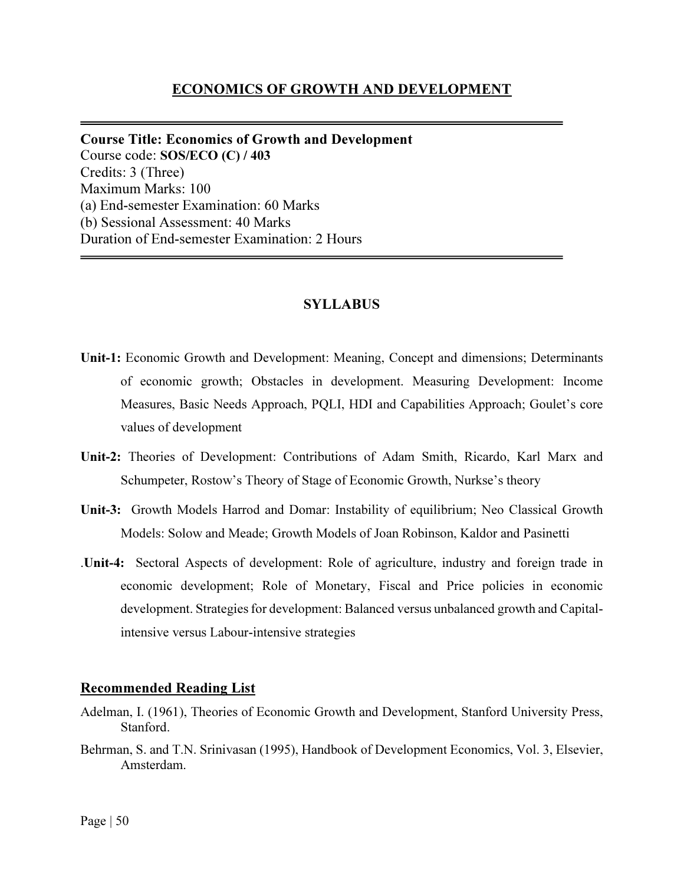# ECONOMICS OF GROWTH AND DEVELOPMENT

---

**Course Title: Economics of Growth and Development**
Course code: **SOS/ECO (C) / 403**
Credits: 3 (Three)
Maximum Marks: 100
(a) End-semester Examination: 60 Marks
(b) Sessional Assessment: 40 Marks
Duration of End-semester Examination: 2 Hours

---

## SYLLABUS

**Unit-1:** Economic Growth and Development: Meaning, Concept and dimensions; Determinants of economic growth; Obstacles in development. Measuring Development: Income Measures, Basic Needs Approach, PQLI, HDI and Capabilities Approach; Goulet's core values of development

**Unit-2:** Theories of Development: Contributions of Adam Smith, Ricardo, Karl Marx and Schumpeter, Rostow's Theory of Stage of Economic Growth, Nurkse's theory

**Unit-3:** Growth Models Harrod and Domar: Instability of equilibrium; Neo Classical Growth Models: Solow and Meade; Growth Models of Joan Robinson, Kaldor and Pasinetti

.**Unit-4:** Sectoral Aspects of development: Role of agriculture, industry and foreign trade in economic development; Role of Monetary, Fiscal and Price policies in economic development. Strategies for development: Balanced versus unbalanced growth and Capital-intensive versus Labour-intensive strategies

## Recommended Reading List

Adelman, I. (1961), Theories of Economic Growth and Development, Stanford University Press, Stanford.

Behrman, S. and T.N. Srinivasan (1995), Handbook of Development Economics, Vol. 3, Elsevier, Amsterdam.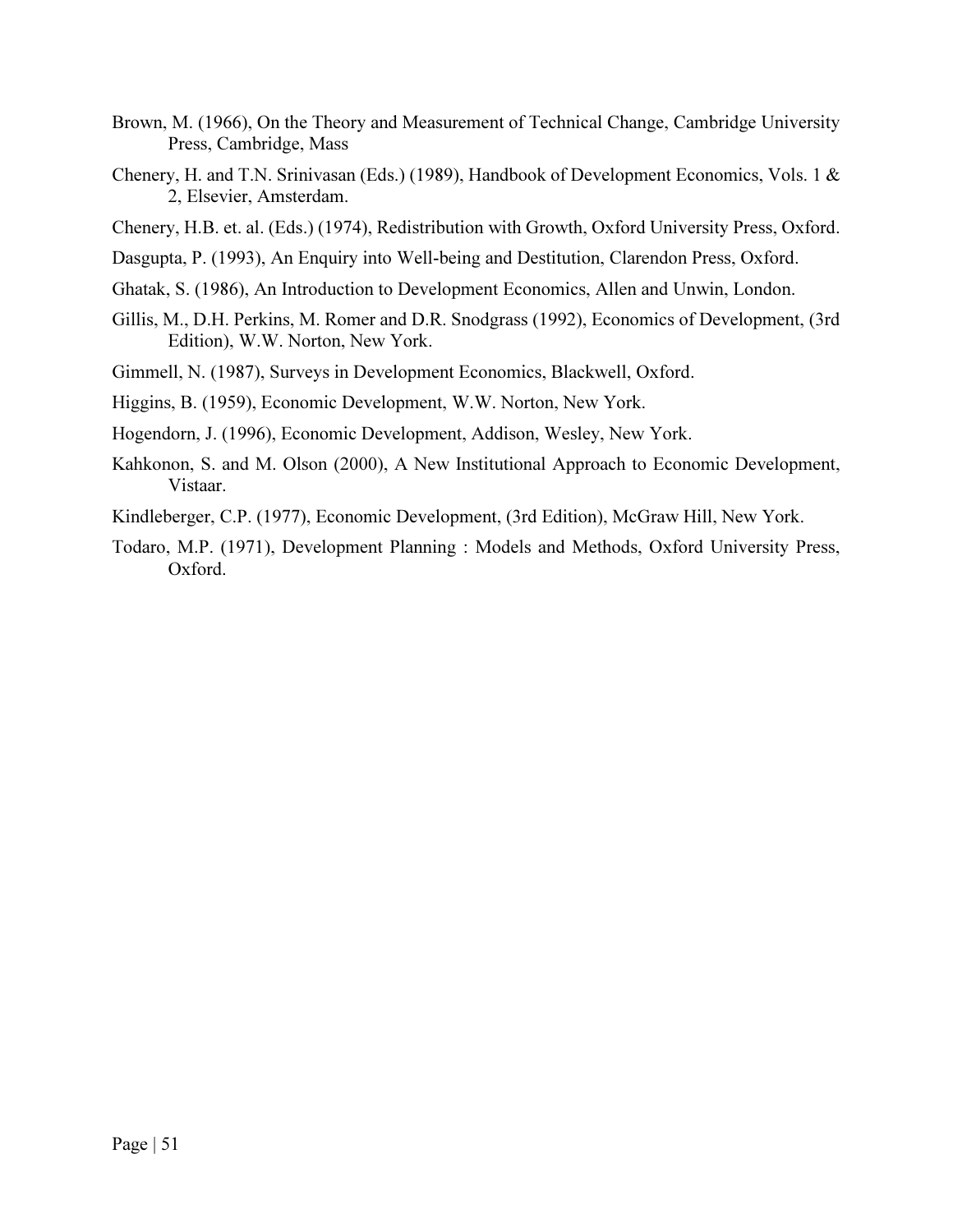Brown, M. (1966), On the Theory and Measurement of Technical Change, Cambridge University Press, Cambridge, Mass

Chenery, H. and T.N. Srinivasan (Eds.) (1989), Handbook of Development Economics, Vols. 1 & 2, Elsevier, Amsterdam.

Chenery, H.B. et. al. (Eds.) (1974), Redistribution with Growth, Oxford University Press, Oxford.

Dasgupta, P. (1993), An Enquiry into Well-being and Destitution, Clarendon Press, Oxford.

Ghatak, S. (1986), An Introduction to Development Economics, Allen and Unwin, London.

Gillis, M., D.H. Perkins, M. Romer and D.R. Snodgrass (1992), Economics of Development, (3rd Edition), W.W. Norton, New York.

Gimmell, N. (1987), Surveys in Development Economics, Blackwell, Oxford.

Higgins, B. (1959), Economic Development, W.W. Norton, New York.

Hogendorn, J. (1996), Economic Development, Addison, Wesley, New York.

Kahkonon, S. and M. Olson (2000), A New Institutional Approach to Economic Development, Vistaar.

Kindleberger, C.P. (1977), Economic Development, (3rd Edition), McGraw Hill, New York.

Todaro, M.P. (1971), Development Planning : Models and Methods, Oxford University Press, Oxford.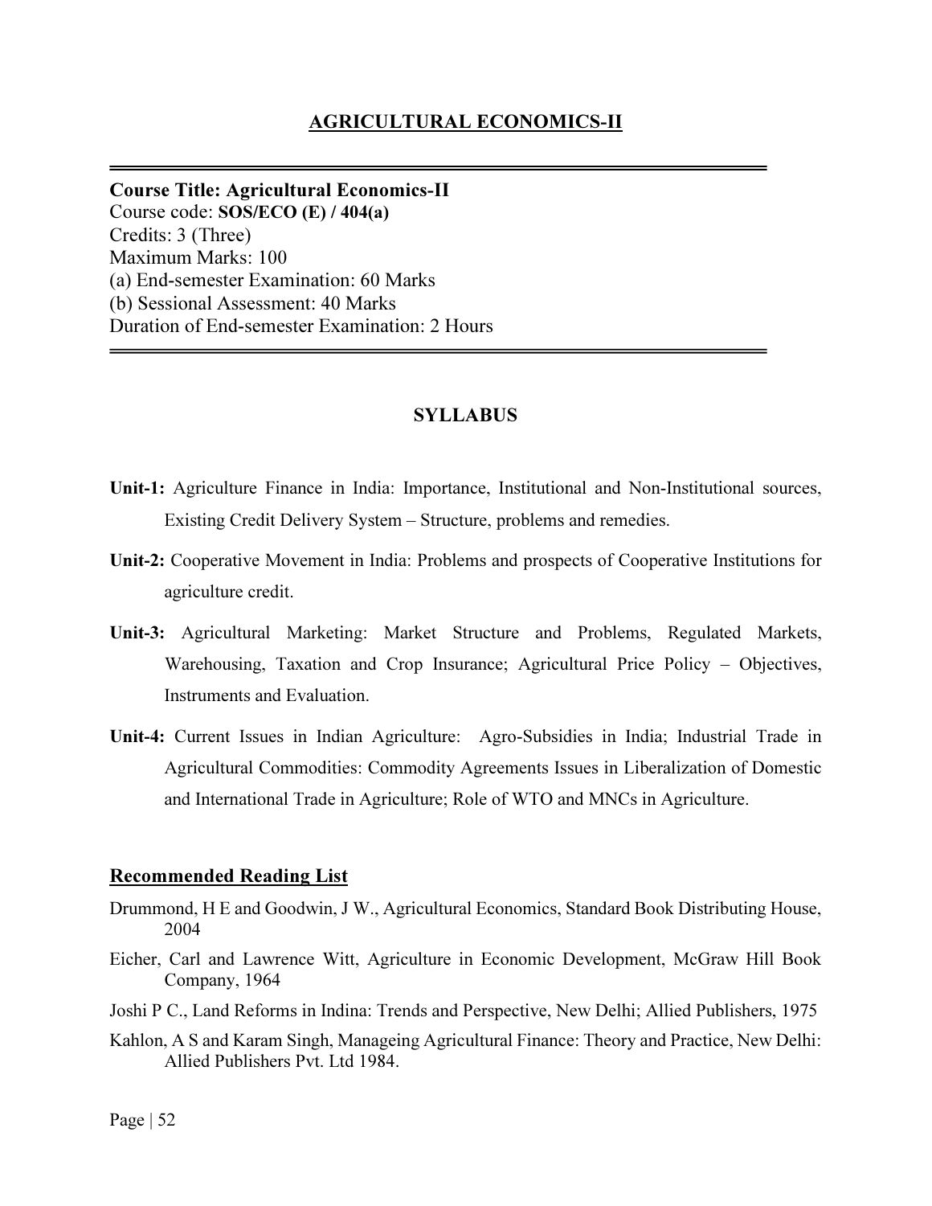# AGRICULTURAL ECONOMICS-II

---

**Course Title: Agricultural Economics-II**
Course code: **SOS/ECO (E) / 404(a)**
Credits: 3 (Three)
Maximum Marks: 100
(a) End-semester Examination: 60 Marks
(b) Sessional Assessment: 40 Marks
Duration of End-semester Examination: 2 Hours

---

## SYLLABUS

**Unit-1:** Agriculture Finance in India: Importance, Institutional and Non-Institutional sources, Existing Credit Delivery System – Structure, problems and remedies.

**Unit-2:** Cooperative Movement in India: Problems and prospects of Cooperative Institutions for agriculture credit.

**Unit-3:** Agricultural Marketing: Market Structure and Problems, Regulated Markets, Warehousing, Taxation and Crop Insurance; Agricultural Price Policy – Objectives, Instruments and Evaluation.

**Unit-4:** Current Issues in Indian Agriculture: Agro-Subsidies in India; Industrial Trade in Agricultural Commodities: Commodity Agreements Issues in Liberalization of Domestic and International Trade in Agriculture; Role of WTO and MNCs in Agriculture.

## Recommended Reading List

Drummond, H E and Goodwin, J W., Agricultural Economics, Standard Book Distributing House, 2004

Eicher, Carl and Lawrence Witt, Agriculture in Economic Development, McGraw Hill Book Company, 1964

Joshi P C., Land Reforms in Indina: Trends and Perspective, New Delhi; Allied Publishers, 1975

Kahlon, A S and Karam Singh, Manageing Agricultural Finance: Theory and Practice, New Delhi: Allied Publishers Pvt. Ltd 1984.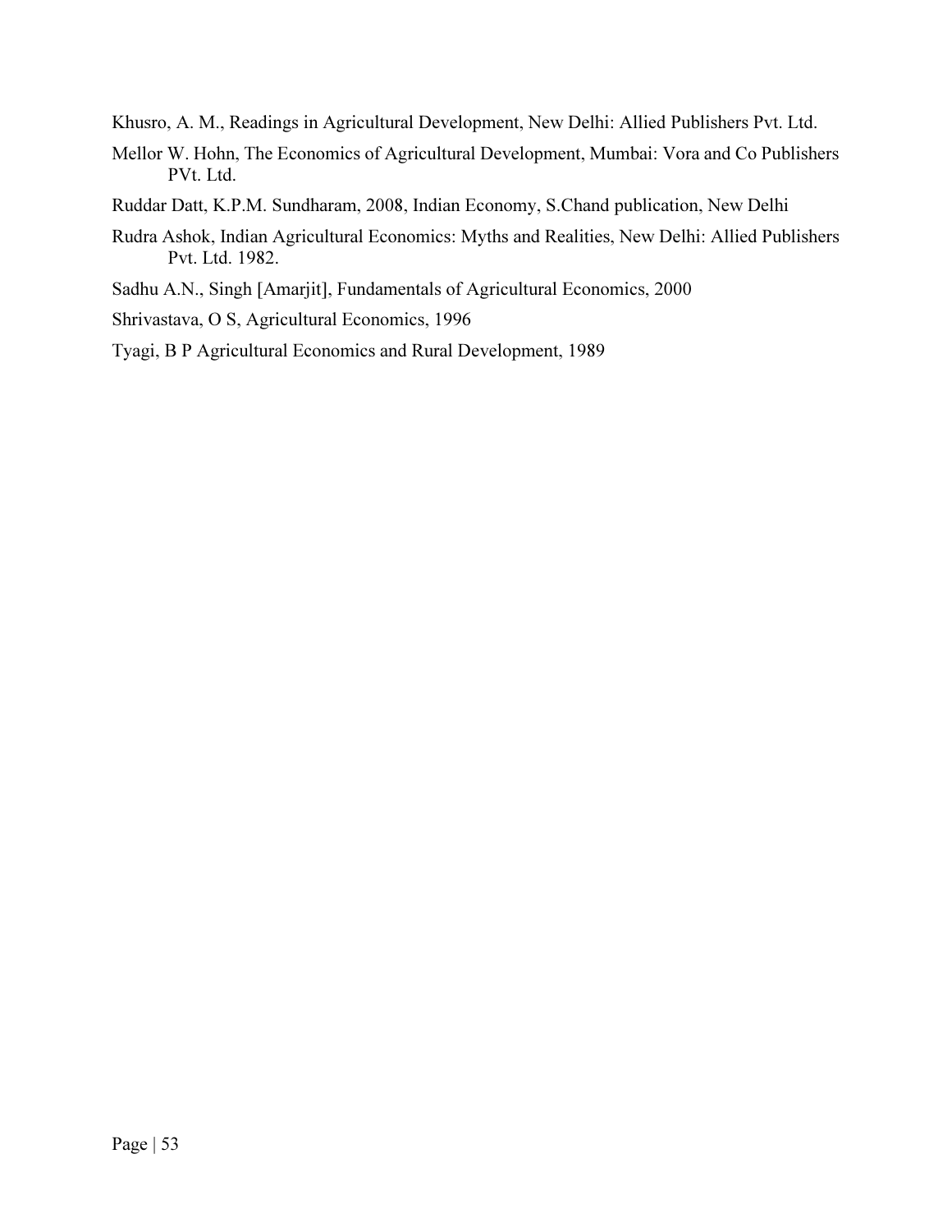Khusro, A. M., Readings in Agricultural Development, New Delhi: Allied Publishers Pvt. Ltd.

Mellor W. Hohn, The Economics of Agricultural Development, Mumbai: Vora and Co Publishers PVt. Ltd.

Ruddar Datt, K.P.M. Sundharam, 2008, Indian Economy, S.Chand publication, New Delhi

Rudra Ashok, Indian Agricultural Economics: Myths and Realities, New Delhi: Allied Publishers Pvt. Ltd. 1982.

Sadhu A.N., Singh [Amarjit], Fundamentals of Agricultural Economics, 2000

Shrivastava, O S, Agricultural Economics, 1996

Tyagi, B P Agricultural Economics and Rural Development, 1989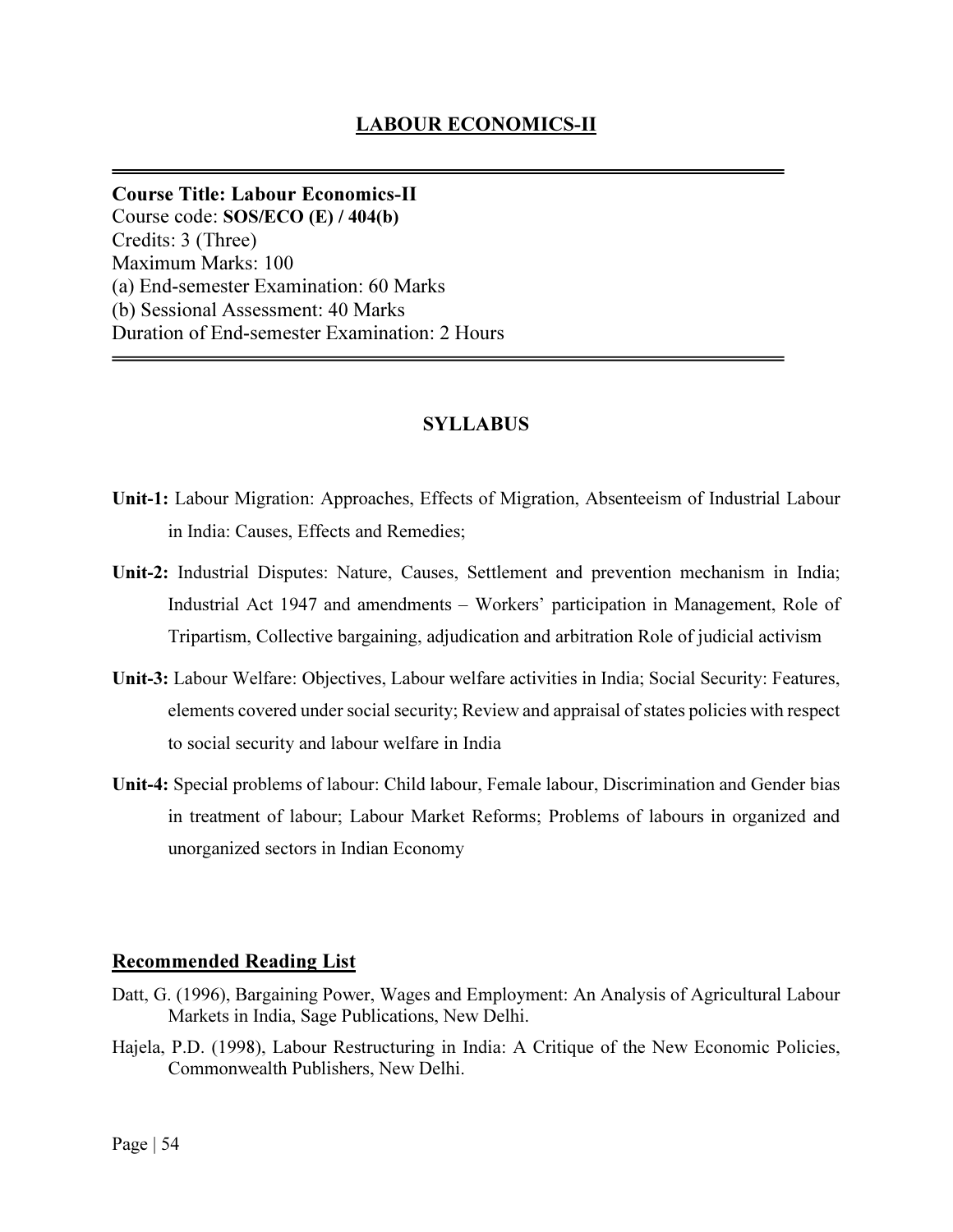# LABOUR ECONOMICS-II

---

**Course Title: Labour Economics-II**
Course code: **SOS/ECO (E) / 404(b)**
Credits: 3 (Three)
Maximum Marks: 100
(a) End-semester Examination: 60 Marks
(b) Sessional Assessment: 40 Marks
Duration of End-semester Examination: 2 Hours

---

## SYLLABUS

**Unit-1:** Labour Migration: Approaches, Effects of Migration, Absenteeism of Industrial Labour in India: Causes, Effects and Remedies;

**Unit-2:** Industrial Disputes: Nature, Causes, Settlement and prevention mechanism in India; Industrial Act 1947 and amendments – Workers' participation in Management, Role of Tripartism, Collective bargaining, adjudication and arbitration Role of judicial activism

**Unit-3:** Labour Welfare: Objectives, Labour welfare activities in India; Social Security: Features, elements covered under social security; Review and appraisal of states policies with respect to social security and labour welfare in India

**Unit-4:** Special problems of labour: Child labour, Female labour, Discrimination and Gender bias in treatment of labour; Labour Market Reforms; Problems of labours in organized and unorganized sectors in Indian Economy

## Recommended Reading List

Datt, G. (1996), Bargaining Power, Wages and Employment: An Analysis of Agricultural Labour Markets in India, Sage Publications, New Delhi.

Hajela, P.D. (1998), Labour Restructuring in India: A Critique of the New Economic Policies, Commonwealth Publishers, New Delhi.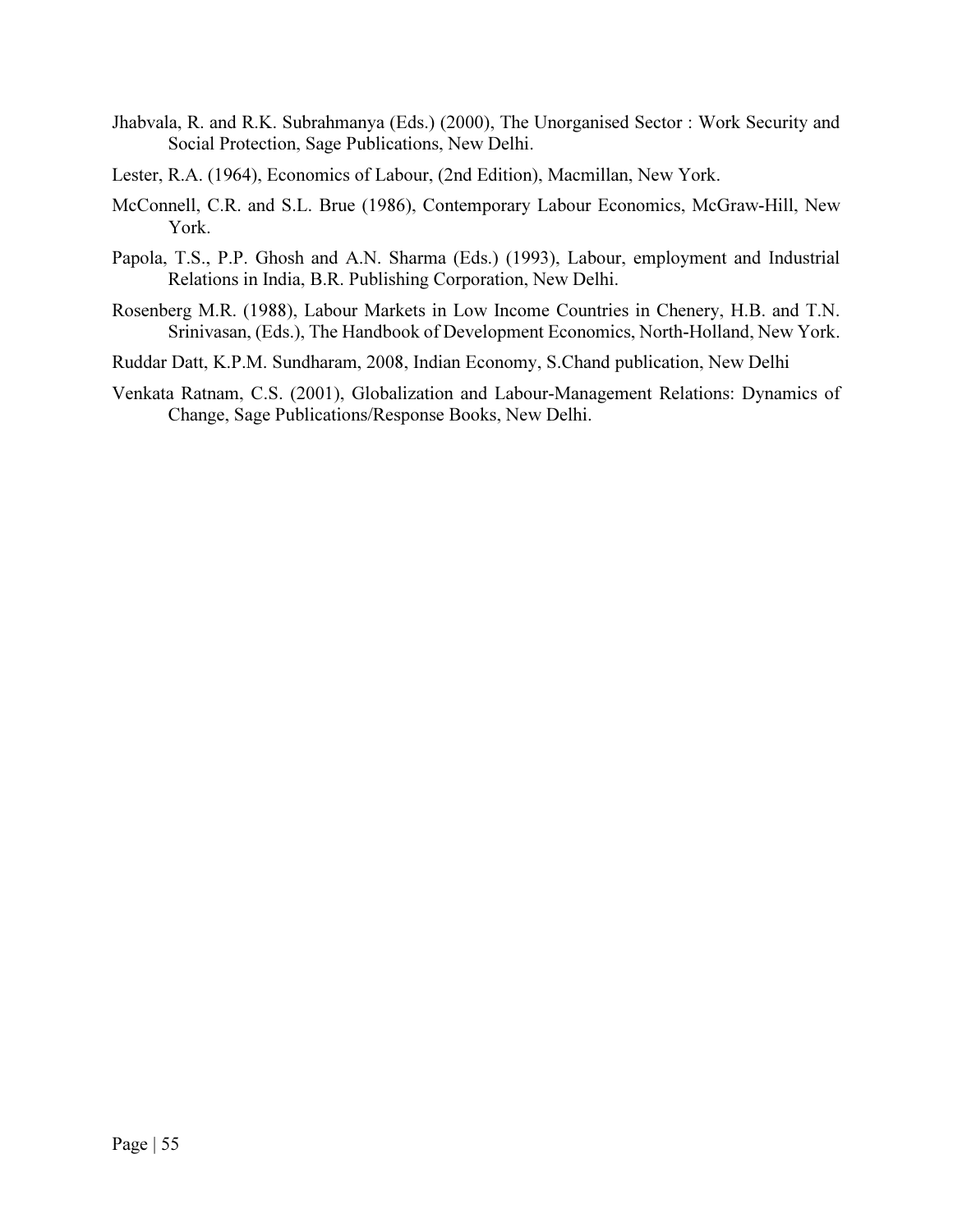Jhabvala, R. and R.K. Subrahmanya (Eds.) (2000), The Unorganised Sector : Work Security and Social Protection, Sage Publications, New Delhi.

Lester, R.A. (1964), Economics of Labour, (2nd Edition), Macmillan, New York.

McConnell, C.R. and S.L. Brue (1986), Contemporary Labour Economics, McGraw-Hill, New York.

Papola, T.S., P.P. Ghosh and A.N. Sharma (Eds.) (1993), Labour, employment and Industrial Relations in India, B.R. Publishing Corporation, New Delhi.

Rosenberg M.R. (1988), Labour Markets in Low Income Countries in Chenery, H.B. and T.N. Srinivasan, (Eds.), The Handbook of Development Economics, North-Holland, New York.

Ruddar Datt, K.P.M. Sundharam, 2008, Indian Economy, S.Chand publication, New Delhi

Venkata Ratnam, C.S. (2001), Globalization and Labour-Management Relations: Dynamics of Change, Sage Publications/Response Books, New Delhi.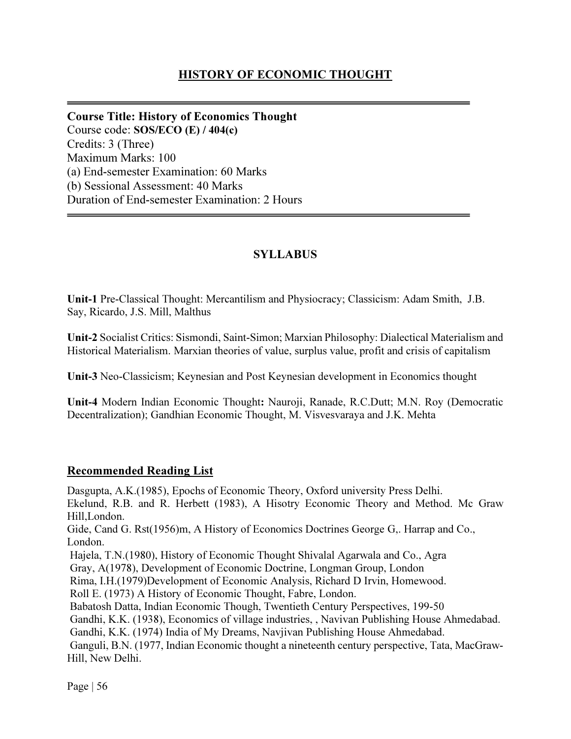# HISTORY OF ECONOMIC THOUGHT

---

**Course Title: History of Economics Thought**
Course code: **SOS/ECO (E) / 404(c)**
Credits: 3 (Three)
Maximum Marks: 100
(a) End-semester Examination: 60 Marks
(b) Sessional Assessment: 40 Marks
Duration of End-semester Examination: 2 Hours

---

## SYLLABUS

**Unit-1** Pre-Classical Thought: Mercantilism and Physiocracy; Classicism: Adam Smith, J.B. Say, Ricardo, J.S. Mill, Malthus

**Unit-2** Socialist Critics: Sismondi, Saint-Simon; Marxian Philosophy: Dialectical Materialism and Historical Materialism. Marxian theories of value, surplus value, profit and crisis of capitalism

**Unit-3** Neo-Classicism; Keynesian and Post Keynesian development in Economics thought

**Unit-4** Modern Indian Economic Thought**:** Nauroji, Ranade, R.C.Dutt; M.N. Roy (Democratic Decentralization); Gandhian Economic Thought, M. Visvesvaraya and J.K. Mehta

## Recommended Reading List

Dasgupta, A.K.(1985), Epochs of Economic Theory, Oxford university Press Delhi.
Ekelund, R.B. and R. Herbett (1983), A Hisotry Economic Theory and Method. Mc Graw Hill,London.
Gide, Cand G. Rst(1956)m, A History of Economics Doctrines George G,. Harrap and Co., London.
Hajela, T.N.(1980), History of Economic Thought Shivalal Agarwala and Co., Agra
Gray, A(1978), Development of Economic Doctrine, Longman Group, London
Rima, I.H.(1979)Development of Economic Analysis, Richard D Irvin, Homewood.
Roll E. (1973) A History of Economic Thought, Fabre, London.
Babatosh Datta, Indian Economic Though, Twentieth Century Perspectives, 199-50
Gandhi, K.K. (1938), Economics of village industries, , Navivan Publishing House Ahmedabad.
Gandhi, K.K. (1974) India of My Dreams, Navjivan Publishing House Ahmedabad.
Ganguli, B.N. (1977, Indian Economic thought a nineteenth century perspective, Tata, MacGraw-Hill, New Delhi.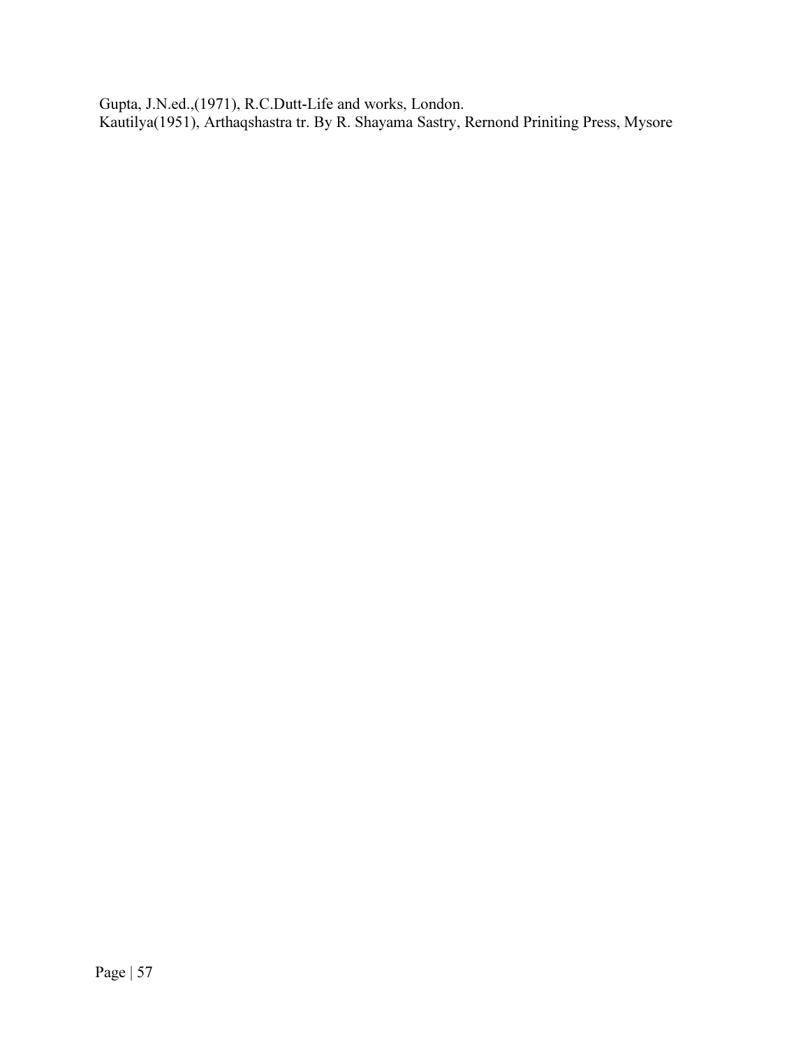Gupta, J.N.ed.,(1971), R.C.Dutt-Life and works, London.
Kautilya(1951), Arthaqshastra tr. By R. Shayama Sastry, Rernond Priniting Press, Mysore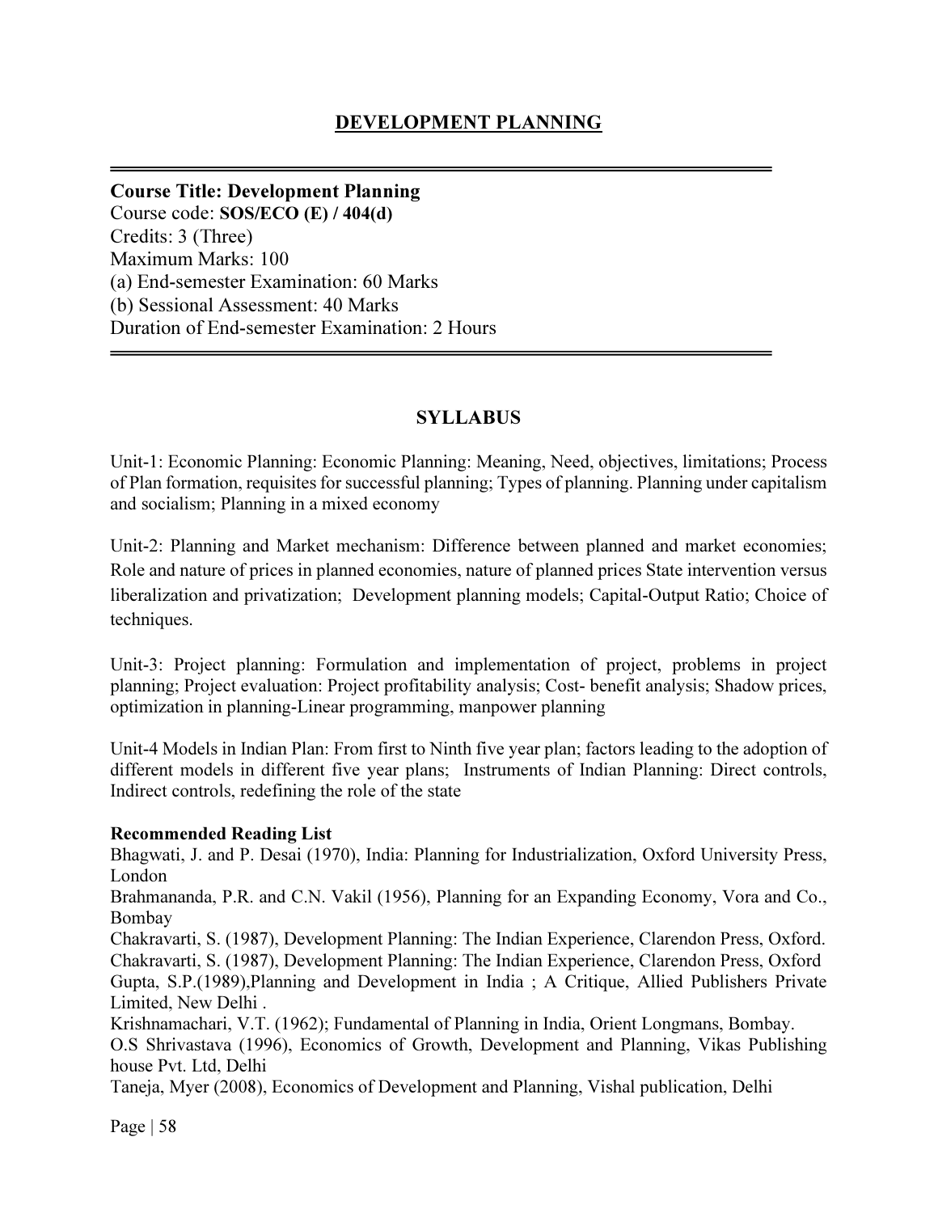## DEVELOPMENT PLANNING

**Course Title: Development Planning**
Course code: **SOS/ECO (E) / 404(d)**
Credits: 3 (Three)
Maximum Marks: 100
(a) End-semester Examination: 60 Marks
(b) Sessional Assessment: 40 Marks
Duration of End-semester Examination: 2 Hours

### SYLLABUS

Unit-1: Economic Planning: Economic Planning: Meaning, Need, objectives, limitations; Process of Plan formation, requisites for successful planning; Types of planning. Planning under capitalism and socialism; Planning in a mixed economy

Unit-2: Planning and Market mechanism: Difference between planned and market economies; Role and nature of prices in planned economies, nature of planned prices State intervention versus liberalization and privatization; Development planning models; Capital-Output Ratio; Choice of techniques.

Unit-3: Project planning: Formulation and implementation of project, problems in project planning; Project evaluation: Project profitability analysis; Cost- benefit analysis; Shadow prices, optimization in planning-Linear programming, manpower planning

Unit-4 Models in Indian Plan: From first to Ninth five year plan; factors leading to the adoption of different models in different five year plans; Instruments of Indian Planning: Direct controls, Indirect controls, redefining the role of the state

**Recommended Reading List**

Bhagwati, J. and P. Desai (1970), India: Planning for Industrialization, Oxford University Press, London

Brahmananda, P.R. and C.N. Vakil (1956), Planning for an Expanding Economy, Vora and Co., Bombay

Chakravarti, S. (1987), Development Planning: The Indian Experience, Clarendon Press, Oxford.

Chakravarti, S. (1987), Development Planning: The Indian Experience, Clarendon Press, Oxford

Gupta, S.P.(1989),Planning and Development in India ; A Critique, Allied Publishers Private Limited, New Delhi .

Krishnamachari, V.T. (1962); Fundamental of Planning in India, Orient Longmans, Bombay.

O.S Shrivastava (1996), Economics of Growth, Development and Planning, Vikas Publishing house Pvt. Ltd, Delhi

Taneja, Myer (2008), Economics of Development and Planning, Vishal publication, Delhi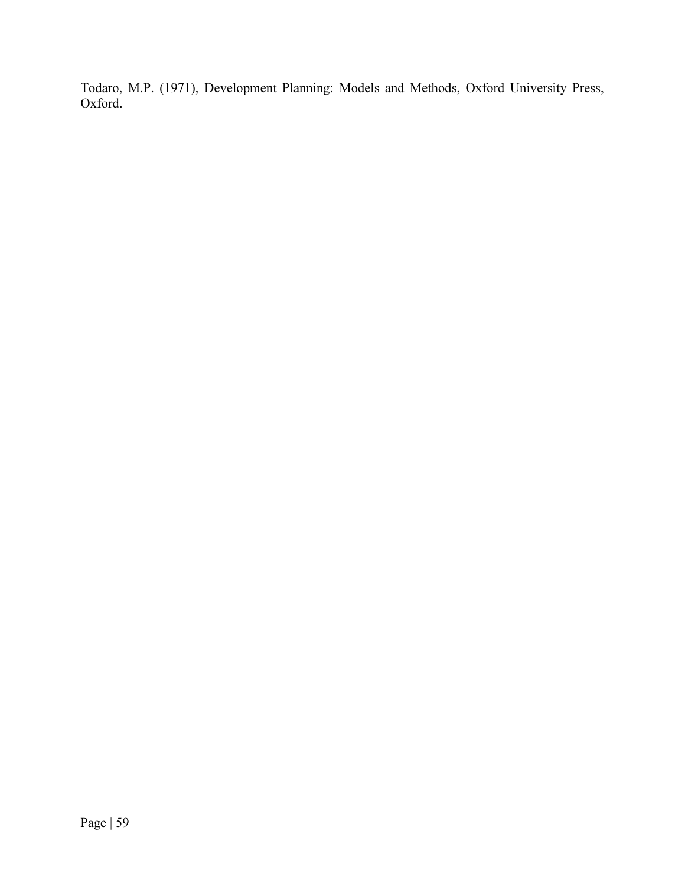Todaro, M.P. (1971), Development Planning: Models and Methods, Oxford University Press, Oxford.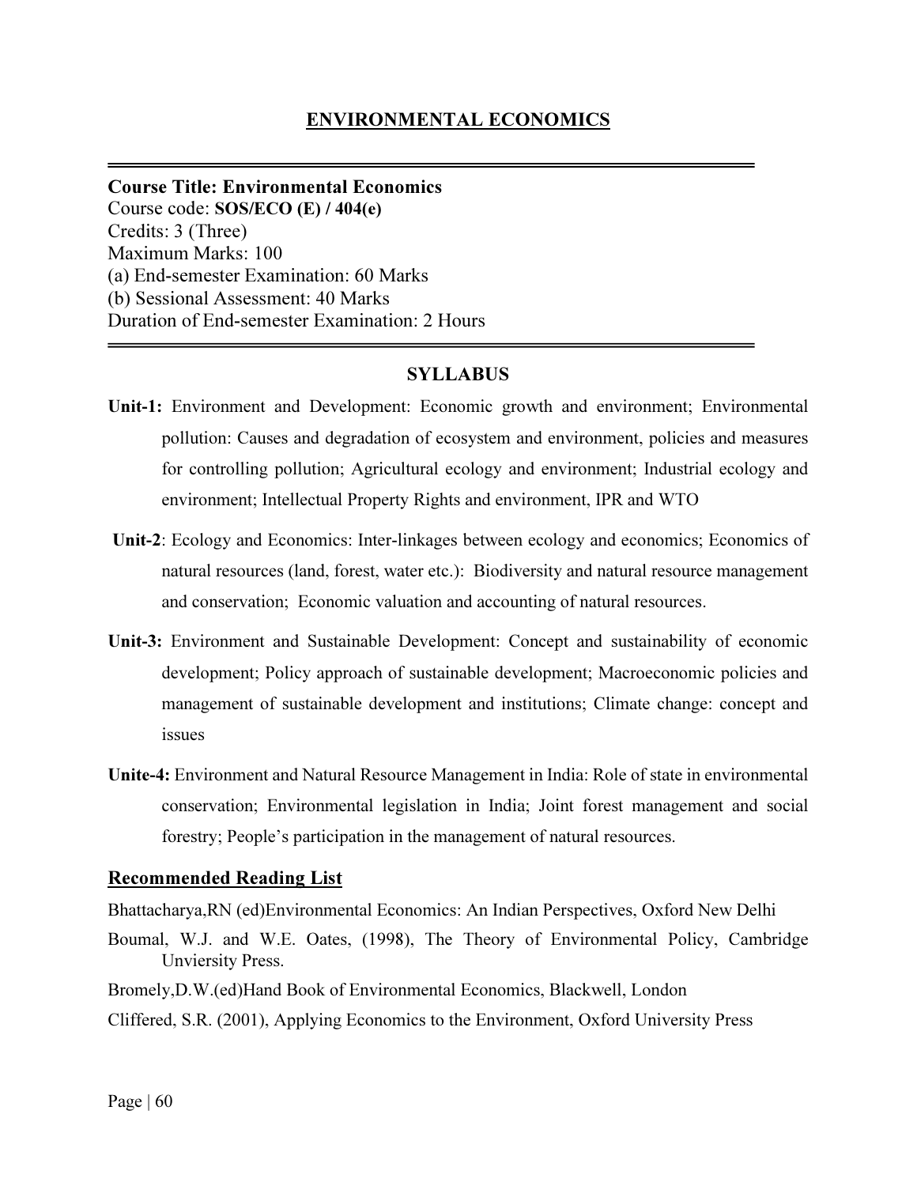# ENVIRONMENTAL ECONOMICS

**Course Title: Environmental Economics**
Course code: **SOS/ECO (E) / 404(e)**
Credits: 3 (Three)
Maximum Marks: 100
(a) End-semester Examination: 60 Marks
(b) Sessional Assessment: 40 Marks
Duration of End-semester Examination: 2 Hours

## SYLLABUS

**Unit-1:** Environment and Development: Economic growth and environment; Environmental pollution: Causes and degradation of ecosystem and environment, policies and measures for controlling pollution; Agricultural ecology and environment; Industrial ecology and environment; Intellectual Property Rights and environment, IPR and WTO

**Unit-2**: Ecology and Economics: Inter-linkages between ecology and economics; Economics of natural resources (land, forest, water etc.): Biodiversity and natural resource management and conservation; Economic valuation and accounting of natural resources.

**Unit-3:** Environment and Sustainable Development: Concept and sustainability of economic development; Policy approach of sustainable development; Macroeconomic policies and management of sustainable development and institutions; Climate change: concept and issues

**Unite-4:** Environment and Natural Resource Management in India: Role of state in environmental conservation; Environmental legislation in India; Joint forest management and social forestry; People's participation in the management of natural resources.

## Recommended Reading List

Bhattacharya,RN (ed)Environmental Economics: An Indian Perspectives, Oxford New Delhi

Boumal, W.J. and W.E. Oates, (1998), The Theory of Environmental Policy, Cambridge Unvierisity Press.

Bromely,D.W.(ed)Hand Book of Environmental Economics, Blackwell, London

Cliffered, S.R. (2001), Applying Economics to the Environment, Oxford University Press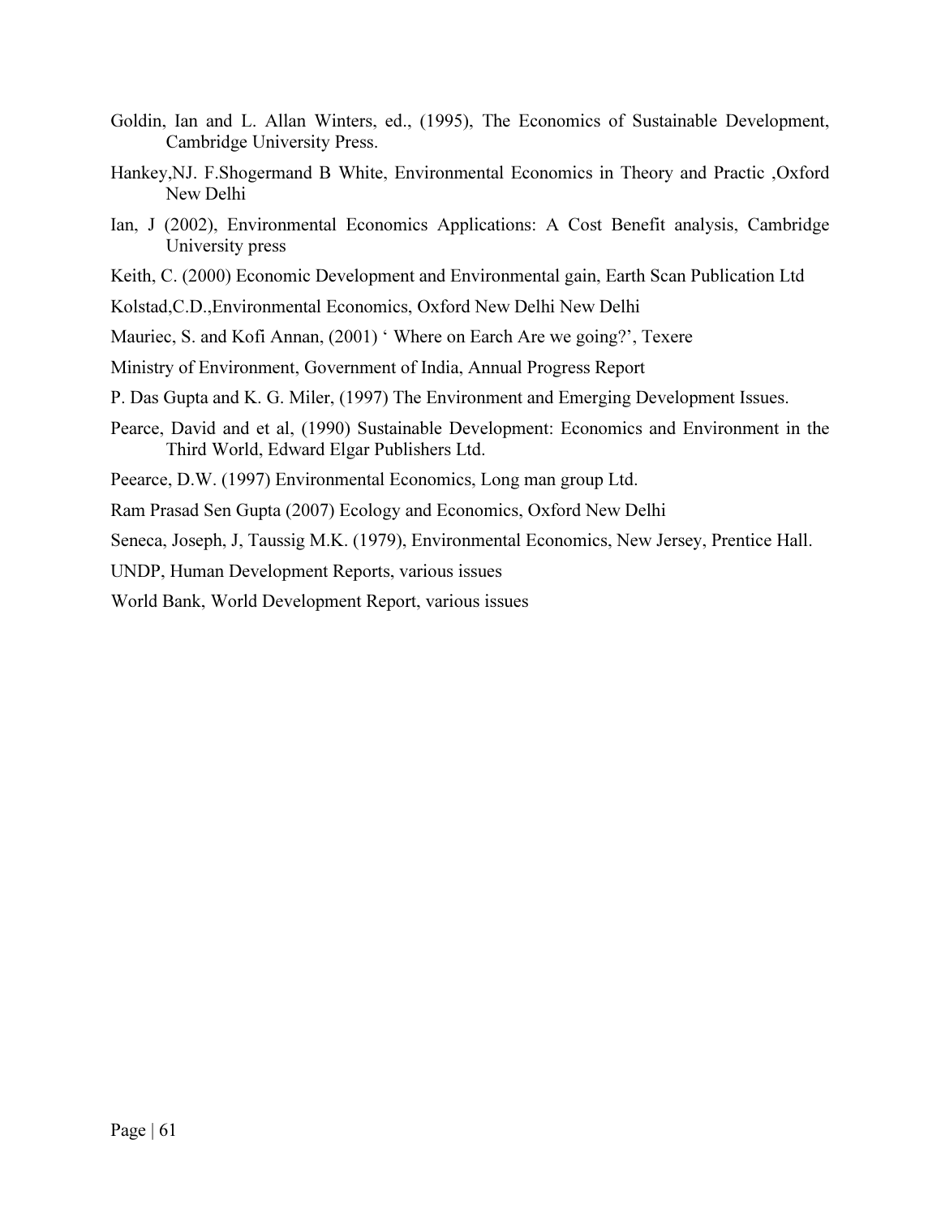Goldin, Ian and L. Allan Winters, ed., (1995), The Economics of Sustainable Development, Cambridge University Press.

Hankey,NJ. F.Shogermand B White, Environmental Economics in Theory and Practic ,Oxford New Delhi

Ian, J (2002), Environmental Economics Applications: A Cost Benefit analysis, Cambridge University press

Keith, C. (2000) Economic Development and Environmental gain, Earth Scan Publication Ltd

Kolstad,C.D.,Environmental Economics, Oxford New Delhi New Delhi

Mauriec, S. and Kofi Annan, (2001) ' Where on Earch Are we going?', Texere

Ministry of Environment, Government of India, Annual Progress Report

P. Das Gupta and K. G. Miler, (1997) The Environment and Emerging Development Issues.

Pearce, David and et al, (1990) Sustainable Development: Economics and Environment in the Third World, Edward Elgar Publishers Ltd.

Peearce, D.W. (1997) Environmental Economics, Long man group Ltd.

Ram Prasad Sen Gupta (2007) Ecology and Economics, Oxford New Delhi

Seneca, Joseph, J, Taussig M.K. (1979), Environmental Economics, New Jersey, Prentice Hall.

UNDP, Human Development Reports, various issues

World Bank, World Development Report, various issues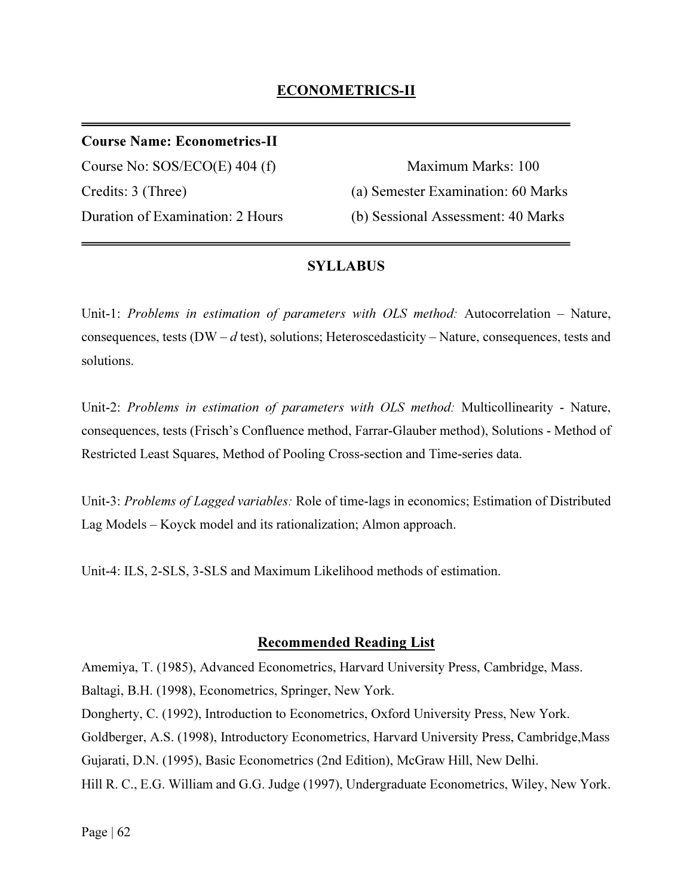## ECONOMETRICS-II

**Course Name: Econometrics-II**

Course No: SOS/ECO(E) 404 (f)

Credits: 3 (Three)

Duration of Examination: 2 Hours

Maximum Marks: 100

(a) Semester Examination: 60 Marks

(b) Sessional Assessment: 40 Marks

### SYLLABUS

Unit-1: *Problems in estimation of parameters with OLS method:* Autocorrelation – Nature, consequences, tests (DW – *d* test), solutions; Heteroscedasticity – Nature, consequences, tests and solutions.

Unit-2: *Problems in estimation of parameters with OLS method:* Multicollinearity - Nature, consequences, tests (Frisch's Confluence method, Farrar-Glauber method), Solutions - Method of Restricted Least Squares, Method of Pooling Cross-section and Time-series data.

Unit-3: *Problems of Lagged variables:* Role of time-lags in economics; Estimation of Distributed Lag Models – Koyck model and its rationalization; Almon approach.

Unit-4: ILS, 2-SLS, 3-SLS and Maximum Likelihood methods of estimation.

### Recommended Reading List

Amemiya, T. (1985), Advanced Econometrics, Harvard University Press, Cambridge, Mass.

Baltagi, B.H. (1998), Econometrics, Springer, New York.

Dongherty, C. (1992), Introduction to Econometrics, Oxford University Press, New York.

Goldberger, A.S. (1998), Introductory Econometrics, Harvard University Press, Cambridge,Mass

Gujarati, D.N. (1995), Basic Econometrics (2nd Edition), McGraw Hill, New Delhi.

Hill R. C., E.G. William and G.G. Judge (1997), Undergraduate Econometrics, Wiley, New York.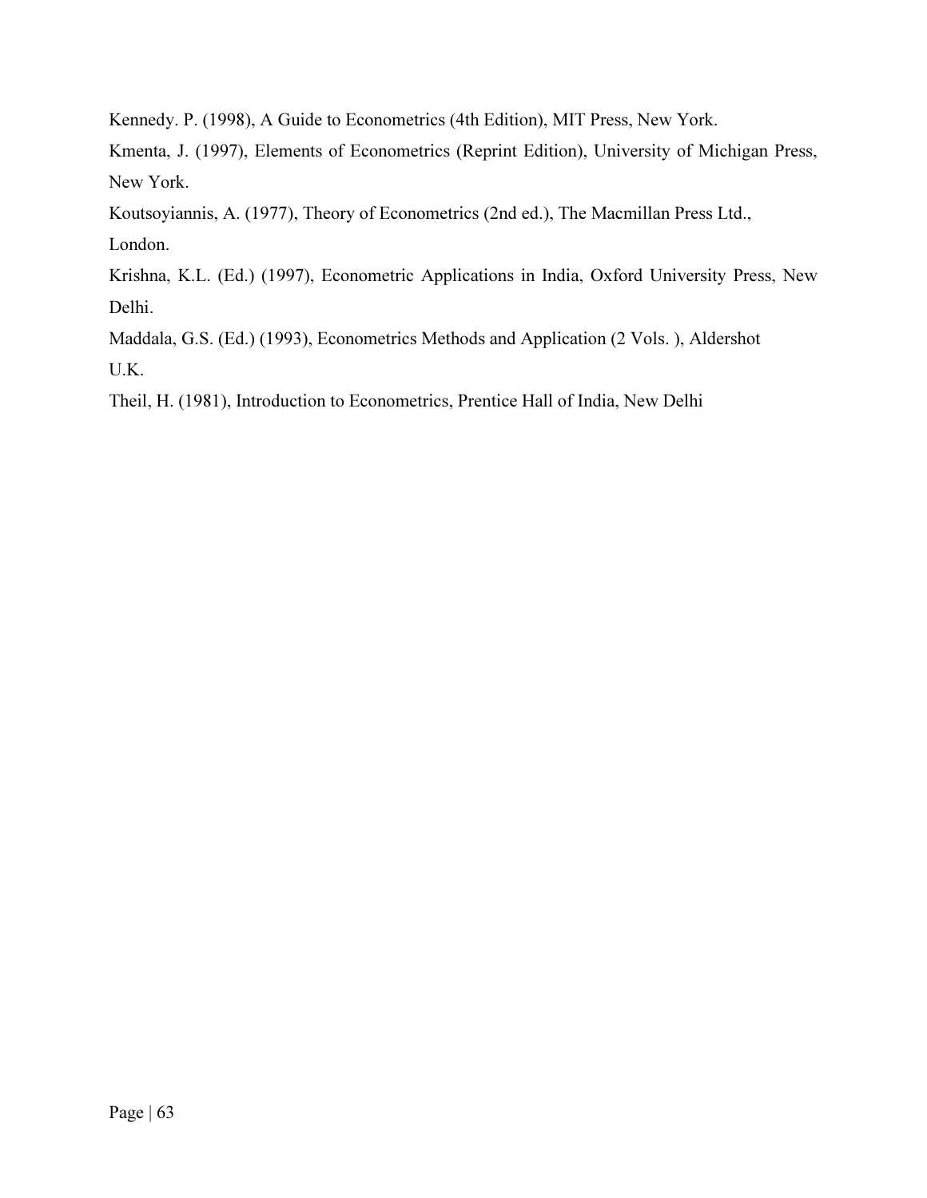Kennedy. P. (1998), A Guide to Econometrics (4th Edition), MIT Press, New York.

Kmenta, J. (1997), Elements of Econometrics (Reprint Edition), University of Michigan Press, New York.

Koutsoyiannis, A. (1977), Theory of Econometrics (2nd ed.), The Macmillan Press Ltd., London.

Krishna, K.L. (Ed.) (1997), Econometric Applications in India, Oxford University Press, New Delhi.

Maddala, G.S. (Ed.) (1993), Econometrics Methods and Application (2 Vols. ), Aldershot U.K.

Theil, H. (1981), Introduction to Econometrics, Prentice Hall of India, New Delhi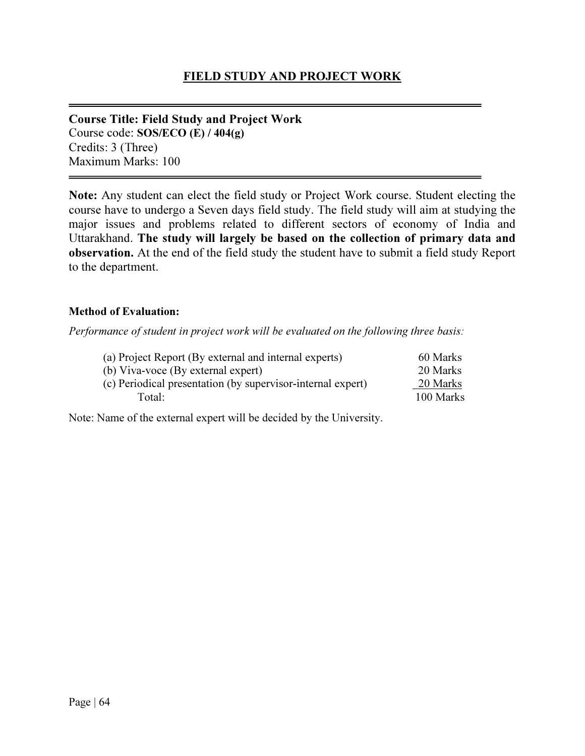## FIELD STUDY AND PROJECT WORK

---

**Course Title: Field Study and Project Work**
Course code: **SOS/ECO (E) / 404(g)**
Credits: 3 (Three)
Maximum Marks: 100

---

**Note:** Any student can elect the field study or Project Work course. Student electing the course have to undergo a Seven days field study. The field study will aim at studying the major issues and problems related to different sectors of economy of India and Uttarakhand. **The study will largely be based on the collection of primary data and observation.** At the end of the field study the student have to submit a field study Report to the department.

**Method of Evaluation:**

*Performance of student in project work will be evaluated on the following three basis:*

| | |
|---|---|
| (a) Project Report (By external and internal experts) | 60 Marks |
| (b) Viva-voce (By external expert) | 20 Marks |
| (c) Periodical presentation (by supervisor-internal expert) | 20 Marks |
| Total: | 100 Marks |

Note: Name of the external expert will be decided by the University.